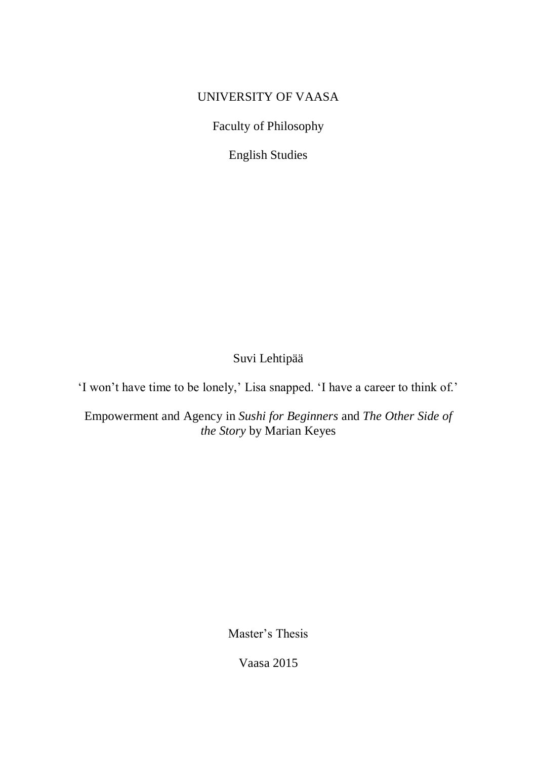UNIVERSITY OF VAASA

Faculty of Philosophy

English Studies

Suvi Lehtipää

# 'I won't have time to be lonely,' Lisa snapped. 'I have a career to think of.'

## Empowerment and Agency in *Sushi for Beginners* and *The Other Side of the Story* by Marian Keyes

Master's Thesis

Vaasa 2015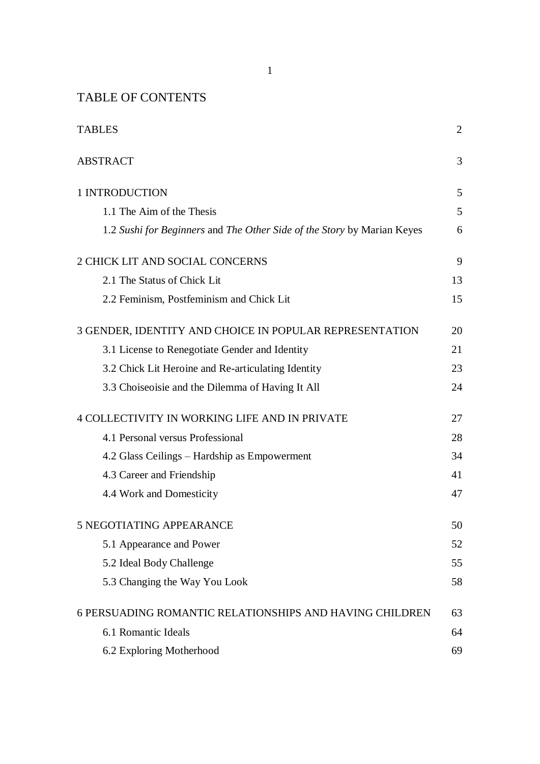# TABLE OF CONTENTS

| | |
|---|---|
| TABLES | 2 |
| ABSTRACT | 3 |
| 1 INTRODUCTION | 5 |
| 1.1 The Aim of the Thesis | 5 |
| 1.2 *Sushi for Beginners* and *The Other Side of the Story* by Marian Keyes | 6 |
| 2 CHICK LIT AND SOCIAL CONCERNS | 9 |
| 2.1 The Status of Chick Lit | 13 |
| 2.2 Feminism, Postfeminism and Chick Lit | 15 |
| 3 GENDER, IDENTITY AND CHOICE IN POPULAR REPRESENTATION | 20 |
| 3.1 License to Renegotiate Gender and Identity | 21 |
| 3.2 Chick Lit Heroine and Re-articulating Identity | 23 |
| 3.3 Choiseoisie and the Dilemma of Having It All | 24 |
| 4 COLLECTIVITY IN WORKING LIFE AND IN PRIVATE | 27 |
| 4.1 Personal versus Professional | 28 |
| 4.2 Glass Ceilings – Hardship as Empowerment | 34 |
| 4.3 Career and Friendship | 41 |
| 4.4 Work and Domesticity | 47 |
| 5 NEGOTIATING APPEARANCE | 50 |
| 5.1 Appearance and Power | 52 |
| 5.2 Ideal Body Challenge | 55 |
| 5.3 Changing the Way You Look | 58 |
| 6 PERSUADING ROMANTIC RELATIONSHIPS AND HAVING CHILDREN | 63 |
| 6.1 Romantic Ideals | 64 |
| 6.2 Exploring Motherhood | 69 |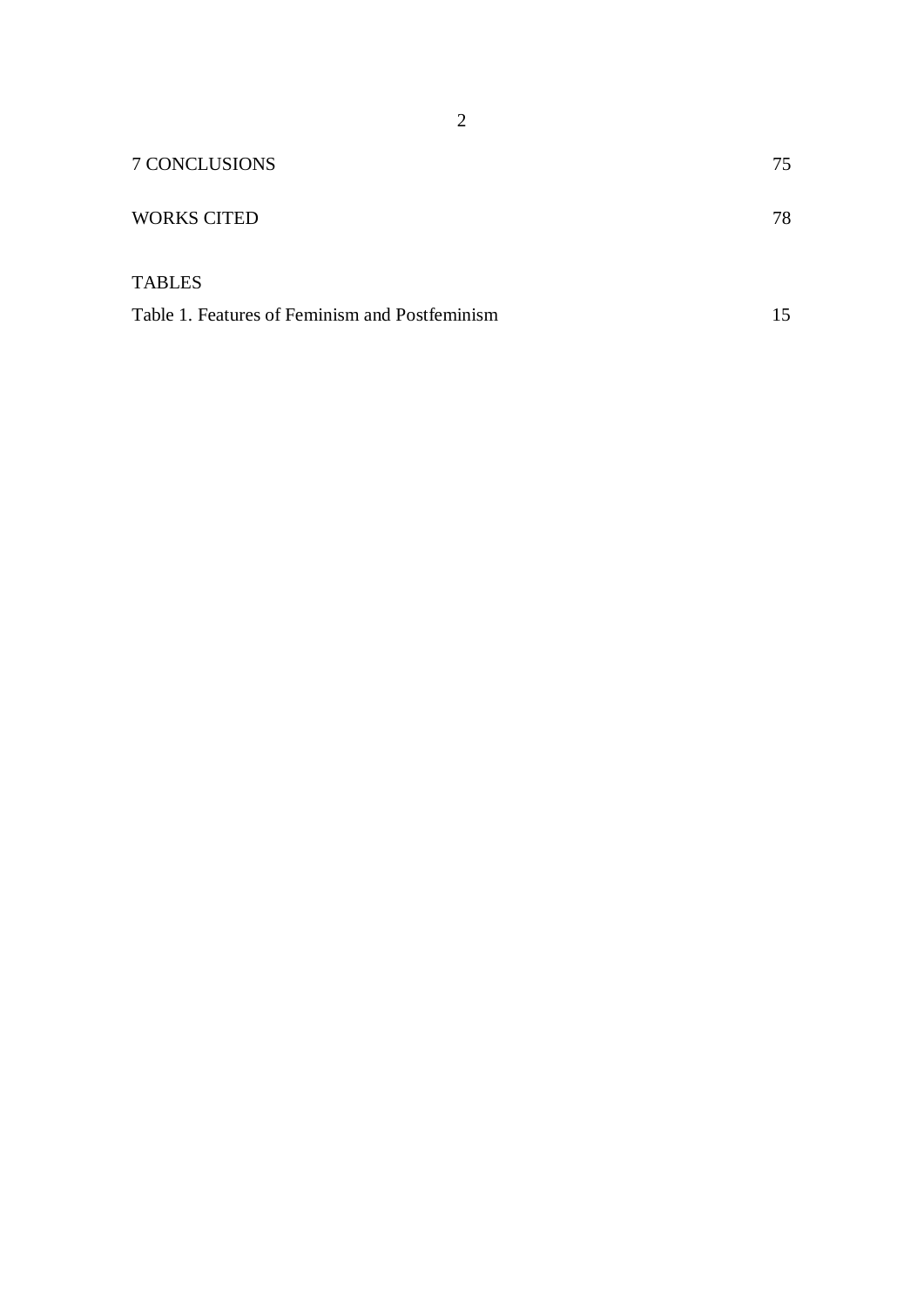7 CONCLUSIONS 75

WORKS CITED 78

TABLES

Table 1. Features of Feminism and Postfeminism 15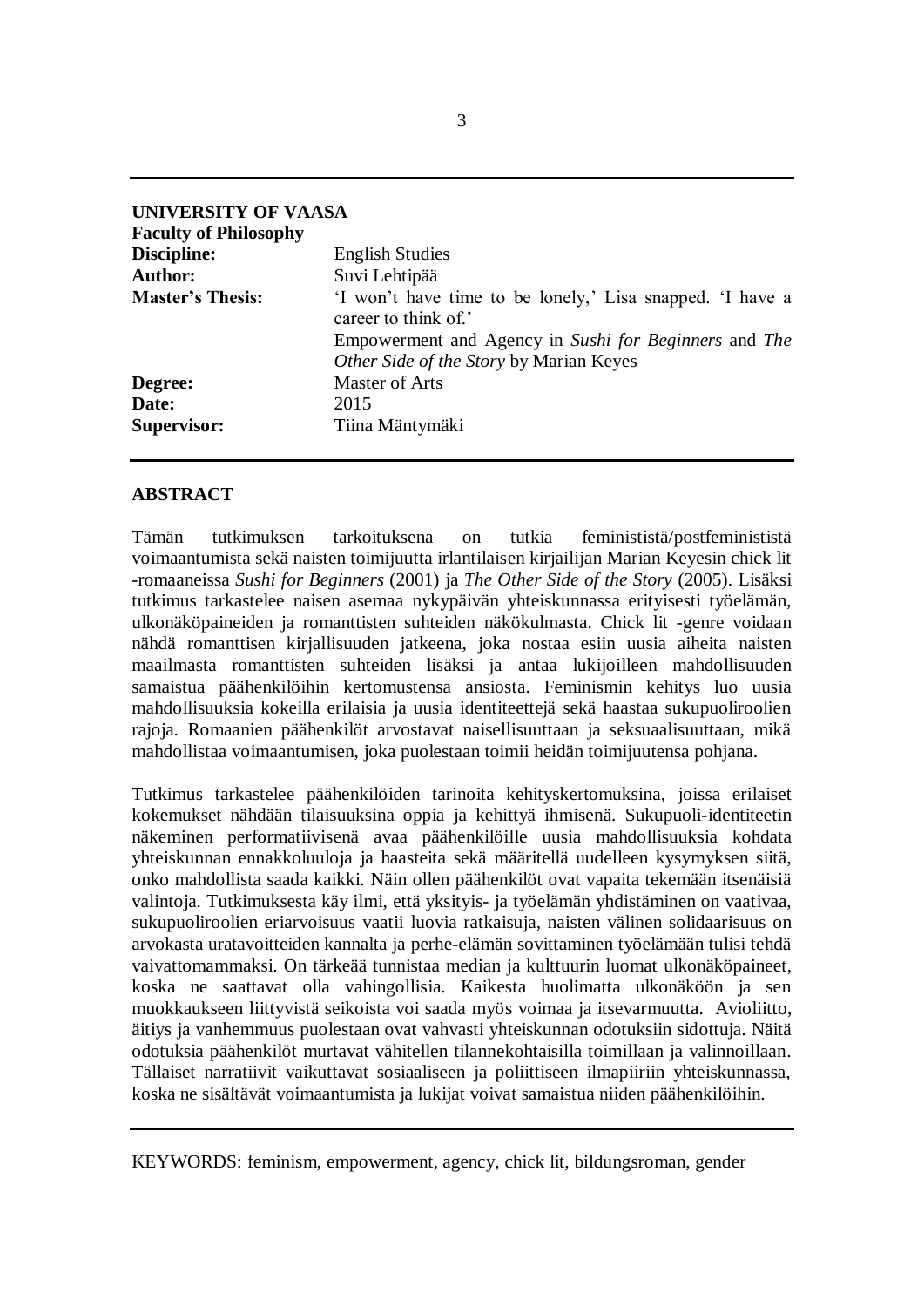**UNIVERSITY OF VAASA**
**Faculty of Philosophy**

| | |
|---|---|
| **Discipline:** | English Studies |
| **Author:** | Suvi Lehtipää |
| **Master's Thesis:** | 'I won't have time to be lonely,' Lisa snapped. 'I have a career to think of.' Empowerment and Agency in *Sushi for Beginners* and *The Other Side of the Story* by Marian Keyes |
| **Degree:** | Master of Arts |
| **Date:** | 2015 |
| **Supervisor:** | Tiina Mäntymäki |

## ABSTRACT

Tämän tutkimuksen tarkoituksena on tutkia feminististä/postfeminististä voimaantumista sekä naisten toimijuutta irlantilaisen kirjailijan Marian Keyesin chick lit -romaaneissa *Sushi for Beginners* (2001) ja *The Other Side of the Story* (2005). Lisäksi tutkimus tarkastelee naisen asemaa nykypäivän yhteiskunnassa erityisesti työelämän, ulkonäköpaineiden ja romanttisten suhteiden näkökulmasta. Chick lit -genre voidaan nähdä romanttisen kirjallisuuden jatkeena, joka nostaa esiin uusia aiheita naisten maailmasta romanttisten suhteiden lisäksi ja antaa lukijoilleen mahdollisuuden samaistua päähenkilöihin kertomustensa ansiosta. Feminismin kehitys luo uusia mahdollisuuksia kokeilla erilaisia ja uusia identiteettejä sekä haastaa sukupuoliroolien rajoja. Romaanien päähenkilöt arvostavat naisellisuuttaan ja seksuaalisuuttaan, mikä mahdollistaa voimaantumisen, joka puolestaan toimii heidän toimijuutensa pohjana.

Tutkimus tarkastelee päähenkilöiden tarinoita kehityskertomuksina, joissa erilaiset kokemukset nähdään tilaisuuksina oppia ja kehittyä ihmisenä. Sukupuoli-identiteetin näkeminen performatiivisena avaa päähenkilöille uusia mahdollisuuksia kohdata yhteiskunnan ennakkoluuloja ja haasteita sekä määritellä uudelleen kysymyksen siitä, onko mahdollista saada kaikki. Näin ollen päähenkilöt ovat vapaita tekemään itsenäisiä valintoja. Tutkimuksesta käy ilmi, että yksityis- ja työelämän yhdistäminen on vaativaa, sukupuoliroolien eriarvoisuus vaatii luovia ratkaisuja, naisten välinen solidaarisuus on arvokasta uratavoitteiden kannalta ja perhe-elämän sovittaminen työelämään tulisi tehdä vaivattomammaksi. On tärkeää tunnistaa median ja kulttuurin luomat ulkonäköpaineet, koska ne saattavat olla vahingollisia. Kaikesta huolimatta ulkonäköön ja sen muokkaukseen liittyvistä seikoista voi saada myös voimaa ja itsevarmuutta. Avioliitto, äitiys ja vanhemmuus puolestaan ovat vahvasti yhteiskunnan odotuksiin sidottuja. Näitä odotuksia päähenkilöt murtavat vähitellen tilannekohtaisilla toimillaan ja valinnoillaan. Tällaiset narratiivit vaikuttavat sosiaaliseen ja poliittiseen ilmapiiriin yhteiskunnassa, koska ne sisältävät voimaantumista ja lukijat voivat samaistua niiden päähenkilöihin.

KEYWORDS: feminism, empowerment, agency, chick lit, bildungsroman, gender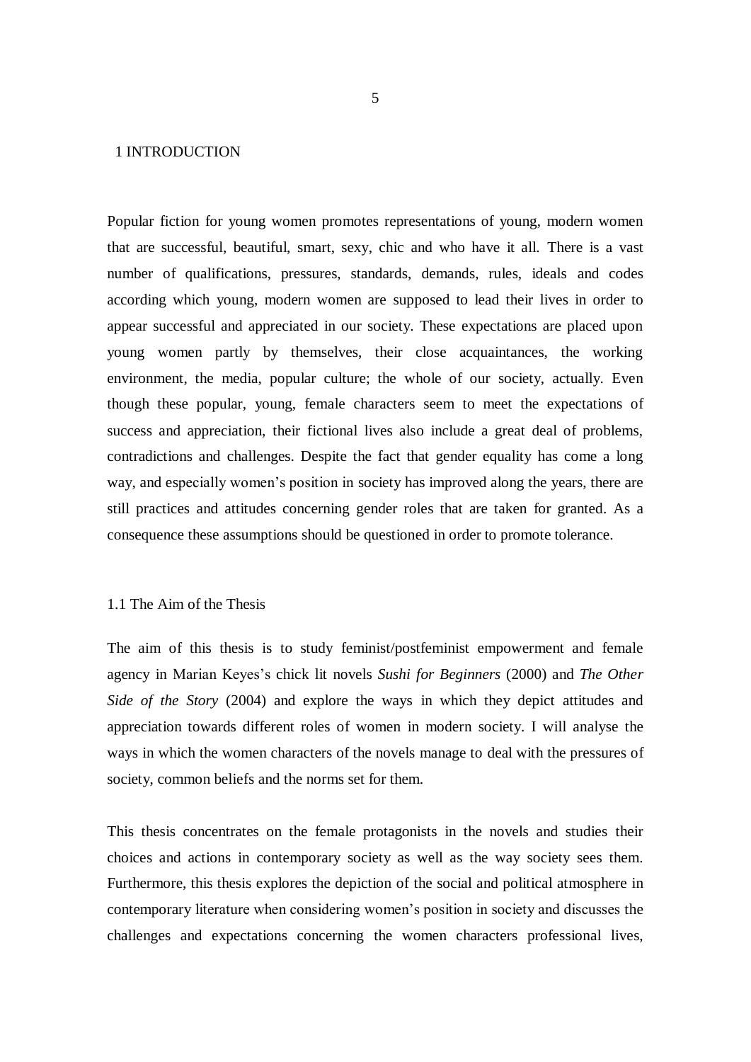# 1 INTRODUCTION

Popular fiction for young women promotes representations of young, modern women that are successful, beautiful, smart, sexy, chic and who have it all. There is a vast number of qualifications, pressures, standards, demands, rules, ideals and codes according which young, modern women are supposed to lead their lives in order to appear successful and appreciated in our society. These expectations are placed upon young women partly by themselves, their close acquaintances, the working environment, the media, popular culture; the whole of our society, actually. Even though these popular, young, female characters seem to meet the expectations of success and appreciation, their fictional lives also include a great deal of problems, contradictions and challenges. Despite the fact that gender equality has come a long way, and especially women's position in society has improved along the years, there are still practices and attitudes concerning gender roles that are taken for granted. As a consequence these assumptions should be questioned in order to promote tolerance.

## 1.1 The Aim of the Thesis

The aim of this thesis is to study feminist/postfeminist empowerment and female agency in Marian Keyes's chick lit novels *Sushi for Beginners* (2000) and *The Other Side of the Story* (2004) and explore the ways in which they depict attitudes and appreciation towards different roles of women in modern society. I will analyse the ways in which the women characters of the novels manage to deal with the pressures of society, common beliefs and the norms set for them.

This thesis concentrates on the female protagonists in the novels and studies their choices and actions in contemporary society as well as the way society sees them. Furthermore, this thesis explores the depiction of the social and political atmosphere in contemporary literature when considering women's position in society and discusses the challenges and expectations concerning the women characters professional lives,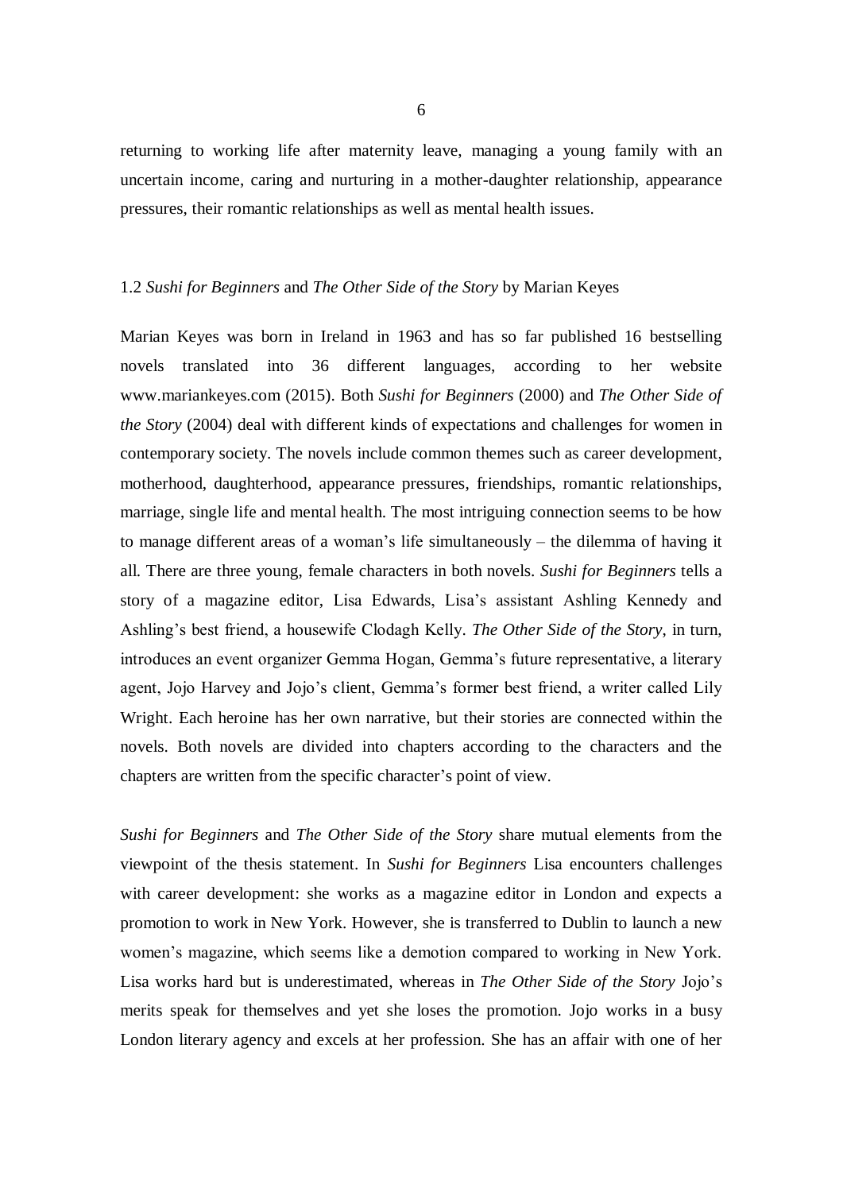returning to working life after maternity leave, managing a young family with an uncertain income, caring and nurturing in a mother-daughter relationship, appearance pressures, their romantic relationships as well as mental health issues.

### 1.2 *Sushi for Beginners* and *The Other Side of the Story* by Marian Keyes

Marian Keyes was born in Ireland in 1963 and has so far published 16 bestselling novels translated into 36 different languages, according to her website www.mariankeyes.com (2015). Both *Sushi for Beginners* (2000) and *The Other Side of the Story* (2004) deal with different kinds of expectations and challenges for women in contemporary society. The novels include common themes such as career development, motherhood, daughterhood, appearance pressures, friendships, romantic relationships, marriage, single life and mental health. The most intriguing connection seems to be how to manage different areas of a woman's life simultaneously – the dilemma of having it all. There are three young, female characters in both novels. *Sushi for Beginners* tells a story of a magazine editor, Lisa Edwards, Lisa's assistant Ashling Kennedy and Ashling's best friend, a housewife Clodagh Kelly. *The Other Side of the Story*, in turn, introduces an event organizer Gemma Hogan, Gemma's future representative, a literary agent, Jojo Harvey and Jojo's client, Gemma's former best friend, a writer called Lily Wright. Each heroine has her own narrative, but their stories are connected within the novels. Both novels are divided into chapters according to the characters and the chapters are written from the specific character's point of view.

*Sushi for Beginners* and *The Other Side of the Story* share mutual elements from the viewpoint of the thesis statement. In *Sushi for Beginners* Lisa encounters challenges with career development: she works as a magazine editor in London and expects a promotion to work in New York. However, she is transferred to Dublin to launch a new women's magazine, which seems like a demotion compared to working in New York. Lisa works hard but is underestimated, whereas in *The Other Side of the Story* Jojo's merits speak for themselves and yet she loses the promotion. Jojo works in a busy London literary agency and excels at her profession. She has an affair with one of her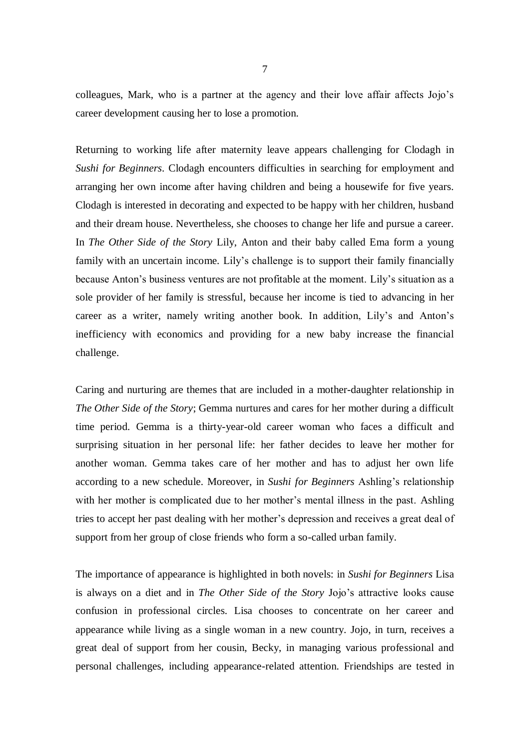colleagues, Mark, who is a partner at the agency and their love affair affects Jojo's career development causing her to lose a promotion.

Returning to working life after maternity leave appears challenging for Clodagh in *Sushi for Beginners*. Clodagh encounters difficulties in searching for employment and arranging her own income after having children and being a housewife for five years. Clodagh is interested in decorating and expected to be happy with her children, husband and their dream house. Nevertheless, she chooses to change her life and pursue a career. In *The Other Side of the Story* Lily, Anton and their baby called Ema form a young family with an uncertain income. Lily's challenge is to support their family financially because Anton's business ventures are not profitable at the moment. Lily's situation as a sole provider of her family is stressful, because her income is tied to advancing in her career as a writer, namely writing another book. In addition, Lily's and Anton's inefficiency with economics and providing for a new baby increase the financial challenge.

Caring and nurturing are themes that are included in a mother-daughter relationship in *The Other Side of the Story*; Gemma nurtures and cares for her mother during a difficult time period. Gemma is a thirty-year-old career woman who faces a difficult and surprising situation in her personal life: her father decides to leave her mother for another woman. Gemma takes care of her mother and has to adjust her own life according to a new schedule. Moreover, in *Sushi for Beginners* Ashling's relationship with her mother is complicated due to her mother's mental illness in the past. Ashling tries to accept her past dealing with her mother's depression and receives a great deal of support from her group of close friends who form a so-called urban family.

The importance of appearance is highlighted in both novels: in *Sushi for Beginners* Lisa is always on a diet and in *The Other Side of the Story* Jojo's attractive looks cause confusion in professional circles. Lisa chooses to concentrate on her career and appearance while living as a single woman in a new country. Jojo, in turn, receives a great deal of support from her cousin, Becky, in managing various professional and personal challenges, including appearance-related attention. Friendships are tested in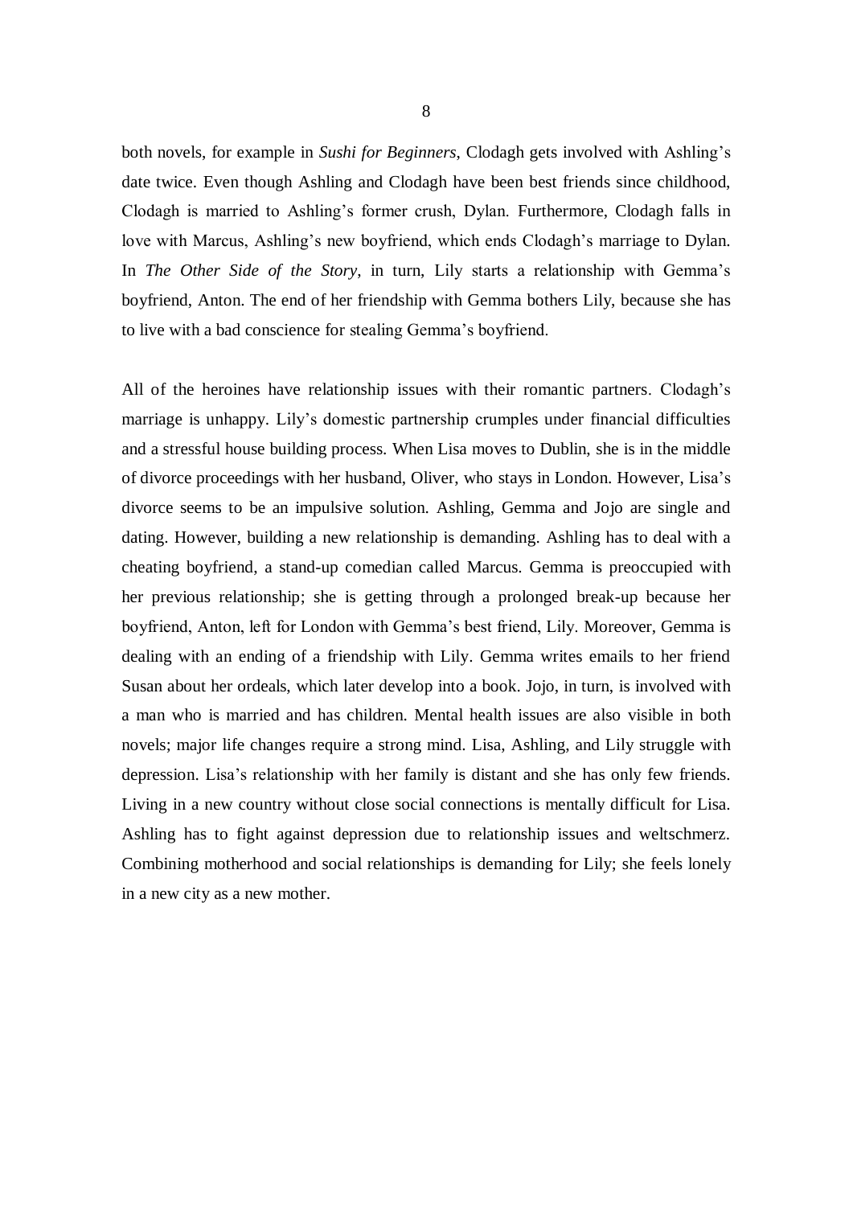both novels, for example in *Sushi for Beginners*, Clodagh gets involved with Ashling's date twice. Even though Ashling and Clodagh have been best friends since childhood, Clodagh is married to Ashling's former crush, Dylan. Furthermore, Clodagh falls in love with Marcus, Ashling's new boyfriend, which ends Clodagh's marriage to Dylan. In *The Other Side of the Story*, in turn, Lily starts a relationship with Gemma's boyfriend, Anton. The end of her friendship with Gemma bothers Lily, because she has to live with a bad conscience for stealing Gemma's boyfriend.

All of the heroines have relationship issues with their romantic partners. Clodagh's marriage is unhappy. Lily's domestic partnership crumples under financial difficulties and a stressful house building process. When Lisa moves to Dublin, she is in the middle of divorce proceedings with her husband, Oliver, who stays in London. However, Lisa's divorce seems to be an impulsive solution. Ashling, Gemma and Jojo are single and dating. However, building a new relationship is demanding. Ashling has to deal with a cheating boyfriend, a stand-up comedian called Marcus. Gemma is preoccupied with her previous relationship; she is getting through a prolonged break-up because her boyfriend, Anton, left for London with Gemma's best friend, Lily. Moreover, Gemma is dealing with an ending of a friendship with Lily. Gemma writes emails to her friend Susan about her ordeals, which later develop into a book. Jojo, in turn, is involved with a man who is married and has children. Mental health issues are also visible in both novels; major life changes require a strong mind. Lisa, Ashling, and Lily struggle with depression. Lisa's relationship with her family is distant and she has only few friends. Living in a new country without close social connections is mentally difficult for Lisa. Ashling has to fight against depression due to relationship issues and weltschmerz. Combining motherhood and social relationships is demanding for Lily; she feels lonely in a new city as a new mother.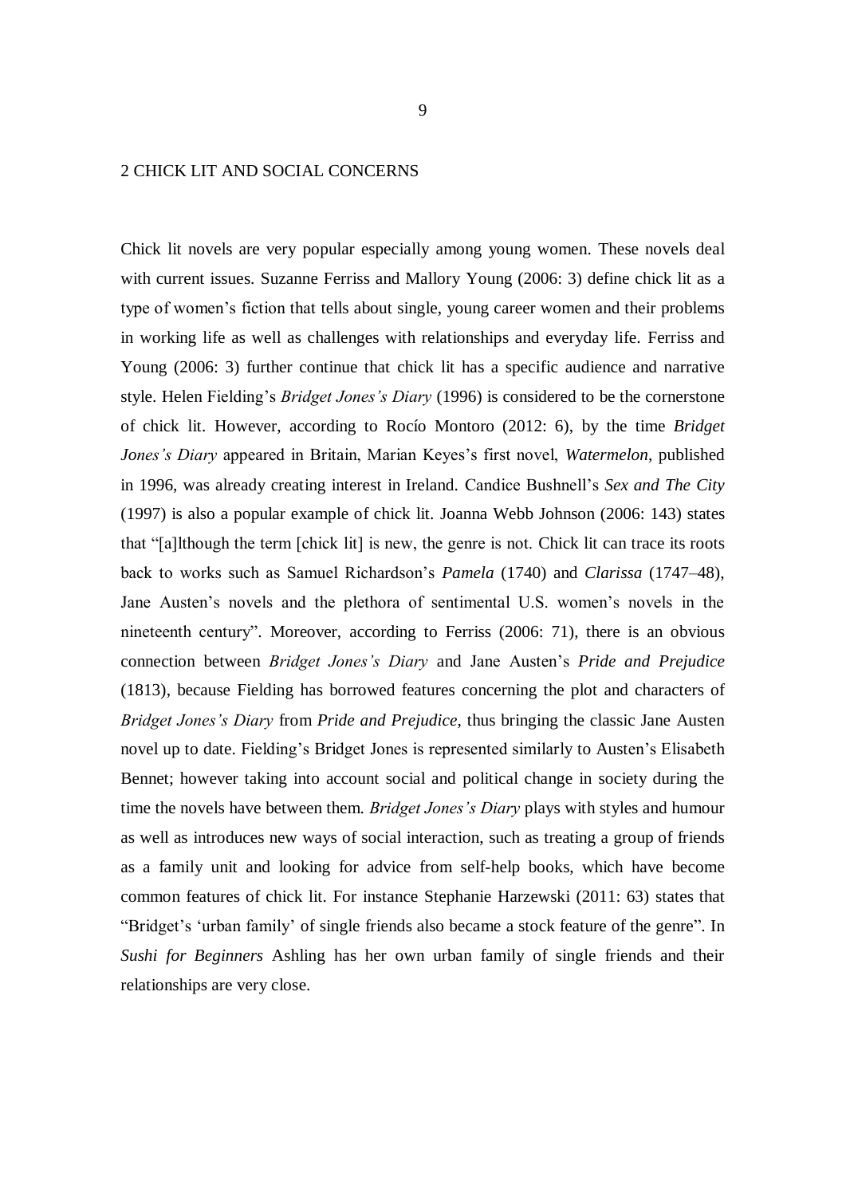## 2 CHICK LIT AND SOCIAL CONCERNS

Chick lit novels are very popular especially among young women. These novels deal with current issues. Suzanne Ferriss and Mallory Young (2006: 3) define chick lit as a type of women's fiction that tells about single, young career women and their problems in working life as well as challenges with relationships and everyday life. Ferriss and Young (2006: 3) further continue that chick lit has a specific audience and narrative style. Helen Fielding's *Bridget Jones's Diary* (1996) is considered to be the cornerstone of chick lit. However, according to Rocío Montoro (2012: 6), by the time *Bridget Jones's Diary* appeared in Britain, Marian Keyes's first novel, *Watermelon*, published in 1996, was already creating interest in Ireland. Candice Bushnell's *Sex and The City* (1997) is also a popular example of chick lit. Joanna Webb Johnson (2006: 143) states that "[a]lthough the term [chick lit] is new, the genre is not. Chick lit can trace its roots back to works such as Samuel Richardson's *Pamela* (1740) and *Clarissa* (1747–48), Jane Austen's novels and the plethora of sentimental U.S. women's novels in the nineteenth century". Moreover, according to Ferriss (2006: 71), there is an obvious connection between *Bridget Jones's Diary* and Jane Austen's *Pride and Prejudice* (1813), because Fielding has borrowed features concerning the plot and characters of *Bridget Jones's Diary* from *Pride and Prejudice*, thus bringing the classic Jane Austen novel up to date. Fielding's Bridget Jones is represented similarly to Austen's Elisabeth Bennet; however taking into account social and political change in society during the time the novels have between them. *Bridget Jones's Diary* plays with styles and humour as well as introduces new ways of social interaction, such as treating a group of friends as a family unit and looking for advice from self-help books, which have become common features of chick lit. For instance Stephanie Harzewski (2011: 63) states that "Bridget's 'urban family' of single friends also became a stock feature of the genre". In *Sushi for Beginners* Ashling has her own urban family of single friends and their relationships are very close.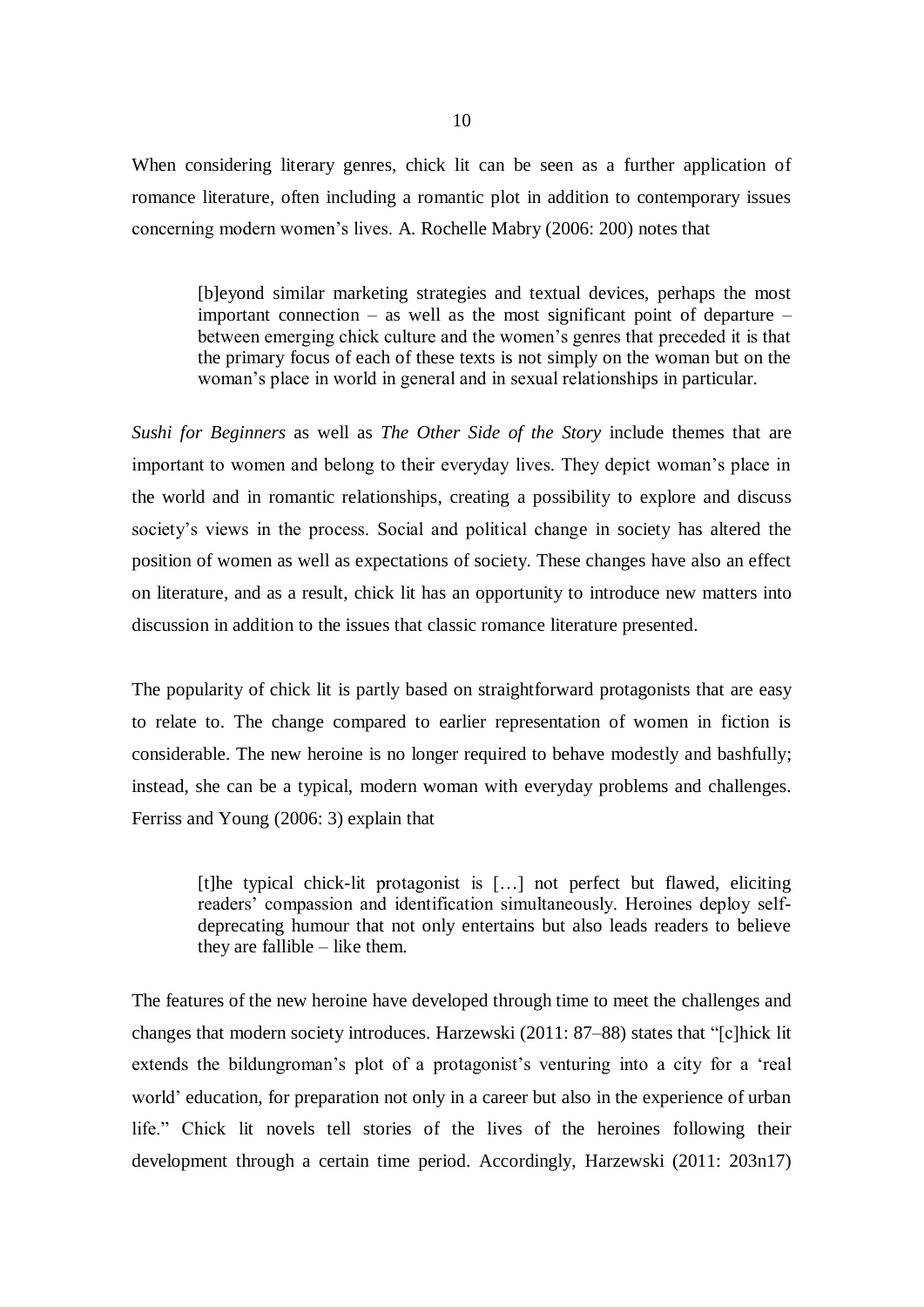When considering literary genres, chick lit can be seen as a further application of romance literature, often including a romantic plot in addition to contemporary issues concerning modern women's lives. A. Rochelle Mabry (2006: 200) notes that

> [b]eyond similar marketing strategies and textual devices, perhaps the most important connection – as well as the most significant point of departure – between emerging chick culture and the women's genres that preceded it is that the primary focus of each of these texts is not simply on the woman but on the woman's place in world in general and in sexual relationships in particular.

*Sushi for Beginners* as well as *The Other Side of the Story* include themes that are important to women and belong to their everyday lives. They depict woman's place in the world and in romantic relationships, creating a possibility to explore and discuss society's views in the process. Social and political change in society has altered the position of women as well as expectations of society. These changes have also an effect on literature, and as a result, chick lit has an opportunity to introduce new matters into discussion in addition to the issues that classic romance literature presented.

The popularity of chick lit is partly based on straightforward protagonists that are easy to relate to. The change compared to earlier representation of women in fiction is considerable. The new heroine is no longer required to behave modestly and bashfully; instead, she can be a typical, modern woman with everyday problems and challenges. Ferriss and Young (2006: 3) explain that

> [t]he typical chick-lit protagonist is […] not perfect but flawed, eliciting readers' compassion and identification simultaneously. Heroines deploy self-deprecating humour that not only entertains but also leads readers to believe they are fallible – like them.

The features of the new heroine have developed through time to meet the challenges and changes that modern society introduces. Harzewski (2011: 87–88) states that "[c]hick lit extends the bildungroman's plot of a protagonist's venturing into a city for a 'real world' education, for preparation not only in a career but also in the experience of urban life." Chick lit novels tell stories of the lives of the heroines following their development through a certain time period. Accordingly, Harzewski (2011: 203n17)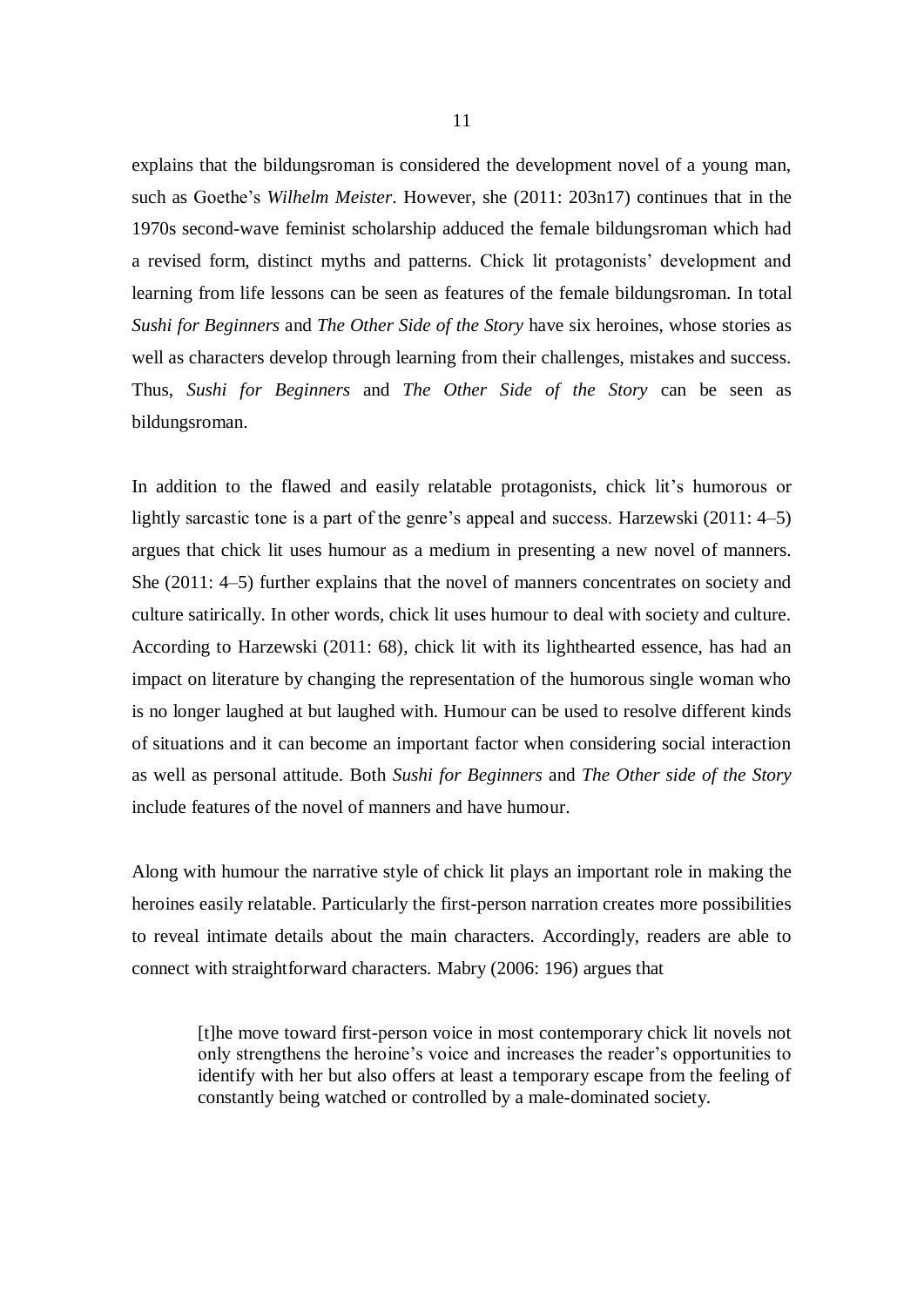explains that the bildungsroman is considered the development novel of a young man, such as Goethe's *Wilhelm Meister*. However, she (2011: 203n17) continues that in the 1970s second-wave feminist scholarship adduced the female bildungsroman which had a revised form, distinct myths and patterns. Chick lit protagonists' development and learning from life lessons can be seen as features of the female bildungsroman. In total *Sushi for Beginners* and *The Other Side of the Story* have six heroines, whose stories as well as characters develop through learning from their challenges, mistakes and success. Thus, *Sushi for Beginners* and *The Other Side of the Story* can be seen as bildungsroman.

In addition to the flawed and easily relatable protagonists, chick lit's humorous or lightly sarcastic tone is a part of the genre's appeal and success. Harzewski (2011: 4–5) argues that chick lit uses humour as a medium in presenting a new novel of manners. She (2011: 4–5) further explains that the novel of manners concentrates on society and culture satirically. In other words, chick lit uses humour to deal with society and culture. According to Harzewski (2011: 68), chick lit with its lighthearted essence, has had an impact on literature by changing the representation of the humorous single woman who is no longer laughed at but laughed with. Humour can be used to resolve different kinds of situations and it can become an important factor when considering social interaction as well as personal attitude. Both *Sushi for Beginners* and *The Other side of the Story* include features of the novel of manners and have humour.

Along with humour the narrative style of chick lit plays an important role in making the heroines easily relatable. Particularly the first-person narration creates more possibilities to reveal intimate details about the main characters. Accordingly, readers are able to connect with straightforward characters. Mabry (2006: 196) argues that

> [t]he move toward first-person voice in most contemporary chick lit novels not only strengthens the heroine's voice and increases the reader's opportunities to identify with her but also offers at least a temporary escape from the feeling of constantly being watched or controlled by a male-dominated society.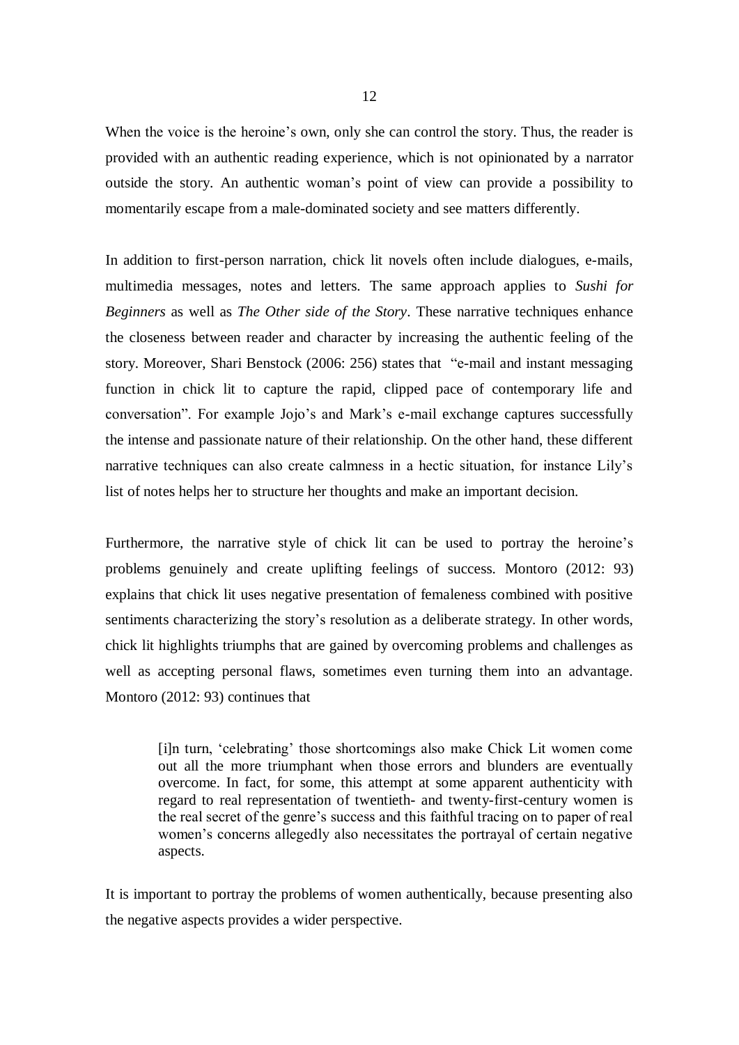When the voice is the heroine's own, only she can control the story. Thus, the reader is provided with an authentic reading experience, which is not opinionated by a narrator outside the story. An authentic woman's point of view can provide a possibility to momentarily escape from a male-dominated society and see matters differently.

In addition to first-person narration, chick lit novels often include dialogues, e-mails, multimedia messages, notes and letters. The same approach applies to *Sushi for Beginners* as well as *The Other side of the Story*. These narrative techniques enhance the closeness between reader and character by increasing the authentic feeling of the story. Moreover, Shari Benstock (2006: 256) states that "e-mail and instant messaging function in chick lit to capture the rapid, clipped pace of contemporary life and conversation". For example Jojo's and Mark's e-mail exchange captures successfully the intense and passionate nature of their relationship. On the other hand, these different narrative techniques can also create calmness in a hectic situation, for instance Lily's list of notes helps her to structure her thoughts and make an important decision.

Furthermore, the narrative style of chick lit can be used to portray the heroine's problems genuinely and create uplifting feelings of success. Montoro (2012: 93) explains that chick lit uses negative presentation of femaleness combined with positive sentiments characterizing the story's resolution as a deliberate strategy. In other words, chick lit highlights triumphs that are gained by overcoming problems and challenges as well as accepting personal flaws, sometimes even turning them into an advantage. Montoro (2012: 93) continues that

> [i]n turn, 'celebrating' those shortcomings also make Chick Lit women come out all the more triumphant when those errors and blunders are eventually overcome. In fact, for some, this attempt at some apparent authenticity with regard to real representation of twentieth- and twenty-first-century women is the real secret of the genre's success and this faithful tracing on to paper of real women's concerns allegedly also necessitates the portrayal of certain negative aspects.

It is important to portray the problems of women authentically, because presenting also the negative aspects provides a wider perspective.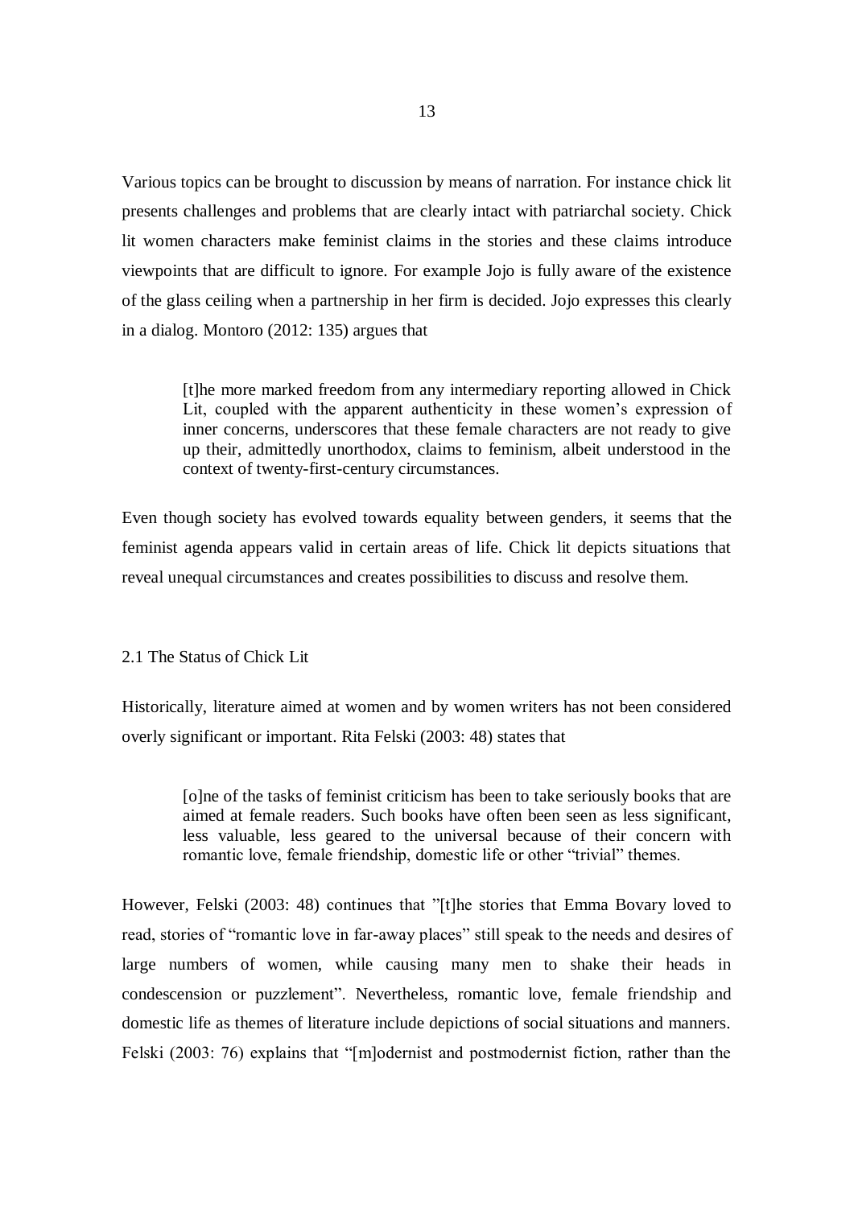Various topics can be brought to discussion by means of narration. For instance chick lit presents challenges and problems that are clearly intact with patriarchal society. Chick lit women characters make feminist claims in the stories and these claims introduce viewpoints that are difficult to ignore. For example Jojo is fully aware of the existence of the glass ceiling when a partnership in her firm is decided. Jojo expresses this clearly in a dialog. Montoro (2012: 135) argues that

> [t]he more marked freedom from any intermediary reporting allowed in Chick Lit, coupled with the apparent authenticity in these women's expression of inner concerns, underscores that these female characters are not ready to give up their, admittedly unorthodox, claims to feminism, albeit understood in the context of twenty-first-century circumstances.

Even though society has evolved towards equality between genders, it seems that the feminist agenda appears valid in certain areas of life. Chick lit depicts situations that reveal unequal circumstances and creates possibilities to discuss and resolve them.

## 2.1 The Status of Chick Lit

Historically, literature aimed at women and by women writers has not been considered overly significant or important. Rita Felski (2003: 48) states that

> [o]ne of the tasks of feminist criticism has been to take seriously books that are aimed at female readers. Such books have often been seen as less significant, less valuable, less geared to the universal because of their concern with romantic love, female friendship, domestic life or other "trivial" themes.

However, Felski (2003: 48) continues that "[t]he stories that Emma Bovary loved to read, stories of "romantic love in far-away places" still speak to the needs and desires of large numbers of women, while causing many men to shake their heads in condescension or puzzlement". Nevertheless, romantic love, female friendship and domestic life as themes of literature include depictions of social situations and manners. Felski (2003: 76) explains that "[m]odernist and postmodernist fiction, rather than the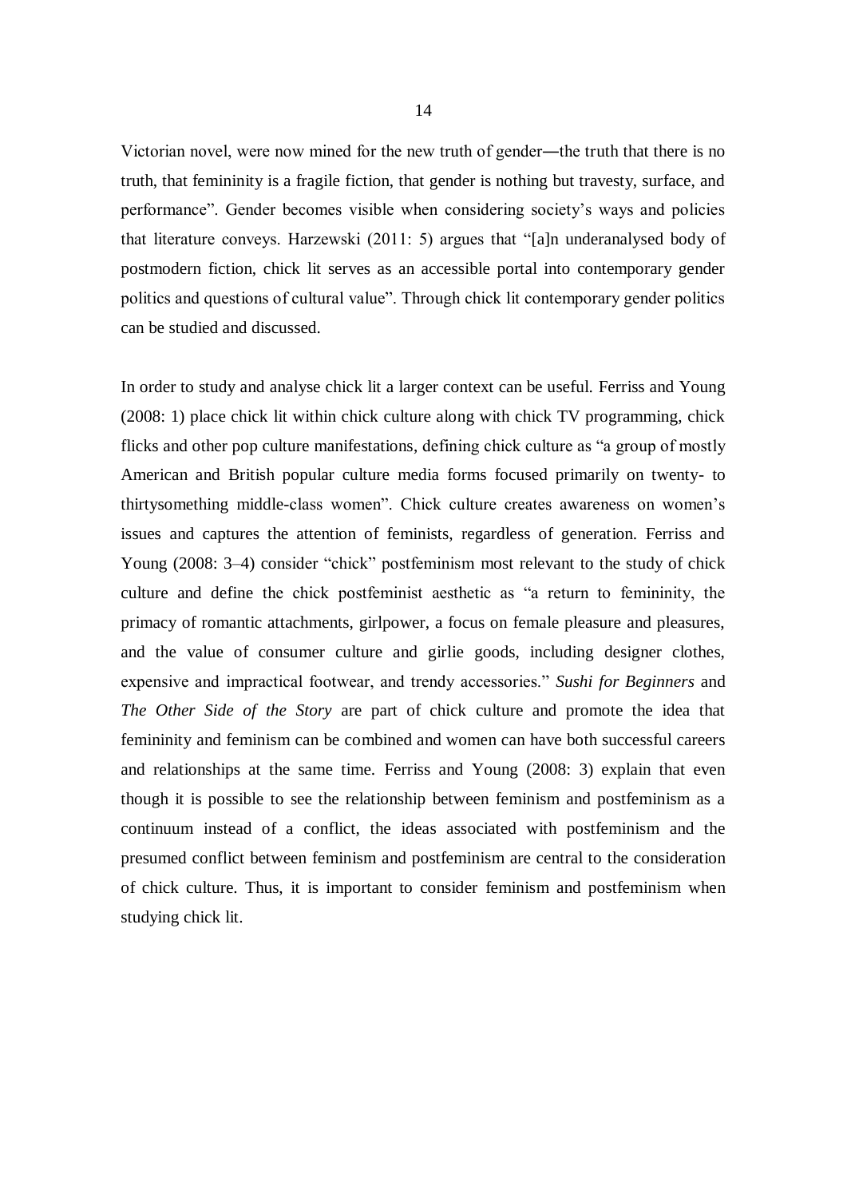Victorian novel, were now mined for the new truth of gender—the truth that there is no truth, that femininity is a fragile fiction, that gender is nothing but travesty, surface, and performance". Gender becomes visible when considering society's ways and policies that literature conveys. Harzewski (2011: 5) argues that "[a]n underanalysed body of postmodern fiction, chick lit serves as an accessible portal into contemporary gender politics and questions of cultural value". Through chick lit contemporary gender politics can be studied and discussed.

In order to study and analyse chick lit a larger context can be useful. Ferriss and Young (2008: 1) place chick lit within chick culture along with chick TV programming, chick flicks and other pop culture manifestations, defining chick culture as "a group of mostly American and British popular culture media forms focused primarily on twenty- to thirtysomething middle-class women". Chick culture creates awareness on women's issues and captures the attention of feminists, regardless of generation. Ferriss and Young (2008: 3–4) consider "chick" postfeminism most relevant to the study of chick culture and define the chick postfeminist aesthetic as "a return to femininity, the primacy of romantic attachments, girlpower, a focus on female pleasure and pleasures, and the value of consumer culture and girlie goods, including designer clothes, expensive and impractical footwear, and trendy accessories." *Sushi for Beginners* and *The Other Side of the Story* are part of chick culture and promote the idea that femininity and feminism can be combined and women can have both successful careers and relationships at the same time. Ferriss and Young (2008: 3) explain that even though it is possible to see the relationship between feminism and postfeminism as a continuum instead of a conflict, the ideas associated with postfeminism and the presumed conflict between feminism and postfeminism are central to the consideration of chick culture. Thus, it is important to consider feminism and postfeminism when studying chick lit.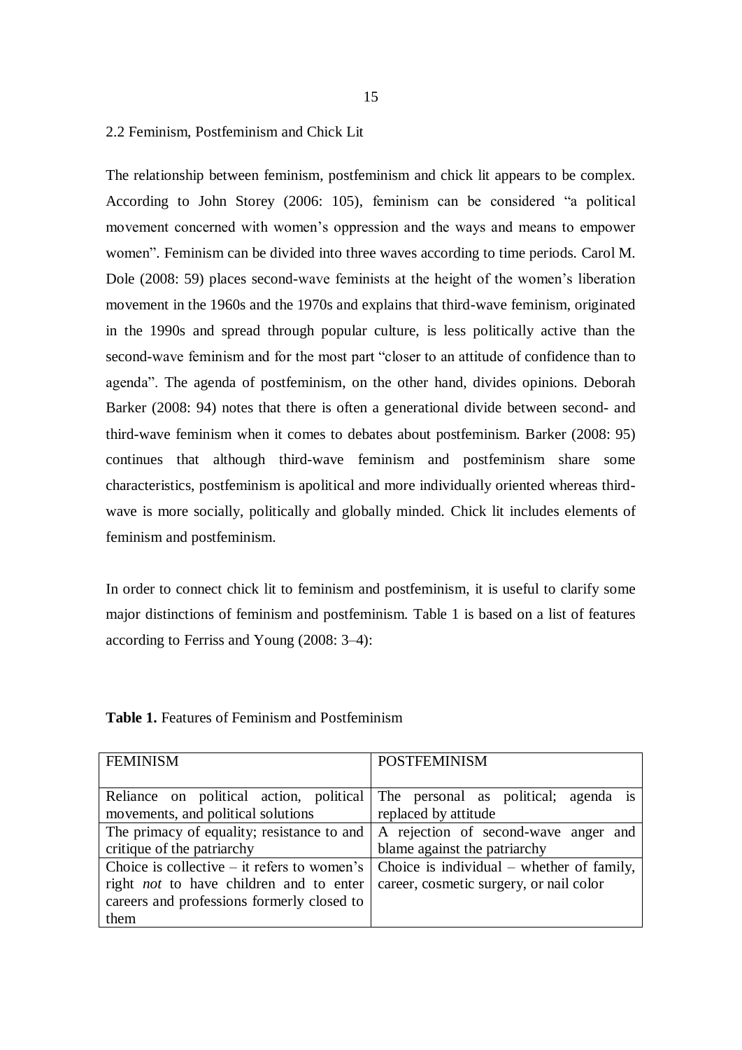## 2.2 Feminism, Postfeminism and Chick Lit

The relationship between feminism, postfeminism and chick lit appears to be complex. According to John Storey (2006: 105), feminism can be considered "a political movement concerned with women's oppression and the ways and means to empower women". Feminism can be divided into three waves according to time periods. Carol M. Dole (2008: 59) places second-wave feminists at the height of the women's liberation movement in the 1960s and the 1970s and explains that third-wave feminism, originated in the 1990s and spread through popular culture, is less politically active than the second-wave feminism and for the most part "closer to an attitude of confidence than to agenda". The agenda of postfeminism, on the other hand, divides opinions. Deborah Barker (2008: 94) notes that there is often a generational divide between second- and third-wave feminism when it comes to debates about postfeminism. Barker (2008: 95) continues that although third-wave feminism and postfeminism share some characteristics, postfeminism is apolitical and more individually oriented whereas third-wave is more socially, politically and globally minded. Chick lit includes elements of feminism and postfeminism.

In order to connect chick lit to feminism and postfeminism, it is useful to clarify some major distinctions of feminism and postfeminism. Table 1 is based on a list of features according to Ferriss and Young (2008: 3–4):

**Table 1.** Features of Feminism and Postfeminism

| FEMINISM | POSTFEMINISM |
|---|---|
| Reliance on political action, political movements, and political solutions | The personal as political; agenda is replaced by attitude |
| The primacy of equality; resistance to and critique of the patriarchy | A rejection of second-wave anger and blame against the patriarchy |
| Choice is collective – it refers to women's right *not* to have children and to enter careers and professions formerly closed to them | Choice is individual – whether of family, career, cosmetic surgery, or nail color |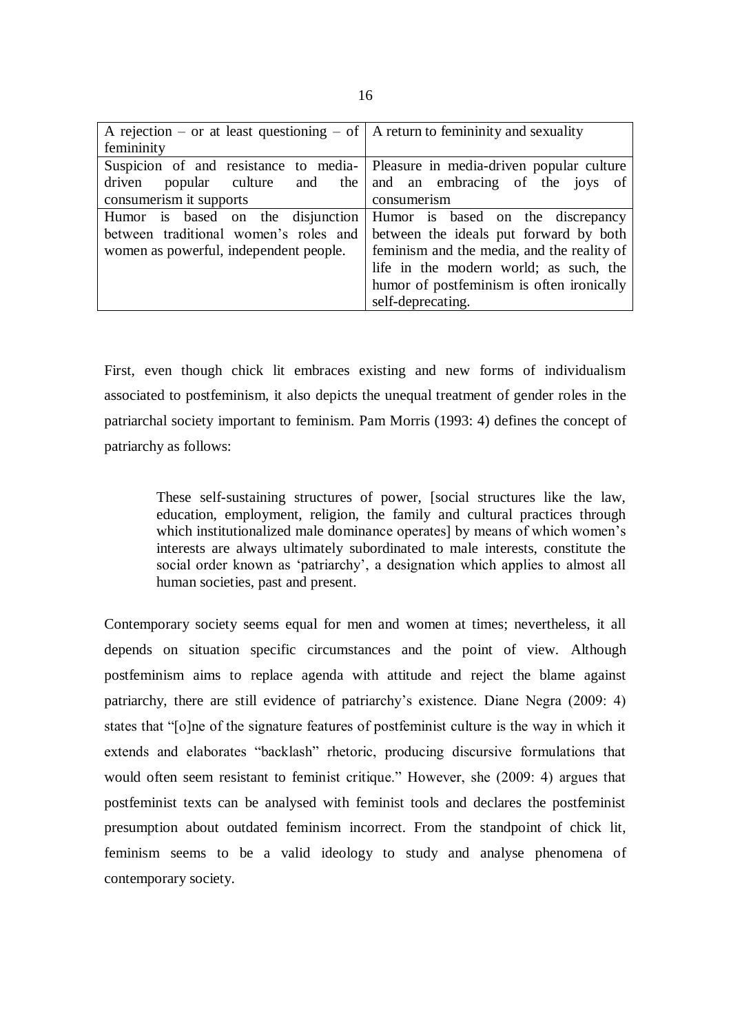| A rejection – or at least questioning – of femininity | A return to femininity and sexuality |
|---|---|
| Suspicion of and resistance to media-driven popular culture and the consumerism it supports | Pleasure in media-driven popular culture and an embracing of the joys of consumerism |
| Humor is based on the disjunction between traditional women's roles and women as powerful, independent people. | Humor is based on the discrepancy between the ideals put forward by both feminism and the media, and the reality of life in the modern world; as such, the humor of postfeminism is often ironically self-deprecating. |

First, even though chick lit embraces existing and new forms of individualism associated to postfeminism, it also depicts the unequal treatment of gender roles in the patriarchal society important to feminism. Pam Morris (1993: 4) defines the concept of patriarchy as follows:

> These self-sustaining structures of power, [social structures like the law, education, employment, religion, the family and cultural practices through which institutionalized male dominance operates] by means of which women's interests are always ultimately subordinated to male interests, constitute the social order known as 'patriarchy', a designation which applies to almost all human societies, past and present.

Contemporary society seems equal for men and women at times; nevertheless, it all depends on situation specific circumstances and the point of view. Although postfeminism aims to replace agenda with attitude and reject the blame against patriarchy, there are still evidence of patriarchy's existence. Diane Negra (2009: 4) states that "[o]ne of the signature features of postfeminist culture is the way in which it extends and elaborates "backlash" rhetoric, producing discursive formulations that would often seem resistant to feminist critique." However, she (2009: 4) argues that postfeminist texts can be analysed with feminist tools and declares the postfeminist presumption about outdated feminism incorrect. From the standpoint of chick lit, feminism seems to be a valid ideology to study and analyse phenomena of contemporary society.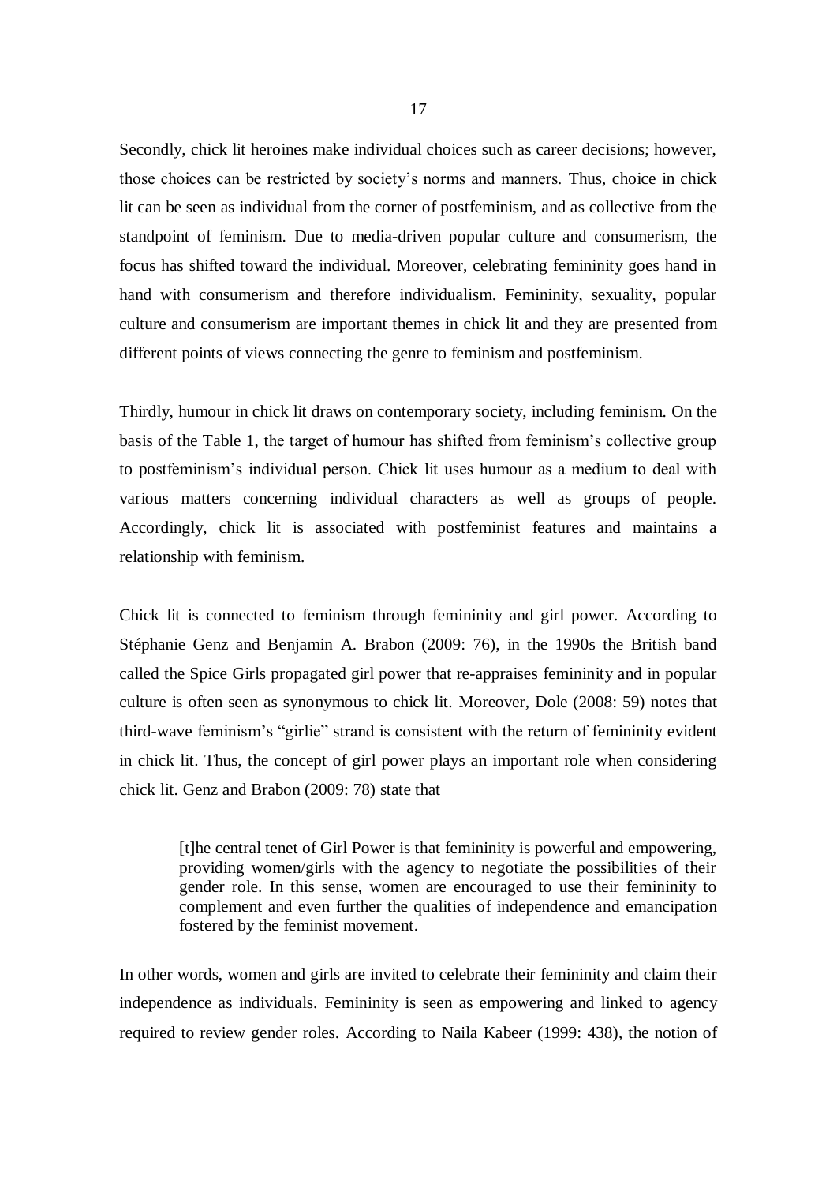Secondly, chick lit heroines make individual choices such as career decisions; however, those choices can be restricted by society's norms and manners. Thus, choice in chick lit can be seen as individual from the corner of postfeminism, and as collective from the standpoint of feminism. Due to media-driven popular culture and consumerism, the focus has shifted toward the individual. Moreover, celebrating femininity goes hand in hand with consumerism and therefore individualism. Femininity, sexuality, popular culture and consumerism are important themes in chick lit and they are presented from different points of views connecting the genre to feminism and postfeminism.

Thirdly, humour in chick lit draws on contemporary society, including feminism. On the basis of the Table 1, the target of humour has shifted from feminism's collective group to postfeminism's individual person. Chick lit uses humour as a medium to deal with various matters concerning individual characters as well as groups of people. Accordingly, chick lit is associated with postfeminist features and maintains a relationship with feminism.

Chick lit is connected to feminism through femininity and girl power. According to Stéphanie Genz and Benjamin A. Brabon (2009: 76), in the 1990s the British band called the Spice Girls propagated girl power that re-appraises femininity and in popular culture is often seen as synonymous to chick lit. Moreover, Dole (2008: 59) notes that third-wave feminism's "girlie" strand is consistent with the return of femininity evident in chick lit. Thus, the concept of girl power plays an important role when considering chick lit. Genz and Brabon (2009: 78) state that

> [t]he central tenet of Girl Power is that femininity is powerful and empowering, providing women/girls with the agency to negotiate the possibilities of their gender role. In this sense, women are encouraged to use their femininity to complement and even further the qualities of independence and emancipation fostered by the feminist movement.

In other words, women and girls are invited to celebrate their femininity and claim their independence as individuals. Femininity is seen as empowering and linked to agency required to review gender roles. According to Naila Kabeer (1999: 438), the notion of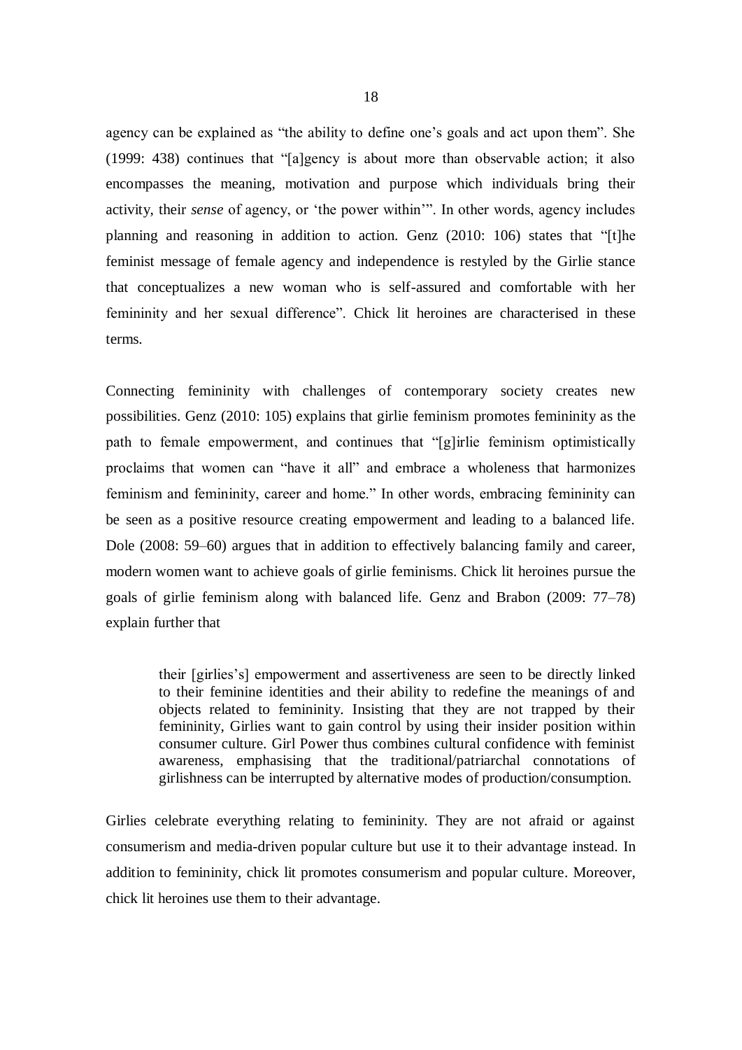agency can be explained as “the ability to define one’s goals and act upon them”. She (1999: 438) continues that “[a]gency is about more than observable action; it also encompasses the meaning, motivation and purpose which individuals bring their activity, their *sense* of agency, or ‘the power within’”. In other words, agency includes planning and reasoning in addition to action. Genz (2010: 106) states that “[t]he feminist message of female agency and independence is restyled by the Girlie stance that conceptualizes a new woman who is self-assured and comfortable with her femininity and her sexual difference”. Chick lit heroines are characterised in these terms.

Connecting femininity with challenges of contemporary society creates new possibilities. Genz (2010: 105) explains that girlie feminism promotes femininity as the path to female empowerment, and continues that “[g]irlie feminism optimistically proclaims that women can “have it all” and embrace a wholeness that harmonizes feminism and femininity, career and home.” In other words, embracing femininity can be seen as a positive resource creating empowerment and leading to a balanced life. Dole (2008: 59–60) argues that in addition to effectively balancing family and career, modern women want to achieve goals of girlie feminisms. Chick lit heroines pursue the goals of girlie feminism along with balanced life. Genz and Brabon (2009: 77–78) explain further that

> their [girlies’s] empowerment and assertiveness are seen to be directly linked to their feminine identities and their ability to redefine the meanings of and objects related to femininity. Insisting that they are not trapped by their femininity, Girlies want to gain control by using their insider position within consumer culture. Girl Power thus combines cultural confidence with feminist awareness, emphasising that the traditional/patriarchal connotations of girlishness can be interrupted by alternative modes of production/consumption.

Girlies celebrate everything relating to femininity. They are not afraid or against consumerism and media-driven popular culture but use it to their advantage instead. In addition to femininity, chick lit promotes consumerism and popular culture. Moreover, chick lit heroines use them to their advantage.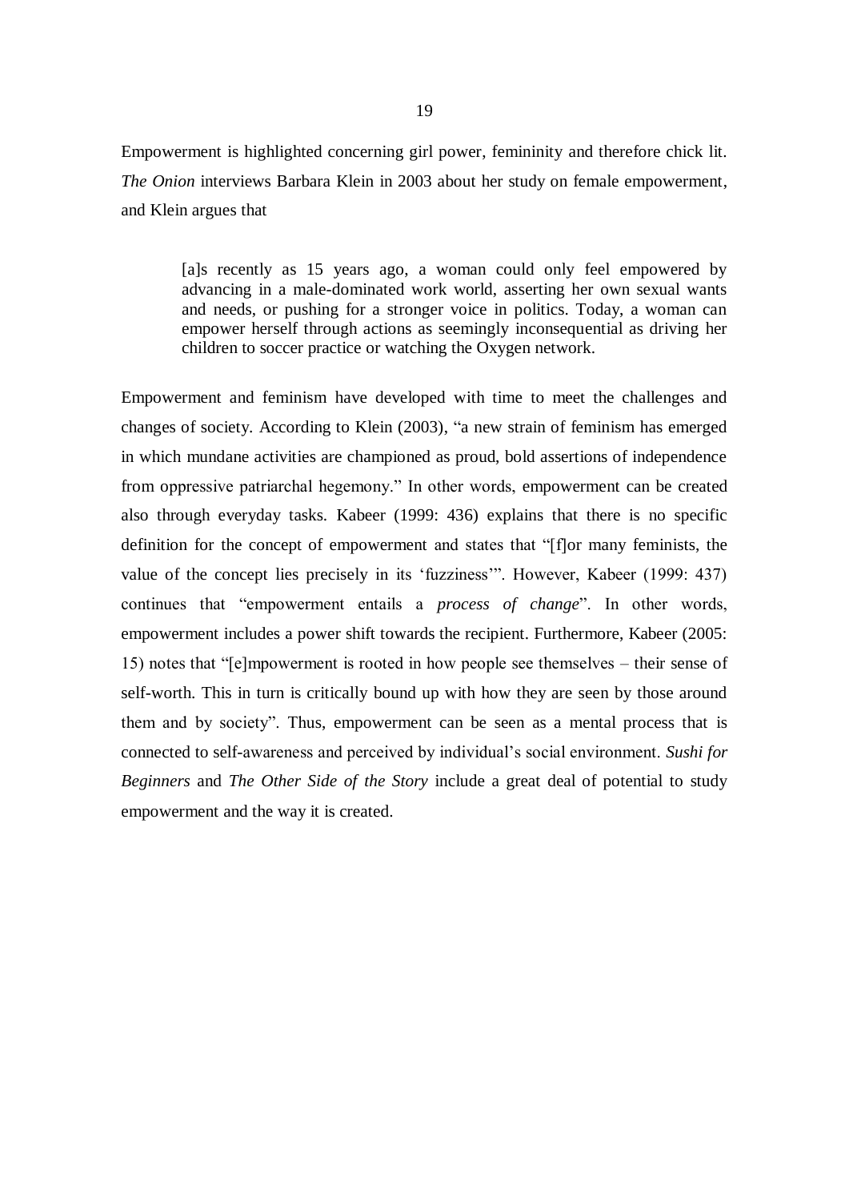Empowerment is highlighted concerning girl power, femininity and therefore chick lit. *The Onion* interviews Barbara Klein in 2003 about her study on female empowerment, and Klein argues that

> [a]s recently as 15 years ago, a woman could only feel empowered by advancing in a male-dominated work world, asserting her own sexual wants and needs, or pushing for a stronger voice in politics. Today, a woman can empower herself through actions as seemingly inconsequential as driving her children to soccer practice or watching the Oxygen network.

Empowerment and feminism have developed with time to meet the challenges and changes of society. According to Klein (2003), "a new strain of feminism has emerged in which mundane activities are championed as proud, bold assertions of independence from oppressive patriarchal hegemony." In other words, empowerment can be created also through everyday tasks. Kabeer (1999: 436) explains that there is no specific definition for the concept of empowerment and states that "[f]or many feminists, the value of the concept lies precisely in its 'fuzziness'". However, Kabeer (1999: 437) continues that "empowerment entails a *process of change*". In other words, empowerment includes a power shift towards the recipient. Furthermore, Kabeer (2005: 15) notes that "[e]mpowerment is rooted in how people see themselves – their sense of self-worth. This in turn is critically bound up with how they are seen by those around them and by society". Thus, empowerment can be seen as a mental process that is connected to self-awareness and perceived by individual's social environment. *Sushi for Beginners* and *The Other Side of the Story* include a great deal of potential to study empowerment and the way it is created.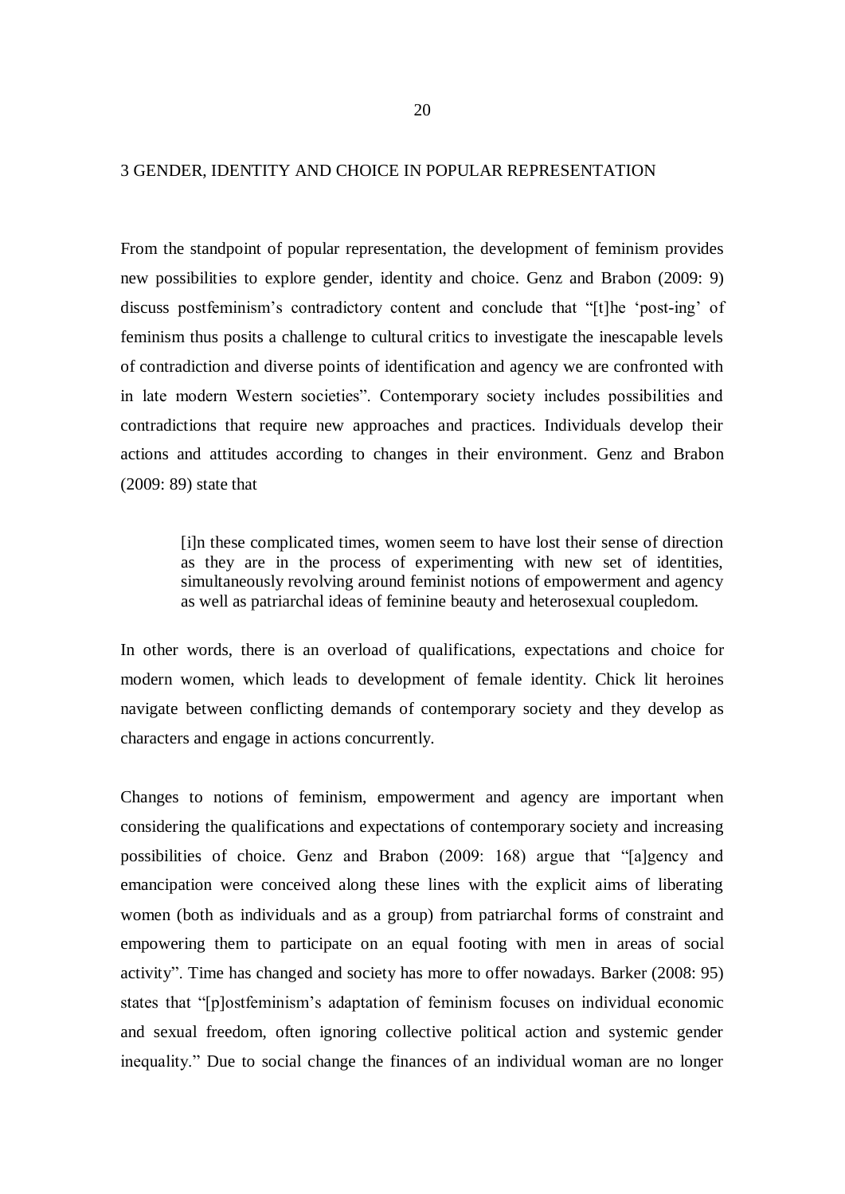# 3 GENDER, IDENTITY AND CHOICE IN POPULAR REPRESENTATION

From the standpoint of popular representation, the development of feminism provides new possibilities to explore gender, identity and choice. Genz and Brabon (2009: 9) discuss postfeminism's contradictory content and conclude that "[t]he 'post-ing' of feminism thus posits a challenge to cultural critics to investigate the inescapable levels of contradiction and diverse points of identification and agency we are confronted with in late modern Western societies". Contemporary society includes possibilities and contradictions that require new approaches and practices. Individuals develop their actions and attitudes according to changes in their environment. Genz and Brabon (2009: 89) state that

> [i]n these complicated times, women seem to have lost their sense of direction as they are in the process of experimenting with new set of identities, simultaneously revolving around feminist notions of empowerment and agency as well as patriarchal ideas of feminine beauty and heterosexual coupledom.

In other words, there is an overload of qualifications, expectations and choice for modern women, which leads to development of female identity. Chick lit heroines navigate between conflicting demands of contemporary society and they develop as characters and engage in actions concurrently.

Changes to notions of feminism, empowerment and agency are important when considering the qualifications and expectations of contemporary society and increasing possibilities of choice. Genz and Brabon (2009: 168) argue that "[a]gency and emancipation were conceived along these lines with the explicit aims of liberating women (both as individuals and as a group) from patriarchal forms of constraint and empowering them to participate on an equal footing with men in areas of social activity". Time has changed and society has more to offer nowadays. Barker (2008: 95) states that "[p]ostfeminism's adaptation of feminism focuses on individual economic and sexual freedom, often ignoring collective political action and systemic gender inequality." Due to social change the finances of an individual woman are no longer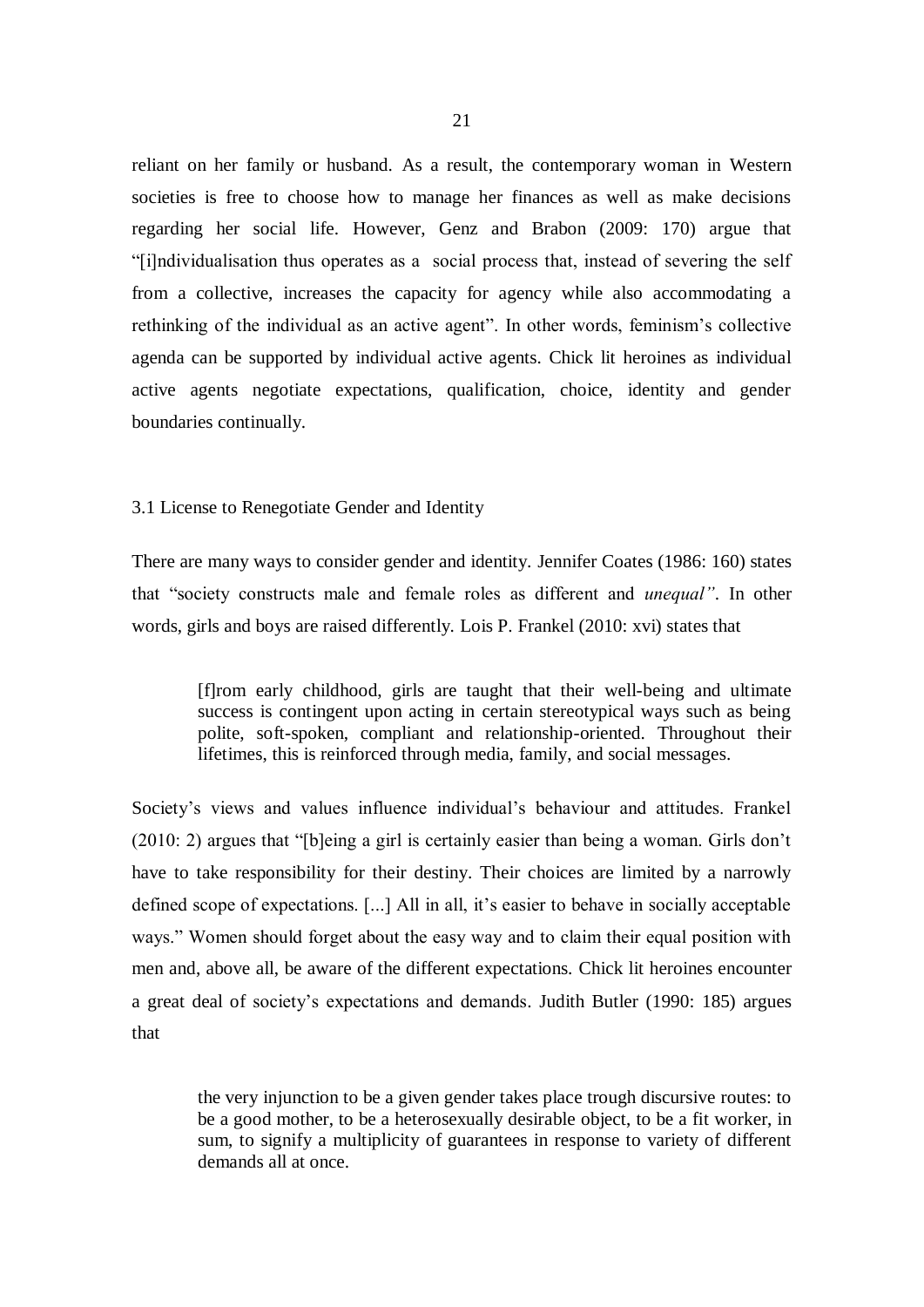reliant on her family or husband. As a result, the contemporary woman in Western societies is free to choose how to manage her finances as well as make decisions regarding her social life. However, Genz and Brabon (2009: 170) argue that "[i]ndividualisation thus operates as a social process that, instead of severing the self from a collective, increases the capacity for agency while also accommodating a rethinking of the individual as an active agent". In other words, feminism's collective agenda can be supported by individual active agents. Chick lit heroines as individual active agents negotiate expectations, qualification, choice, identity and gender boundaries continually.

## 3.1 License to Renegotiate Gender and Identity

There are many ways to consider gender and identity. Jennifer Coates (1986: 160) states that "society constructs male and female roles as different and *unequal"*. In other words, girls and boys are raised differently. Lois P. Frankel (2010: xvi) states that

> [f]rom early childhood, girls are taught that their well-being and ultimate success is contingent upon acting in certain stereotypical ways such as being polite, soft-spoken, compliant and relationship-oriented. Throughout their lifetimes, this is reinforced through media, family, and social messages.

Society's views and values influence individual's behaviour and attitudes. Frankel (2010: 2) argues that "[b]eing a girl is certainly easier than being a woman. Girls don't have to take responsibility for their destiny. Their choices are limited by a narrowly defined scope of expectations. [...] All in all, it's easier to behave in socially acceptable ways." Women should forget about the easy way and to claim their equal position with men and, above all, be aware of the different expectations. Chick lit heroines encounter a great deal of society's expectations and demands. Judith Butler (1990: 185) argues that

> the very injunction to be a given gender takes place trough discursive routes: to be a good mother, to be a heterosexually desirable object, to be a fit worker, in sum, to signify a multiplicity of guarantees in response to variety of different demands all at once.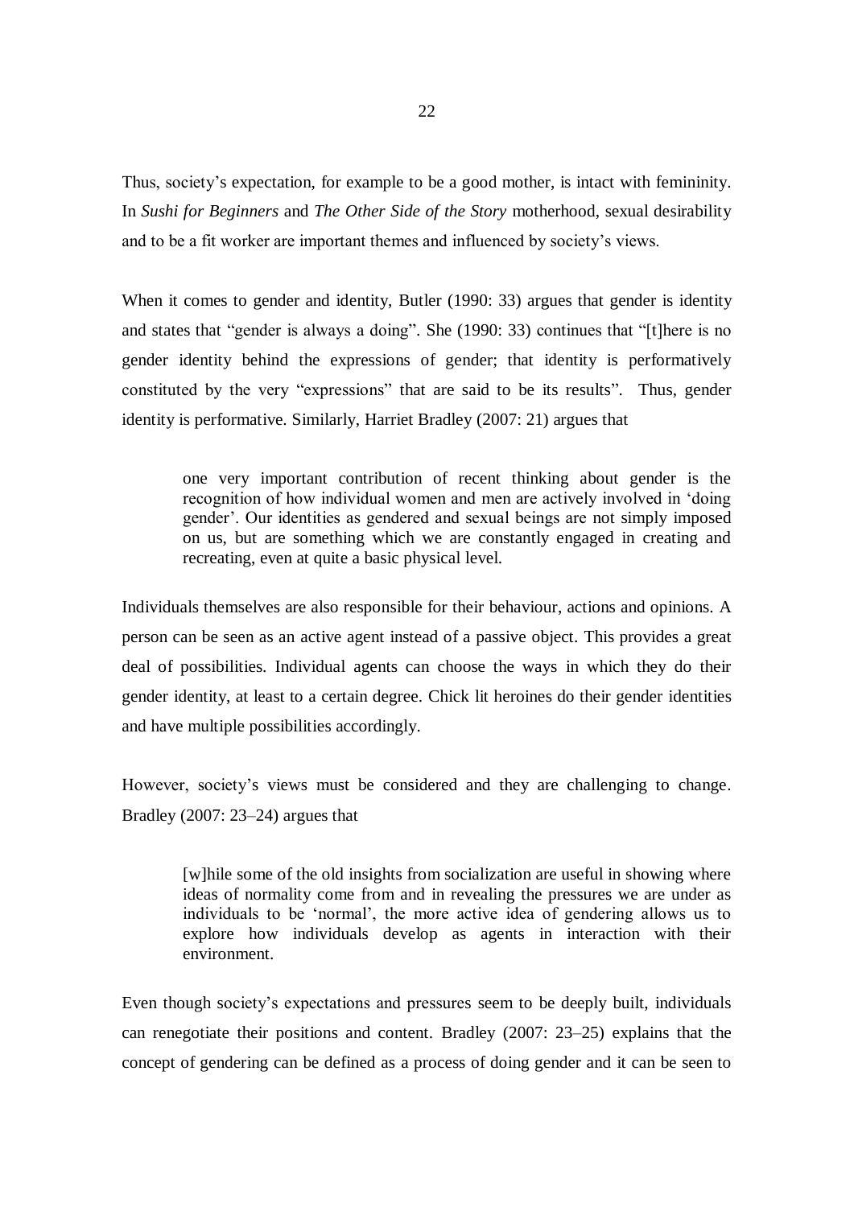Thus, society's expectation, for example to be a good mother, is intact with femininity. In *Sushi for Beginners* and *The Other Side of the Story* motherhood, sexual desirability and to be a fit worker are important themes and influenced by society's views.

When it comes to gender and identity, Butler (1990: 33) argues that gender is identity and states that "gender is always a doing". She (1990: 33) continues that "[t]here is no gender identity behind the expressions of gender; that identity is performatively constituted by the very "expressions" that are said to be its results". Thus, gender identity is performative. Similarly, Harriet Bradley (2007: 21) argues that

> one very important contribution of recent thinking about gender is the recognition of how individual women and men are actively involved in 'doing gender'. Our identities as gendered and sexual beings are not simply imposed on us, but are something which we are constantly engaged in creating and recreating, even at quite a basic physical level.

Individuals themselves are also responsible for their behaviour, actions and opinions. A person can be seen as an active agent instead of a passive object. This provides a great deal of possibilities. Individual agents can choose the ways in which they do their gender identity, at least to a certain degree. Chick lit heroines do their gender identities and have multiple possibilities accordingly.

However, society's views must be considered and they are challenging to change. Bradley (2007: 23–24) argues that

> [w]hile some of the old insights from socialization are useful in showing where ideas of normality come from and in revealing the pressures we are under as individuals to be 'normal', the more active idea of gendering allows us to explore how individuals develop as agents in interaction with their environment.

Even though society's expectations and pressures seem to be deeply built, individuals can renegotiate their positions and content. Bradley (2007: 23–25) explains that the concept of gendering can be defined as a process of doing gender and it can be seen to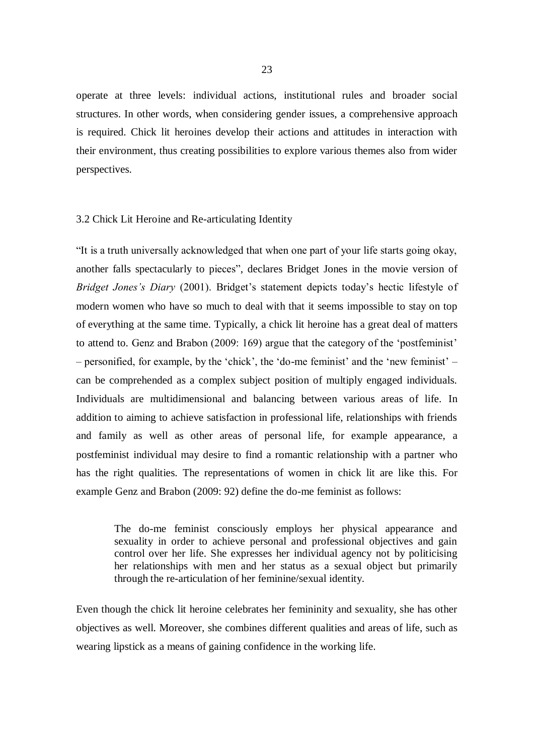operate at three levels: individual actions, institutional rules and broader social structures. In other words, when considering gender issues, a comprehensive approach is required. Chick lit heroines develop their actions and attitudes in interaction with their environment, thus creating possibilities to explore various themes also from wider perspectives.

### 3.2 Chick Lit Heroine and Re-articulating Identity

"It is a truth universally acknowledged that when one part of your life starts going okay, another falls spectacularly to pieces", declares Bridget Jones in the movie version of *Bridget Jones's Diary* (2001). Bridget's statement depicts today's hectic lifestyle of modern women who have so much to deal with that it seems impossible to stay on top of everything at the same time. Typically, a chick lit heroine has a great deal of matters to attend to. Genz and Brabon (2009: 169) argue that the category of the 'postfeminist' – personified, for example, by the 'chick', the 'do-me feminist' and the 'new feminist' – can be comprehended as a complex subject position of multiply engaged individuals. Individuals are multidimensional and balancing between various areas of life. In addition to aiming to achieve satisfaction in professional life, relationships with friends and family as well as other areas of personal life, for example appearance, a postfeminist individual may desire to find a romantic relationship with a partner who has the right qualities. The representations of women in chick lit are like this. For example Genz and Brabon (2009: 92) define the do-me feminist as follows:

> The do-me feminist consciously employs her physical appearance and sexuality in order to achieve personal and professional objectives and gain control over her life. She expresses her individual agency not by politicising her relationships with men and her status as a sexual object but primarily through the re-articulation of her feminine/sexual identity.

Even though the chick lit heroine celebrates her femininity and sexuality, she has other objectives as well. Moreover, she combines different qualities and areas of life, such as wearing lipstick as a means of gaining confidence in the working life.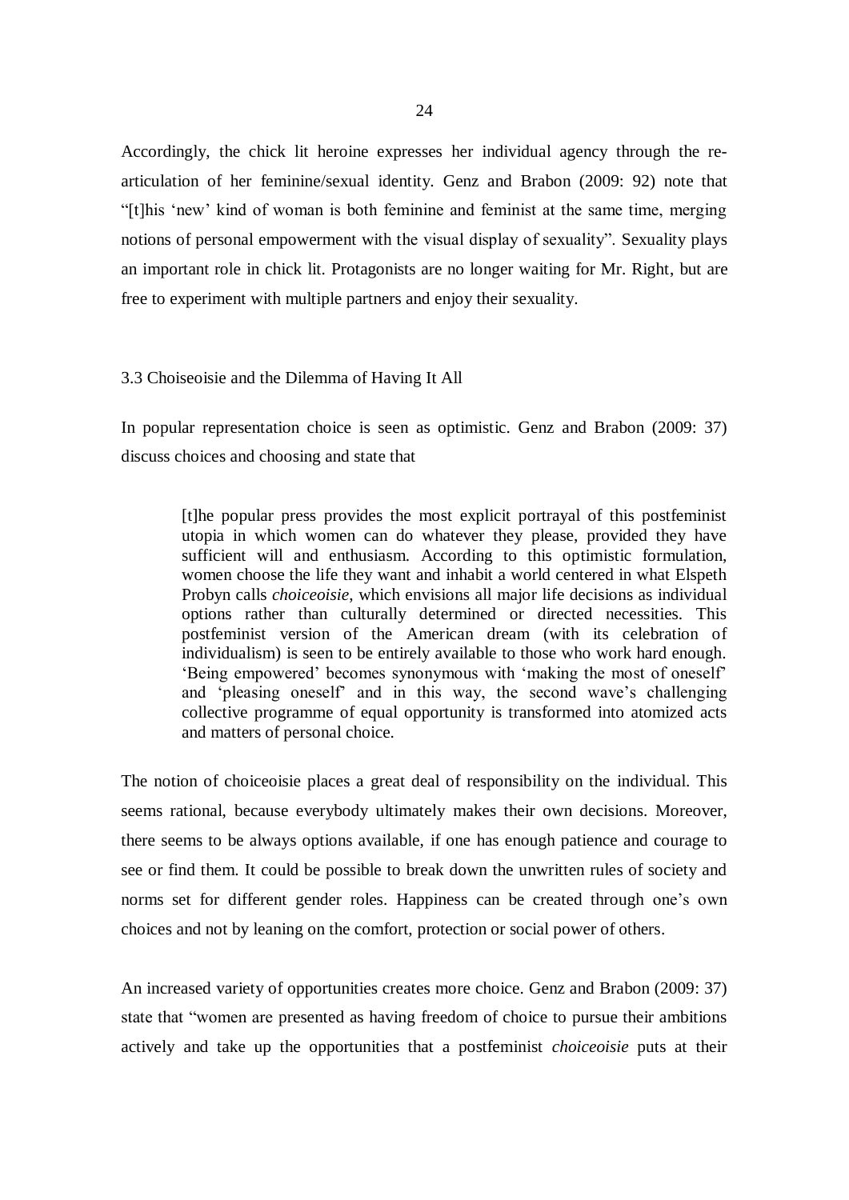Accordingly, the chick lit heroine expresses her individual agency through the re-articulation of her feminine/sexual identity. Genz and Brabon (2009: 92) note that "[t]his 'new' kind of woman is both feminine and feminist at the same time, merging notions of personal empowerment with the visual display of sexuality". Sexuality plays an important role in chick lit. Protagonists are no longer waiting for Mr. Right, but are free to experiment with multiple partners and enjoy their sexuality.

### 3.3 Choiseoisie and the Dilemma of Having It All

In popular representation choice is seen as optimistic. Genz and Brabon (2009: 37) discuss choices and choosing and state that

> [t]he popular press provides the most explicit portrayal of this postfeminist utopia in which women can do whatever they please, provided they have sufficient will and enthusiasm. According to this optimistic formulation, women choose the life they want and inhabit a world centered in what Elspeth Probyn calls *choiceoisie*, which envisions all major life decisions as individual options rather than culturally determined or directed necessities. This postfeminist version of the American dream (with its celebration of individualism) is seen to be entirely available to those who work hard enough. 'Being empowered' becomes synonymous with 'making the most of oneself' and 'pleasing oneself' and in this way, the second wave's challenging collective programme of equal opportunity is transformed into atomized acts and matters of personal choice.

The notion of choiceoisie places a great deal of responsibility on the individual. This seems rational, because everybody ultimately makes their own decisions. Moreover, there seems to be always options available, if one has enough patience and courage to see or find them. It could be possible to break down the unwritten rules of society and norms set for different gender roles. Happiness can be created through one's own choices and not by leaning on the comfort, protection or social power of others.

An increased variety of opportunities creates more choice. Genz and Brabon (2009: 37) state that "women are presented as having freedom of choice to pursue their ambitions actively and take up the opportunities that a postfeminist *choiceoisie* puts at their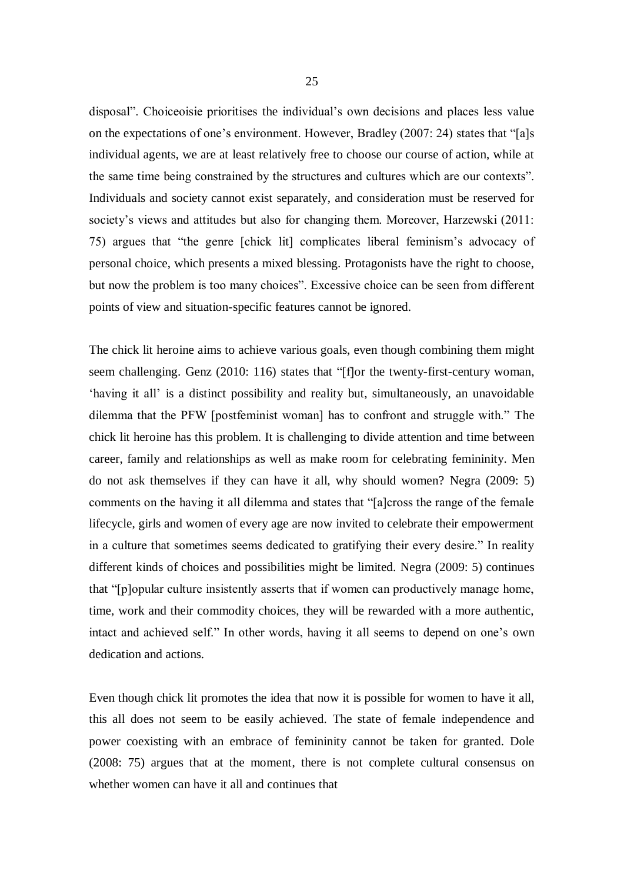disposal". Choiceoisie prioritises the individual's own decisions and places less value on the expectations of one's environment. However, Bradley (2007: 24) states that "[a]s individual agents, we are at least relatively free to choose our course of action, while at the same time being constrained by the structures and cultures which are our contexts". Individuals and society cannot exist separately, and consideration must be reserved for society's views and attitudes but also for changing them. Moreover, Harzewski (2011: 75) argues that "the genre [chick lit] complicates liberal feminism's advocacy of personal choice, which presents a mixed blessing. Protagonists have the right to choose, but now the problem is too many choices". Excessive choice can be seen from different points of view and situation-specific features cannot be ignored.

The chick lit heroine aims to achieve various goals, even though combining them might seem challenging. Genz (2010: 116) states that "[f]or the twenty-first-century woman, 'having it all' is a distinct possibility and reality but, simultaneously, an unavoidable dilemma that the PFW [postfeminist woman] has to confront and struggle with." The chick lit heroine has this problem. It is challenging to divide attention and time between career, family and relationships as well as make room for celebrating femininity. Men do not ask themselves if they can have it all, why should women? Negra (2009: 5) comments on the having it all dilemma and states that "[a]cross the range of the female lifecycle, girls and women of every age are now invited to celebrate their empowerment in a culture that sometimes seems dedicated to gratifying their every desire." In reality different kinds of choices and possibilities might be limited. Negra (2009: 5) continues that "[p]opular culture insistently asserts that if women can productively manage home, time, work and their commodity choices, they will be rewarded with a more authentic, intact and achieved self." In other words, having it all seems to depend on one's own dedication and actions.

Even though chick lit promotes the idea that now it is possible for women to have it all, this all does not seem to be easily achieved. The state of female independence and power coexisting with an embrace of femininity cannot be taken for granted. Dole (2008: 75) argues that at the moment, there is not complete cultural consensus on whether women can have it all and continues that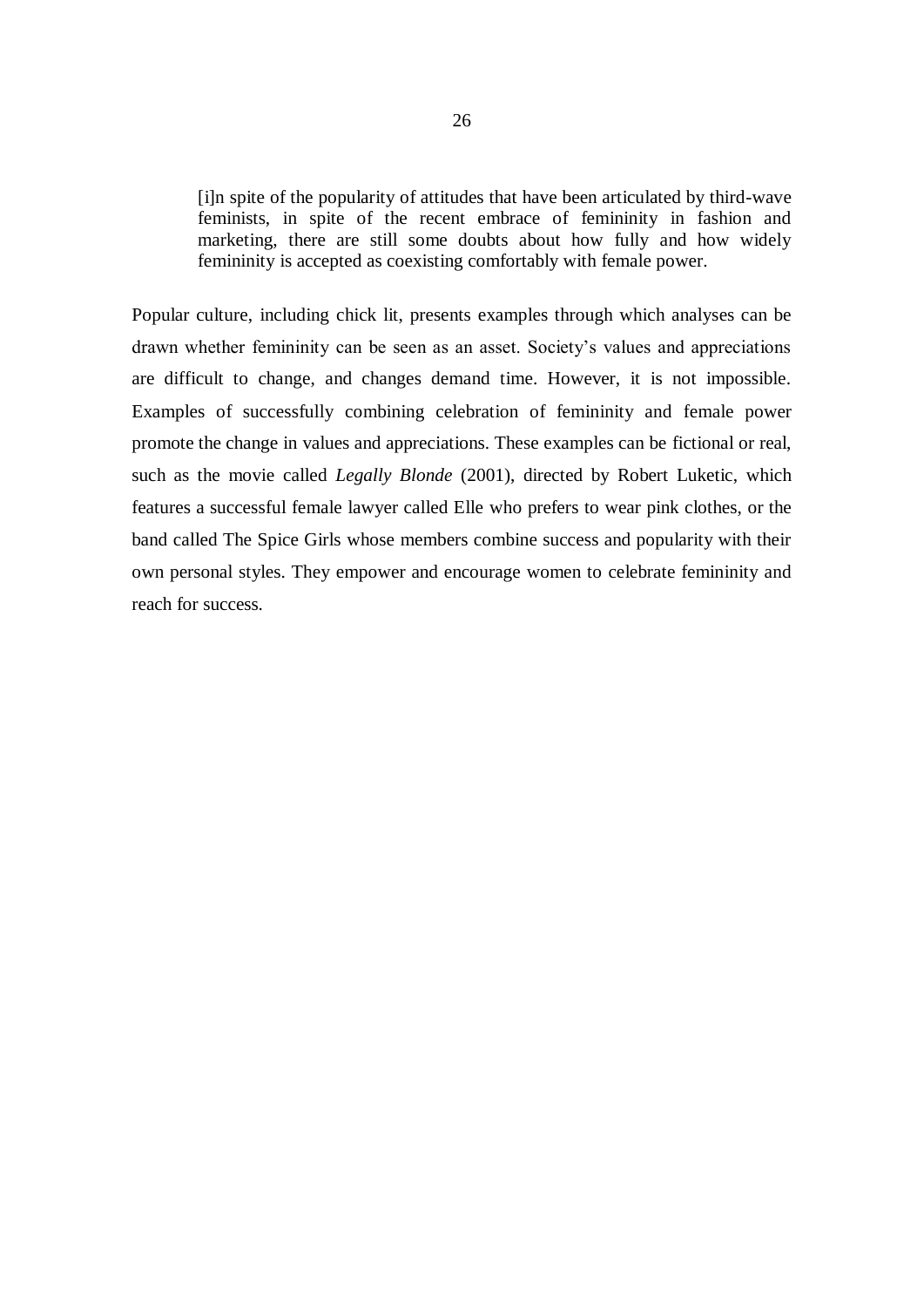> [i]n spite of the popularity of attitudes that have been articulated by third-wave feminists, in spite of the recent embrace of femininity in fashion and marketing, there are still some doubts about how fully and how widely femininity is accepted as coexisting comfortably with female power.

Popular culture, including chick lit, presents examples through which analyses can be drawn whether femininity can be seen as an asset. Society's values and appreciations are difficult to change, and changes demand time. However, it is not impossible. Examples of successfully combining celebration of femininity and female power promote the change in values and appreciations. These examples can be fictional or real, such as the movie called *Legally Blonde* (2001), directed by Robert Luketic, which features a successful female lawyer called Elle who prefers to wear pink clothes, or the band called The Spice Girls whose members combine success and popularity with their own personal styles. They empower and encourage women to celebrate femininity and reach for success.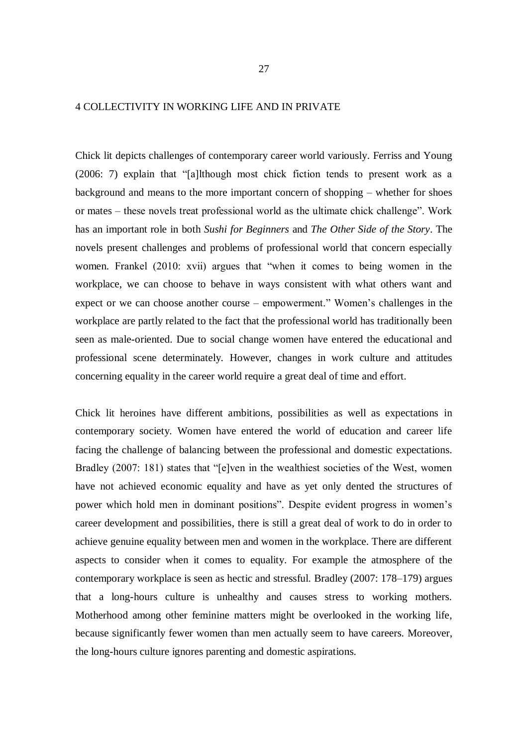# 4 COLLECTIVITY IN WORKING LIFE AND IN PRIVATE

Chick lit depicts challenges of contemporary career world variously. Ferriss and Young (2006: 7) explain that "[a]lthough most chick fiction tends to present work as a background and means to the more important concern of shopping – whether for shoes or mates – these novels treat professional world as the ultimate chick challenge". Work has an important role in both *Sushi for Beginners* and *The Other Side of the Story*. The novels present challenges and problems of professional world that concern especially women. Frankel (2010: xvii) argues that "when it comes to being women in the workplace, we can choose to behave in ways consistent with what others want and expect or we can choose another course – empowerment." Women's challenges in the workplace are partly related to the fact that the professional world has traditionally been seen as male-oriented. Due to social change women have entered the educational and professional scene determinately. However, changes in work culture and attitudes concerning equality in the career world require a great deal of time and effort.

Chick lit heroines have different ambitions, possibilities as well as expectations in contemporary society. Women have entered the world of education and career life facing the challenge of balancing between the professional and domestic expectations. Bradley (2007: 181) states that "[e]ven in the wealthiest societies of the West, women have not achieved economic equality and have as yet only dented the structures of power which hold men in dominant positions". Despite evident progress in women's career development and possibilities, there is still a great deal of work to do in order to achieve genuine equality between men and women in the workplace. There are different aspects to consider when it comes to equality. For example the atmosphere of the contemporary workplace is seen as hectic and stressful. Bradley (2007: 178–179) argues that a long-hours culture is unhealthy and causes stress to working mothers. Motherhood among other feminine matters might be overlooked in the working life, because significantly fewer women than men actually seem to have careers. Moreover, the long-hours culture ignores parenting and domestic aspirations.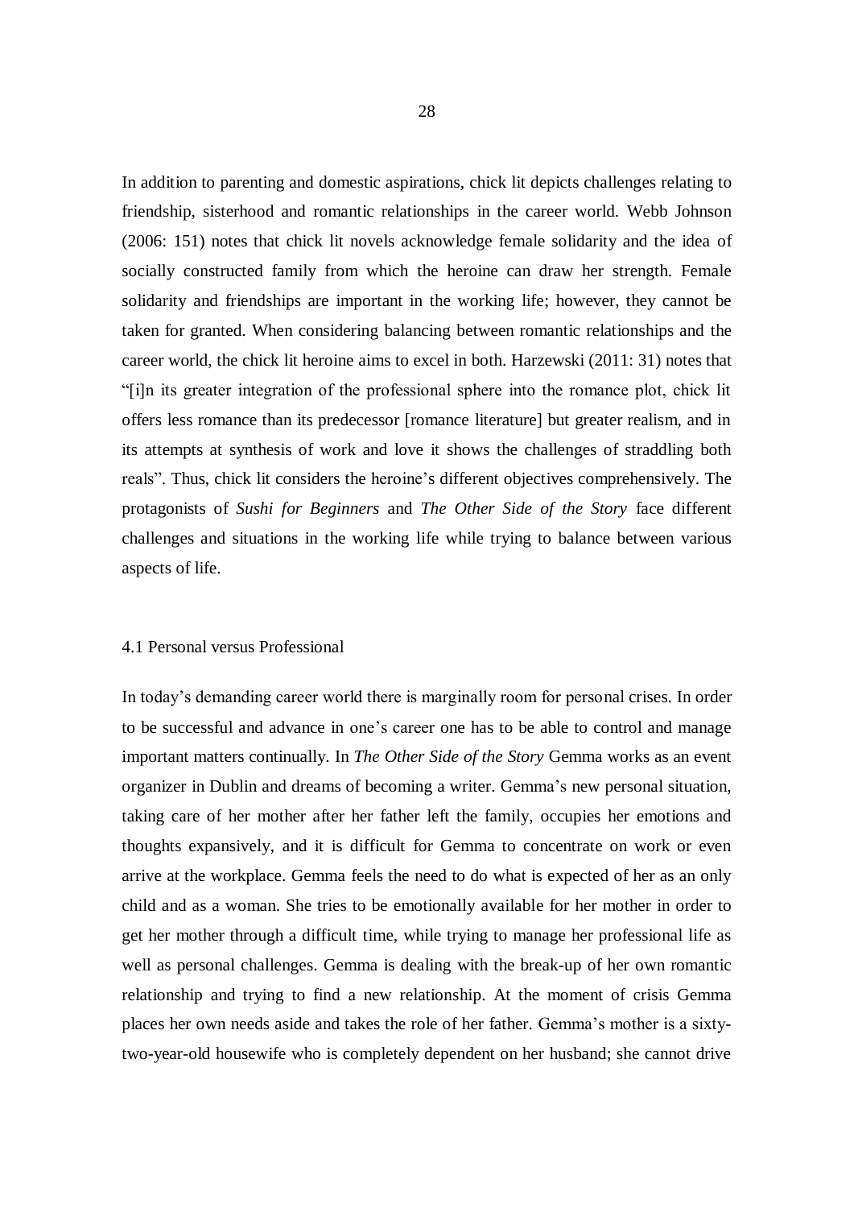In addition to parenting and domestic aspirations, chick lit depicts challenges relating to friendship, sisterhood and romantic relationships in the career world. Webb Johnson (2006: 151) notes that chick lit novels acknowledge female solidarity and the idea of socially constructed family from which the heroine can draw her strength. Female solidarity and friendships are important in the working life; however, they cannot be taken for granted. When considering balancing between romantic relationships and the career world, the chick lit heroine aims to excel in both. Harzewski (2011: 31) notes that "[i]n its greater integration of the professional sphere into the romance plot, chick lit offers less romance than its predecessor [romance literature] but greater realism, and in its attempts at synthesis of work and love it shows the challenges of straddling both reals". Thus, chick lit considers the heroine's different objectives comprehensively. The protagonists of *Sushi for Beginners* and *The Other Side of the Story* face different challenges and situations in the working life while trying to balance between various aspects of life.

## 4.1 Personal versus Professional

In today's demanding career world there is marginally room for personal crises. In order to be successful and advance in one's career one has to be able to control and manage important matters continually. In *The Other Side of the Story* Gemma works as an event organizer in Dublin and dreams of becoming a writer. Gemma's new personal situation, taking care of her mother after her father left the family, occupies her emotions and thoughts expansively, and it is difficult for Gemma to concentrate on work or even arrive at the workplace. Gemma feels the need to do what is expected of her as an only child and as a woman. She tries to be emotionally available for her mother in order to get her mother through a difficult time, while trying to manage her professional life as well as personal challenges. Gemma is dealing with the break-up of her own romantic relationship and trying to find a new relationship. At the moment of crisis Gemma places her own needs aside and takes the role of her father. Gemma's mother is a sixty-two-year-old housewife who is completely dependent on her husband; she cannot drive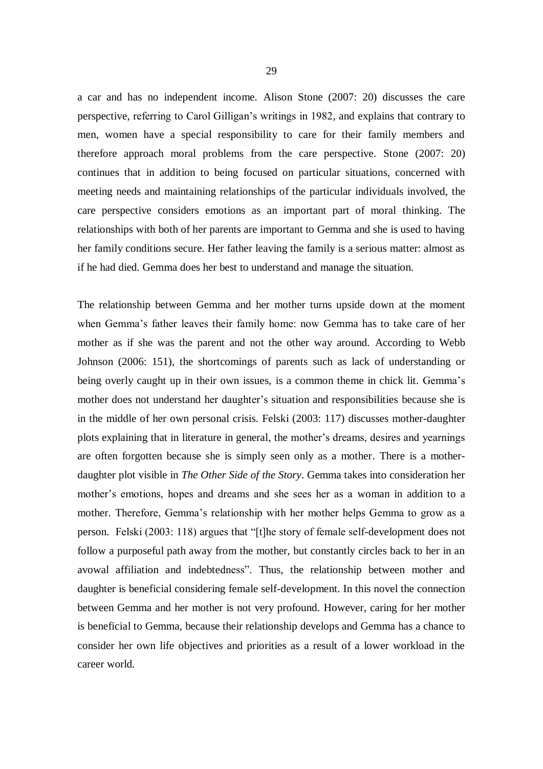a car and has no independent income. Alison Stone (2007: 20) discusses the care perspective, referring to Carol Gilligan's writings in 1982, and explains that contrary to men, women have a special responsibility to care for their family members and therefore approach moral problems from the care perspective. Stone (2007: 20) continues that in addition to being focused on particular situations, concerned with meeting needs and maintaining relationships of the particular individuals involved, the care perspective considers emotions as an important part of moral thinking. The relationships with both of her parents are important to Gemma and she is used to having her family conditions secure. Her father leaving the family is a serious matter: almost as if he had died. Gemma does her best to understand and manage the situation.

The relationship between Gemma and her mother turns upside down at the moment when Gemma's father leaves their family home: now Gemma has to take care of her mother as if she was the parent and not the other way around. According to Webb Johnson (2006: 151), the shortcomings of parents such as lack of understanding or being overly caught up in their own issues, is a common theme in chick lit. Gemma's mother does not understand her daughter's situation and responsibilities because she is in the middle of her own personal crisis. Felski (2003: 117) discusses mother-daughter plots explaining that in literature in general, the mother's dreams, desires and yearnings are often forgotten because she is simply seen only as a mother. There is a mother-daughter plot visible in *The Other Side of the Story*. Gemma takes into consideration her mother's emotions, hopes and dreams and she sees her as a woman in addition to a mother. Therefore, Gemma's relationship with her mother helps Gemma to grow as a person. Felski (2003: 118) argues that "[t]he story of female self-development does not follow a purposeful path away from the mother, but constantly circles back to her in an avowal affiliation and indebtedness". Thus, the relationship between mother and daughter is beneficial considering female self-development. In this novel the connection between Gemma and her mother is not very profound. However, caring for her mother is beneficial to Gemma, because their relationship develops and Gemma has a chance to consider her own life objectives and priorities as a result of a lower workload in the career world.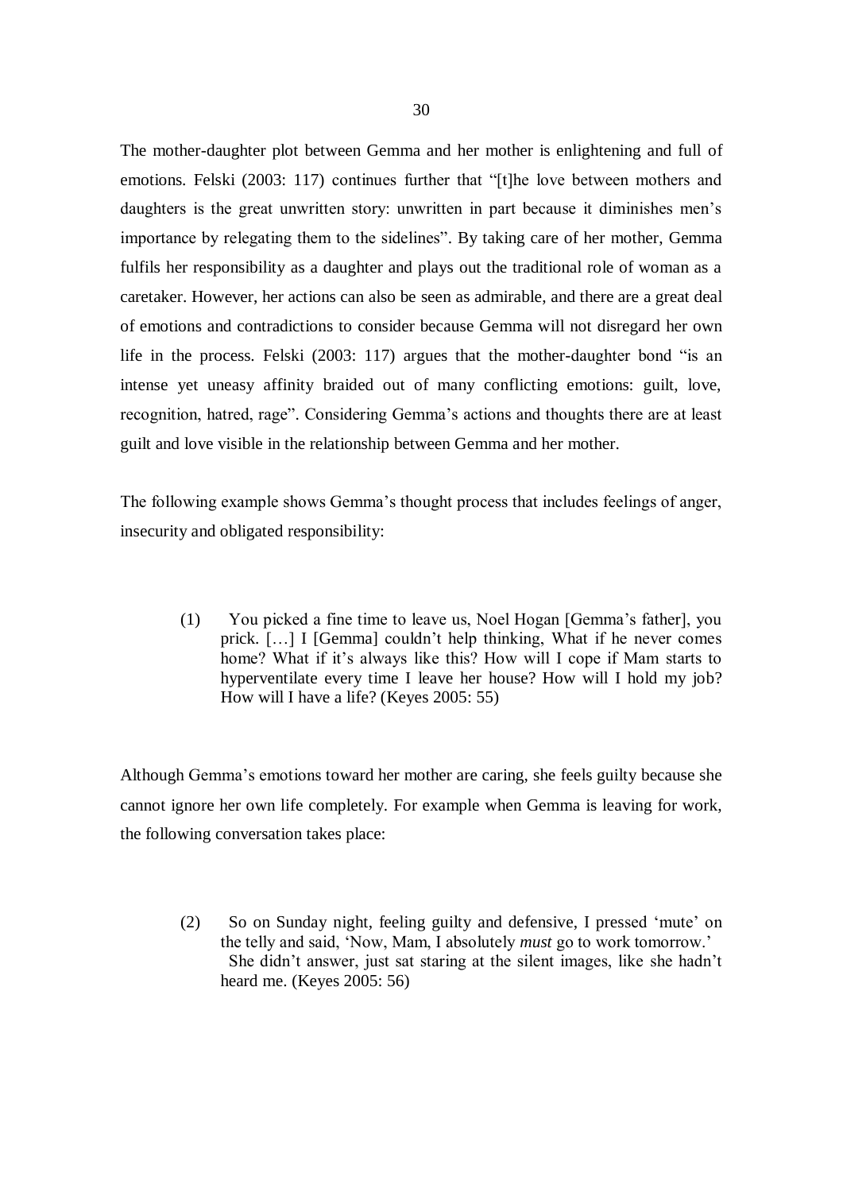The mother-daughter plot between Gemma and her mother is enlightening and full of emotions. Felski (2003: 117) continues further that "[t]he love between mothers and daughters is the great unwritten story: unwritten in part because it diminishes men's importance by relegating them to the sidelines". By taking care of her mother, Gemma fulfils her responsibility as a daughter and plays out the traditional role of woman as a caretaker. However, her actions can also be seen as admirable, and there are a great deal of emotions and contradictions to consider because Gemma will not disregard her own life in the process. Felski (2003: 117) argues that the mother-daughter bond "is an intense yet uneasy affinity braided out of many conflicting emotions: guilt, love, recognition, hatred, rage". Considering Gemma's actions and thoughts there are at least guilt and love visible in the relationship between Gemma and her mother.

The following example shows Gemma's thought process that includes feelings of anger, insecurity and obligated responsibility:

> (1) You picked a fine time to leave us, Noel Hogan [Gemma's father], you prick. […] I [Gemma] couldn't help thinking, What if he never comes home? What if it's always like this? How will I cope if Mam starts to hyperventilate every time I leave her house? How will I hold my job? How will I have a life? (Keyes 2005: 55)

Although Gemma's emotions toward her mother are caring, she feels guilty because she cannot ignore her own life completely. For example when Gemma is leaving for work, the following conversation takes place:

> (2) So on Sunday night, feeling guilty and defensive, I pressed 'mute' on the telly and said, 'Now, Mam, I absolutely *must* go to work tomorrow.'
> She didn't answer, just sat staring at the silent images, like she hadn't heard me. (Keyes 2005: 56)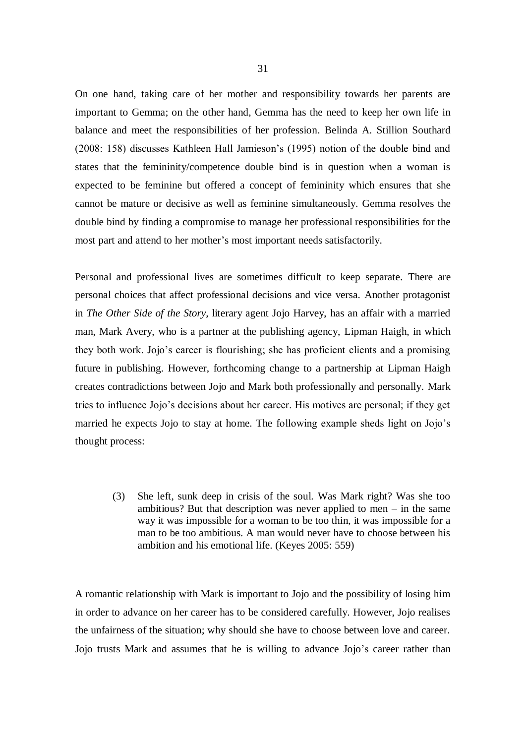On one hand, taking care of her mother and responsibility towards her parents are important to Gemma; on the other hand, Gemma has the need to keep her own life in balance and meet the responsibilities of her profession. Belinda A. Stillion Southard (2008: 158) discusses Kathleen Hall Jamieson's (1995) notion of the double bind and states that the femininity/competence double bind is in question when a woman is expected to be feminine but offered a concept of femininity which ensures that she cannot be mature or decisive as well as feminine simultaneously. Gemma resolves the double bind by finding a compromise to manage her professional responsibilities for the most part and attend to her mother's most important needs satisfactorily.

Personal and professional lives are sometimes difficult to keep separate. There are personal choices that affect professional decisions and vice versa. Another protagonist in *The Other Side of the Story,* literary agent Jojo Harvey, has an affair with a married man, Mark Avery, who is a partner at the publishing agency, Lipman Haigh, in which they both work. Jojo's career is flourishing; she has proficient clients and a promising future in publishing. However, forthcoming change to a partnership at Lipman Haigh creates contradictions between Jojo and Mark both professionally and personally. Mark tries to influence Jojo's decisions about her career. His motives are personal; if they get married he expects Jojo to stay at home. The following example sheds light on Jojo's thought process:

> (3) She left, sunk deep in crisis of the soul. Was Mark right? Was she too ambitious? But that description was never applied to men – in the same way it was impossible for a woman to be too thin, it was impossible for a man to be too ambitious. A man would never have to choose between his ambition and his emotional life. (Keyes 2005: 559)

A romantic relationship with Mark is important to Jojo and the possibility of losing him in order to advance on her career has to be considered carefully. However, Jojo realises the unfairness of the situation; why should she have to choose between love and career. Jojo trusts Mark and assumes that he is willing to advance Jojo's career rather than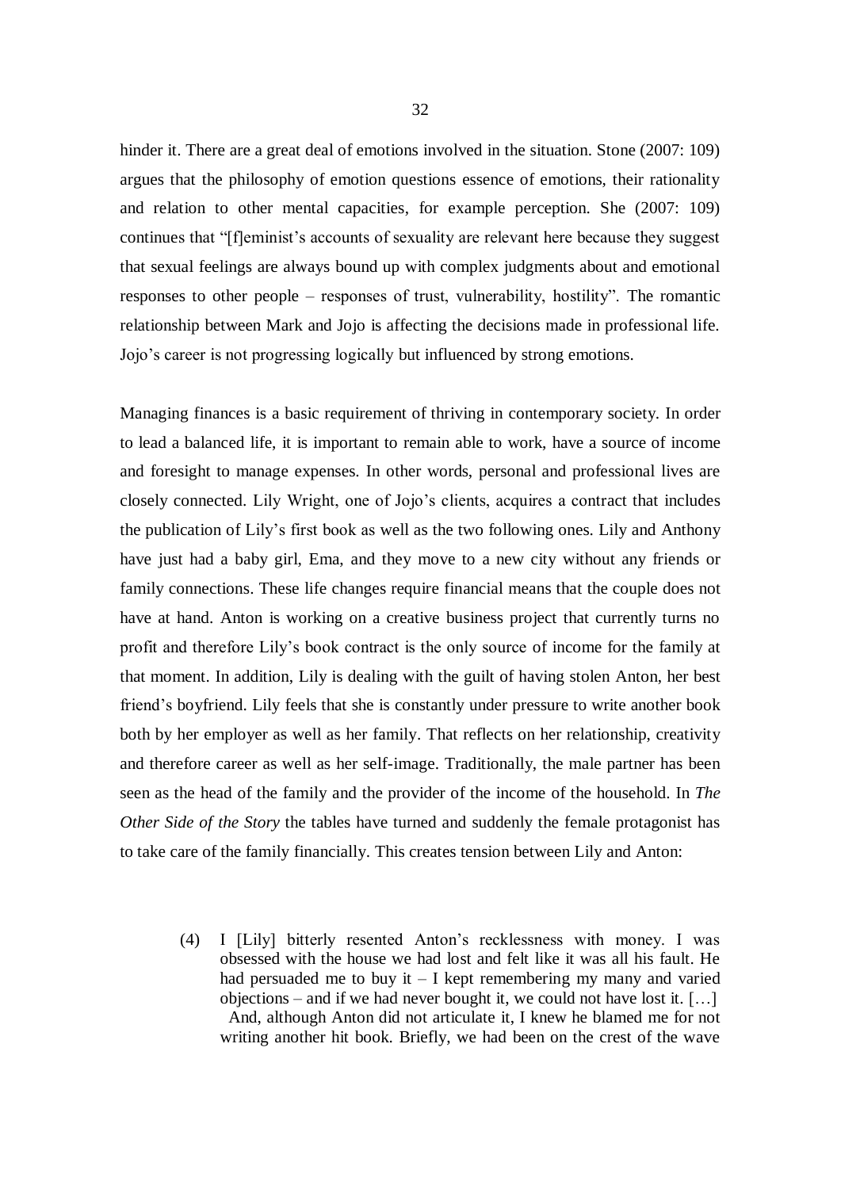hinder it. There are a great deal of emotions involved in the situation. Stone (2007: 109) argues that the philosophy of emotion questions essence of emotions, their rationality and relation to other mental capacities, for example perception. She (2007: 109) continues that "[f]eminist's accounts of sexuality are relevant here because they suggest that sexual feelings are always bound up with complex judgments about and emotional responses to other people – responses of trust, vulnerability, hostility". The romantic relationship between Mark and Jojo is affecting the decisions made in professional life. Jojo's career is not progressing logically but influenced by strong emotions.

Managing finances is a basic requirement of thriving in contemporary society. In order to lead a balanced life, it is important to remain able to work, have a source of income and foresight to manage expenses. In other words, personal and professional lives are closely connected. Lily Wright, one of Jojo's clients, acquires a contract that includes the publication of Lily's first book as well as the two following ones. Lily and Anthony have just had a baby girl, Ema, and they move to a new city without any friends or family connections. These life changes require financial means that the couple does not have at hand. Anton is working on a creative business project that currently turns no profit and therefore Lily's book contract is the only source of income for the family at that moment. In addition, Lily is dealing with the guilt of having stolen Anton, her best friend's boyfriend. Lily feels that she is constantly under pressure to write another book both by her employer as well as her family. That reflects on her relationship, creativity and therefore career as well as her self-image. Traditionally, the male partner has been seen as the head of the family and the provider of the income of the household. In *The Other Side of the Story* the tables have turned and suddenly the female protagonist has to take care of the family financially. This creates tension between Lily and Anton:

> (4) I [Lily] bitterly resented Anton's recklessness with money. I was obsessed with the house we had lost and felt like it was all his fault. He had persuaded me to buy it – I kept remembering my many and varied objections – and if we had never bought it, we could not have lost it. […]
> And, although Anton did not articulate it, I knew he blamed me for not writing another hit book. Briefly, we had been on the crest of the wave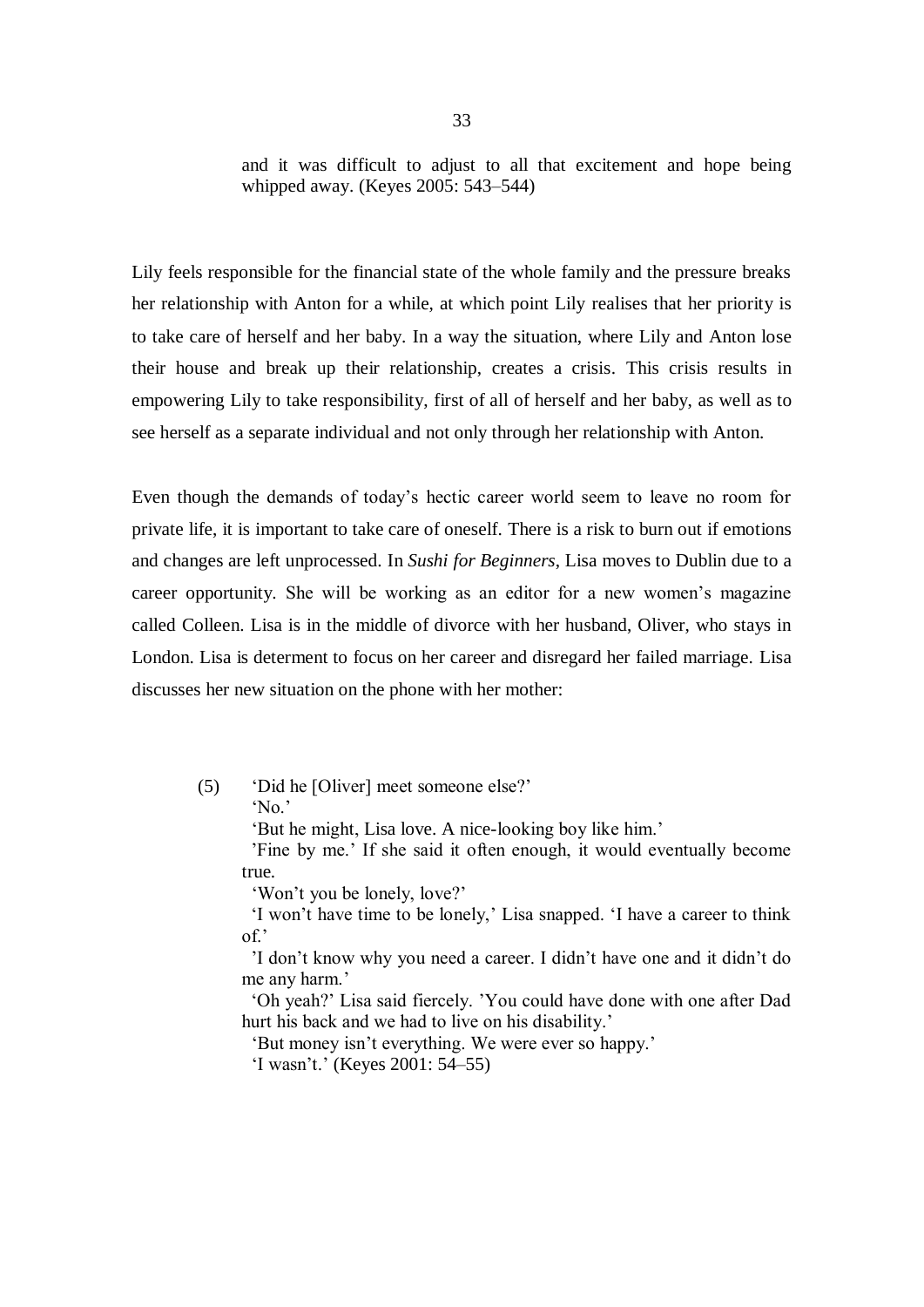> and it was difficult to adjust to all that excitement and hope being whipped away. (Keyes 2005: 543–544)

Lily feels responsible for the financial state of the whole family and the pressure breaks her relationship with Anton for a while, at which point Lily realises that her priority is to take care of herself and her baby. In a way the situation, where Lily and Anton lose their house and break up their relationship, creates a crisis. This crisis results in empowering Lily to take responsibility, first of all of herself and her baby, as well as to see herself as a separate individual and not only through her relationship with Anton.

Even though the demands of today's hectic career world seem to leave no room for private life, it is important to take care of oneself. There is a risk to burn out if emotions and changes are left unprocessed. In *Sushi for Beginners*, Lisa moves to Dublin due to a career opportunity. She will be working as an editor for a new women's magazine called Colleen. Lisa is in the middle of divorce with her husband, Oliver, who stays in London. Lisa is determent to focus on her career and disregard her failed marriage. Lisa discusses her new situation on the phone with her mother:

(5) 'Did he [Oliver] meet someone else?'

'No.'

'But he might, Lisa love. A nice-looking boy like him.'

'Fine by me.' If she said it often enough, it would eventually become true.

'Won't you be lonely, love?'

'I won't have time to be lonely,' Lisa snapped. 'I have a career to think of.'

'I don't know why you need a career. I didn't have one and it didn't do me any harm.'

'Oh yeah?' Lisa said fiercely. 'You could have done with one after Dad hurt his back and we had to live on his disability.'

'But money isn't everything. We were ever so happy.'

'I wasn't.' (Keyes 2001: 54–55)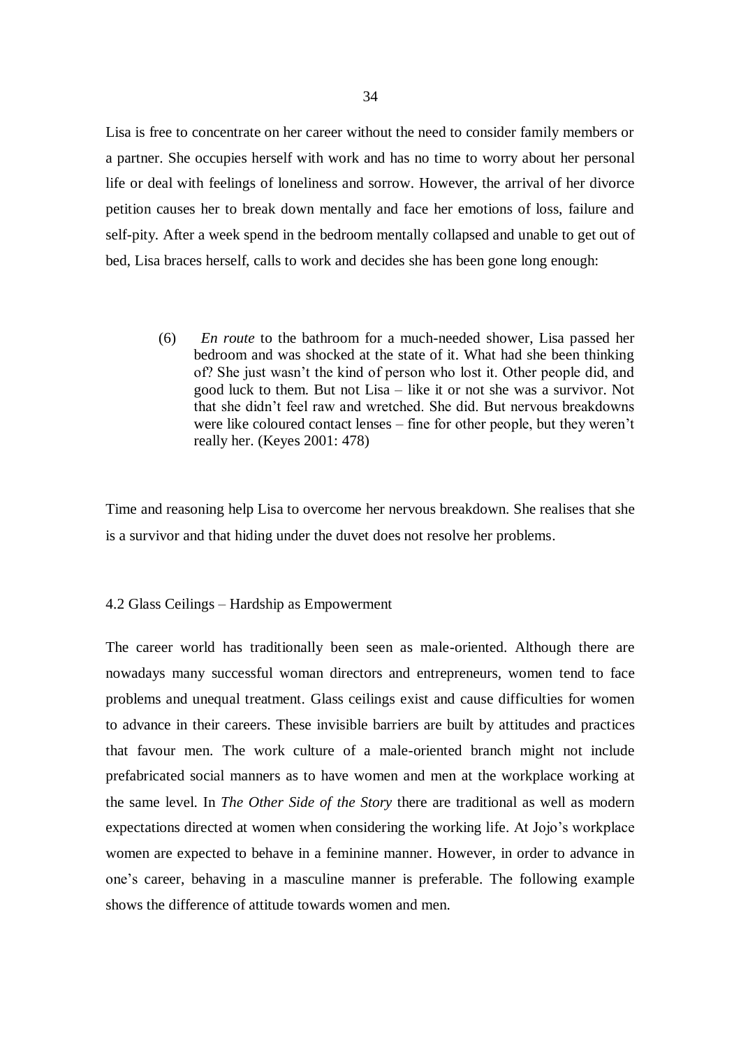Lisa is free to concentrate on her career without the need to consider family members or a partner. She occupies herself with work and has no time to worry about her personal life or deal with feelings of loneliness and sorrow. However, the arrival of her divorce petition causes her to break down mentally and face her emotions of loss, failure and self-pity. After a week spend in the bedroom mentally collapsed and unable to get out of bed, Lisa braces herself, calls to work and decides she has been gone long enough:

> (6) *En route* to the bathroom for a much-needed shower, Lisa passed her bedroom and was shocked at the state of it. What had she been thinking of? She just wasn't the kind of person who lost it. Other people did, and good luck to them. But not Lisa – like it or not she was a survivor. Not that she didn't feel raw and wretched. She did. But nervous breakdowns were like coloured contact lenses – fine for other people, but they weren't really her. (Keyes 2001: 478)

Time and reasoning help Lisa to overcome her nervous breakdown. She realises that she is a survivor and that hiding under the duvet does not resolve her problems.

## 4.2 Glass Ceilings – Hardship as Empowerment

The career world has traditionally been seen as male-oriented. Although there are nowadays many successful woman directors and entrepreneurs, women tend to face problems and unequal treatment. Glass ceilings exist and cause difficulties for women to advance in their careers. These invisible barriers are built by attitudes and practices that favour men. The work culture of a male-oriented branch might not include prefabricated social manners as to have women and men at the workplace working at the same level. In *The Other Side of the Story* there are traditional as well as modern expectations directed at women when considering the working life. At Jojo's workplace women are expected to behave in a feminine manner. However, in order to advance in one's career, behaving in a masculine manner is preferable. The following example shows the difference of attitude towards women and men.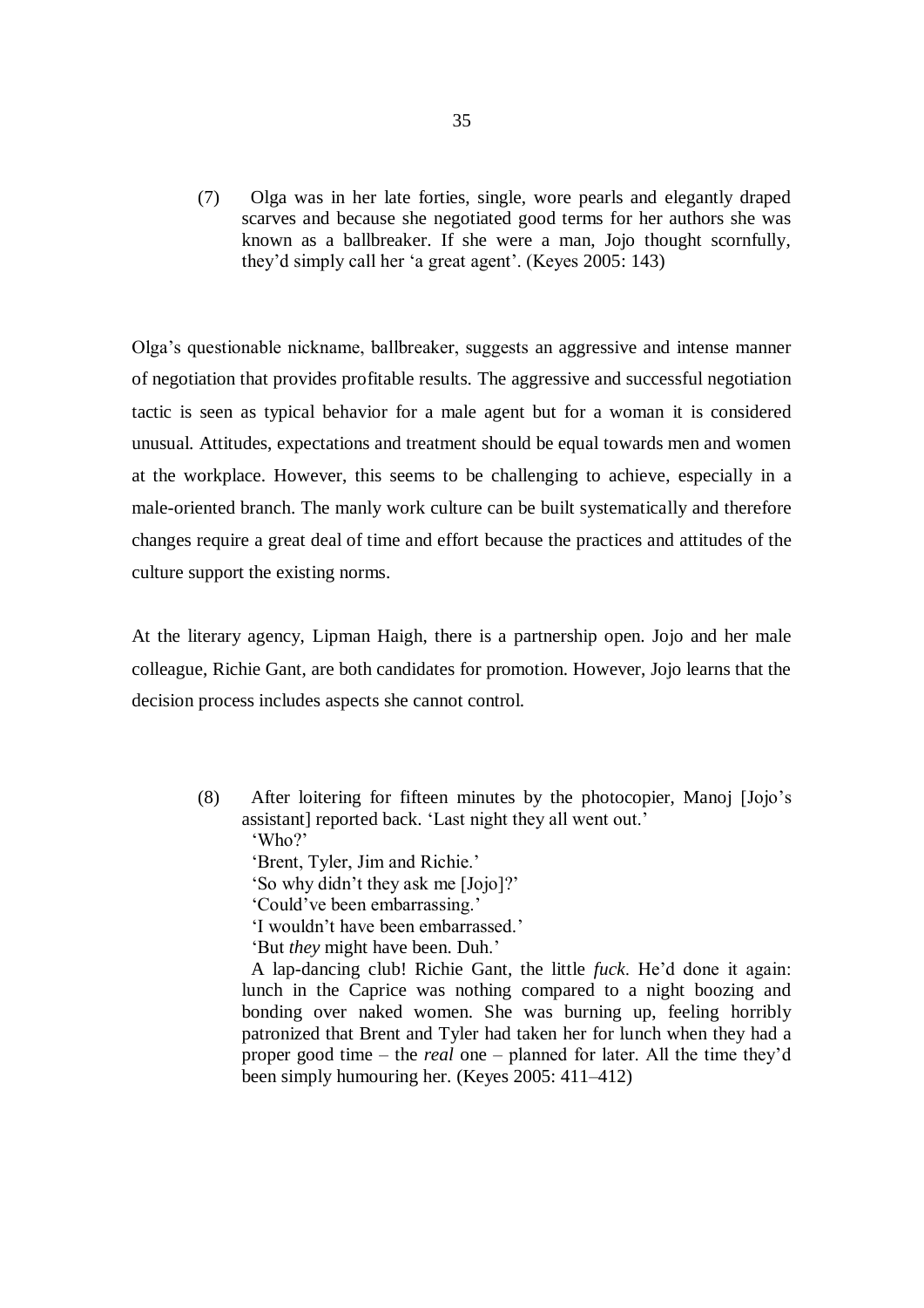> (7) Olga was in her late forties, single, wore pearls and elegantly draped scarves and because she negotiated good terms for her authors she was known as a ballbreaker. If she were a man, Jojo thought scornfully, they'd simply call her 'a great agent'. (Keyes 2005: 143)

Olga's questionable nickname, ballbreaker, suggests an aggressive and intense manner of negotiation that provides profitable results. The aggressive and successful negotiation tactic is seen as typical behavior for a male agent but for a woman it is considered unusual. Attitudes, expectations and treatment should be equal towards men and women at the workplace. However, this seems to be challenging to achieve, especially in a male-oriented branch. The manly work culture can be built systematically and therefore changes require a great deal of time and effort because the practices and attitudes of the culture support the existing norms.

At the literary agency, Lipman Haigh, there is a partnership open. Jojo and her male colleague, Richie Gant, are both candidates for promotion. However, Jojo learns that the decision process includes aspects she cannot control.

> (8) After loitering for fifteen minutes by the photocopier, Manoj [Jojo's assistant] reported back. 'Last night they all went out.'
> 'Who?'
> 'Brent, Tyler, Jim and Richie.'
> 'So why didn't they ask me [Jojo]?'
> 'Could've been embarrassing.'
> 'I wouldn't have been embarrassed.'
> 'But *they* might have been. Duh.'
> A lap-dancing club! Richie Gant, the little *fuck*. He'd done it again: lunch in the Caprice was nothing compared to a night boozing and bonding over naked women. She was burning up, feeling horribly patronized that Brent and Tyler had taken her for lunch when they had a proper good time – the *real* one – planned for later. All the time they'd been simply humouring her. (Keyes 2005: 411–412)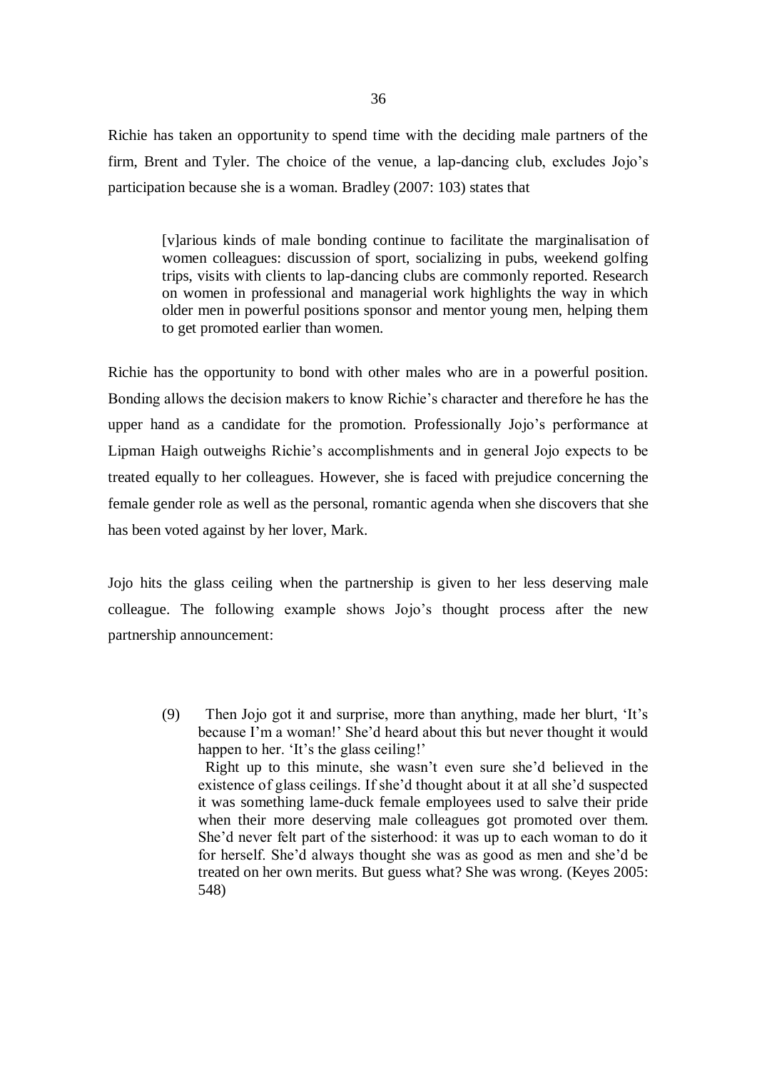Richie has taken an opportunity to spend time with the deciding male partners of the firm, Brent and Tyler. The choice of the venue, a lap-dancing club, excludes Jojo's participation because she is a woman. Bradley (2007: 103) states that

> [v]arious kinds of male bonding continue to facilitate the marginalisation of women colleagues: discussion of sport, socializing in pubs, weekend golfing trips, visits with clients to lap-dancing clubs are commonly reported. Research on women in professional and managerial work highlights the way in which older men in powerful positions sponsor and mentor young men, helping them to get promoted earlier than women.

Richie has the opportunity to bond with other males who are in a powerful position. Bonding allows the decision makers to know Richie's character and therefore he has the upper hand as a candidate for the promotion. Professionally Jojo's performance at Lipman Haigh outweighs Richie's accomplishments and in general Jojo expects to be treated equally to her colleagues. However, she is faced with prejudice concerning the female gender role as well as the personal, romantic agenda when she discovers that she has been voted against by her lover, Mark.

Jojo hits the glass ceiling when the partnership is given to her less deserving male colleague. The following example shows Jojo's thought process after the new partnership announcement:

> (9) Then Jojo got it and surprise, more than anything, made her blurt, 'It's because I'm a woman!' She'd heard about this but never thought it would happen to her. 'It's the glass ceiling!'
>
> Right up to this minute, she wasn't even sure she'd believed in the existence of glass ceilings. If she'd thought about it at all she'd suspected it was something lame-duck female employees used to salve their pride when their more deserving male colleagues got promoted over them. She'd never felt part of the sisterhood: it was up to each woman to do it for herself. She'd always thought she was as good as men and she'd be treated on her own merits. But guess what? She was wrong. (Keyes 2005: 548)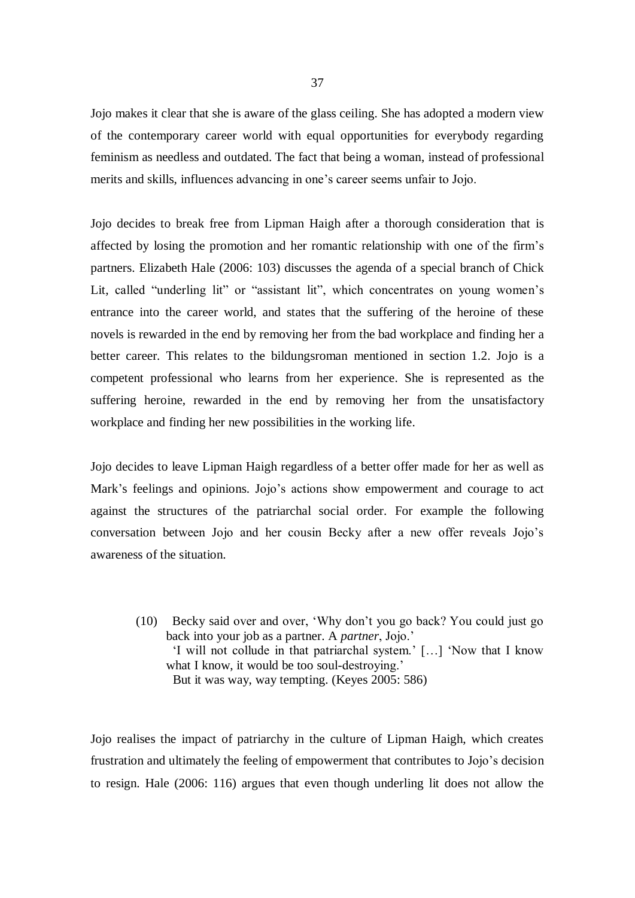Jojo makes it clear that she is aware of the glass ceiling. She has adopted a modern view of the contemporary career world with equal opportunities for everybody regarding feminism as needless and outdated. The fact that being a woman, instead of professional merits and skills, influences advancing in one's career seems unfair to Jojo.

Jojo decides to break free from Lipman Haigh after a thorough consideration that is affected by losing the promotion and her romantic relationship with one of the firm's partners. Elizabeth Hale (2006: 103) discusses the agenda of a special branch of Chick Lit, called "underling lit" or "assistant lit", which concentrates on young women's entrance into the career world, and states that the suffering of the heroine of these novels is rewarded in the end by removing her from the bad workplace and finding her a better career. This relates to the bildungsroman mentioned in section 1.2. Jojo is a competent professional who learns from her experience. She is represented as the suffering heroine, rewarded in the end by removing her from the unsatisfactory workplace and finding her new possibilities in the working life.

Jojo decides to leave Lipman Haigh regardless of a better offer made for her as well as Mark's feelings and opinions. Jojo's actions show empowerment and courage to act against the structures of the patriarchal social order. For example the following conversation between Jojo and her cousin Becky after a new offer reveals Jojo's awareness of the situation.

> (10) Becky said over and over, 'Why don't you go back? You could just go back into your job as a partner. A *partner*, Jojo.'
> 'I will not collude in that patriarchal system.' […] 'Now that I know what I know, it would be too soul-destroying.'
> But it was way, way tempting. (Keyes 2005: 586)

Jojo realises the impact of patriarchy in the culture of Lipman Haigh, which creates frustration and ultimately the feeling of empowerment that contributes to Jojo's decision to resign. Hale (2006: 116) argues that even though underling lit does not allow the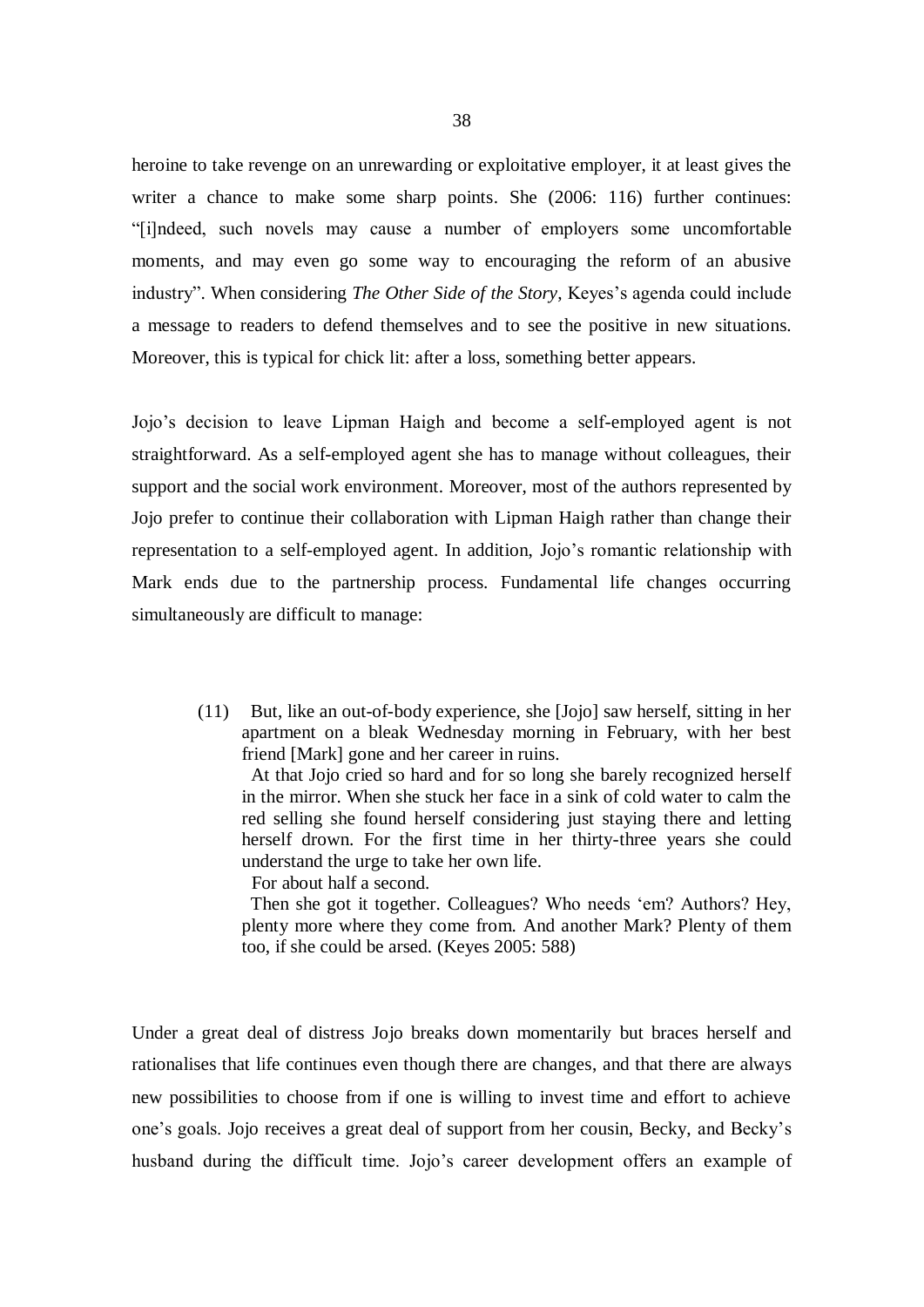heroine to take revenge on an unrewarding or exploitative employer, it at least gives the writer a chance to make some sharp points. She (2006: 116) further continues: "[i]ndeed, such novels may cause a number of employers some uncomfortable moments, and may even go some way to encouraging the reform of an abusive industry". When considering *The Other Side of the Story*, Keyes's agenda could include a message to readers to defend themselves and to see the positive in new situations. Moreover, this is typical for chick lit: after a loss, something better appears.

Jojo's decision to leave Lipman Haigh and become a self-employed agent is not straightforward. As a self-employed agent she has to manage without colleagues, their support and the social work environment. Moreover, most of the authors represented by Jojo prefer to continue their collaboration with Lipman Haigh rather than change their representation to a self-employed agent. In addition, Jojo's romantic relationship with Mark ends due to the partnership process. Fundamental life changes occurring simultaneously are difficult to manage:

> (11) But, like an out-of-body experience, she [Jojo] saw herself, sitting in her apartment on a bleak Wednesday morning in February, with her best friend [Mark] gone and her career in ruins.
>
> At that Jojo cried so hard and for so long she barely recognized herself in the mirror. When she stuck her face in a sink of cold water to calm the red selling she found herself considering just staying there and letting herself drown. For the first time in her thirty-three years she could understand the urge to take her own life.
>
> For about half a second.
>
> Then she got it together. Colleagues? Who needs 'em? Authors? Hey, plenty more where they come from. And another Mark? Plenty of them too, if she could be arsed. (Keyes 2005: 588)

Under a great deal of distress Jojo breaks down momentarily but braces herself and rationalises that life continues even though there are changes, and that there are always new possibilities to choose from if one is willing to invest time and effort to achieve one's goals. Jojo receives a great deal of support from her cousin, Becky, and Becky's husband during the difficult time. Jojo's career development offers an example of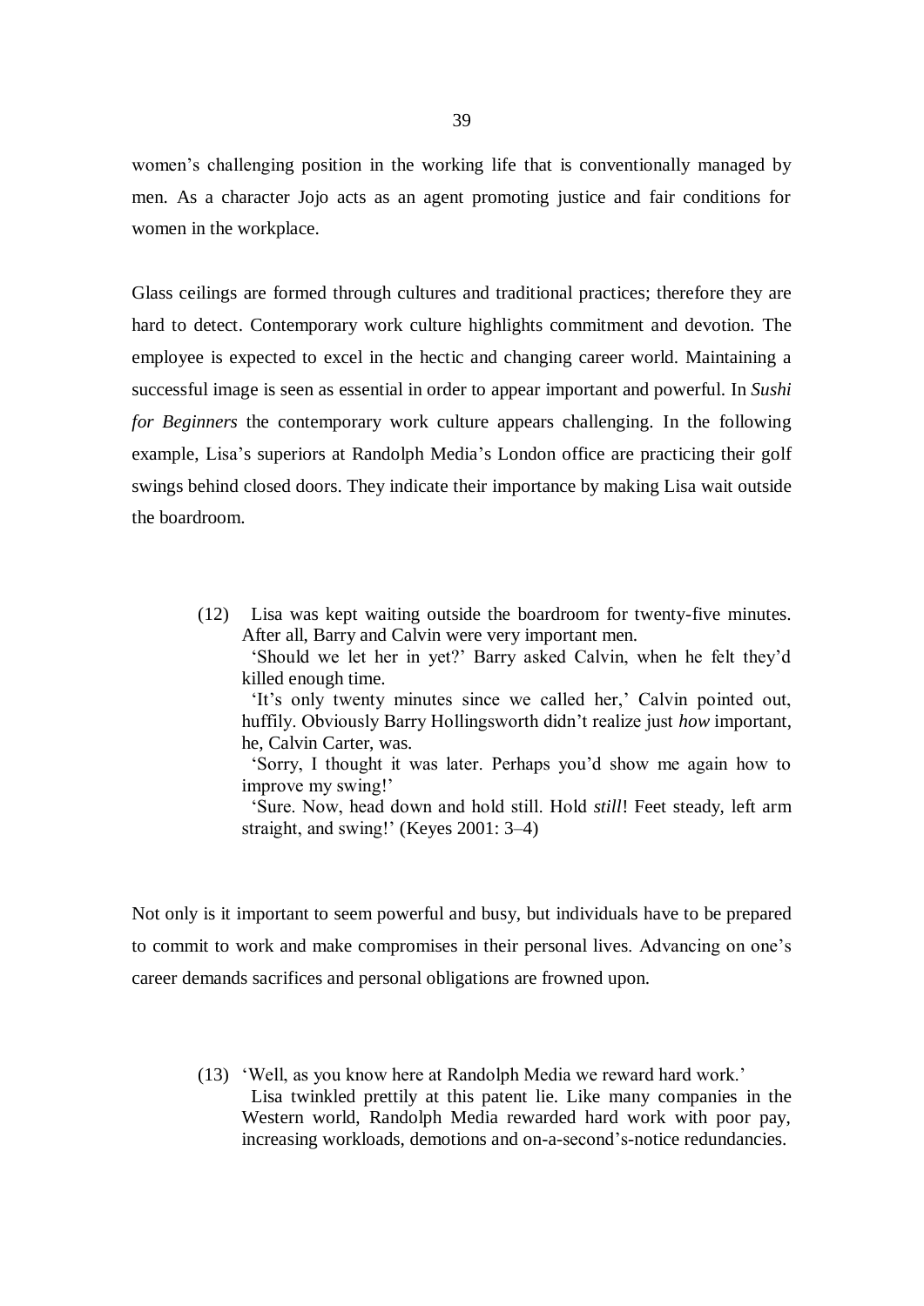women's challenging position in the working life that is conventionally managed by men. As a character Jojo acts as an agent promoting justice and fair conditions for women in the workplace.

Glass ceilings are formed through cultures and traditional practices; therefore they are hard to detect. Contemporary work culture highlights commitment and devotion. The employee is expected to excel in the hectic and changing career world. Maintaining a successful image is seen as essential in order to appear important and powerful. In *Sushi for Beginners* the contemporary work culture appears challenging. In the following example, Lisa's superiors at Randolph Media's London office are practicing their golf swings behind closed doors. They indicate their importance by making Lisa wait outside the boardroom.

> (12) Lisa was kept waiting outside the boardroom for twenty-five minutes. After all, Barry and Calvin were very important men.
> 'Should we let her in yet?' Barry asked Calvin, when he felt they'd killed enough time.
> 'It's only twenty minutes since we called her,' Calvin pointed out, huffily. Obviously Barry Hollingsworth didn't realize just *how* important, he, Calvin Carter, was.
> 'Sorry, I thought it was later. Perhaps you'd show me again how to improve my swing!'
> 'Sure. Now, head down and hold still. Hold *still*! Feet steady, left arm straight, and swing!' (Keyes 2001: 3–4)

Not only is it important to seem powerful and busy, but individuals have to be prepared to commit to work and make compromises in their personal lives. Advancing on one's career demands sacrifices and personal obligations are frowned upon.

> (13) 'Well, as you know here at Randolph Media we reward hard work.'
> Lisa twinkled prettily at this patent lie. Like many companies in the Western world, Randolph Media rewarded hard work with poor pay, increasing workloads, demotions and on-a-second's-notice redundancies.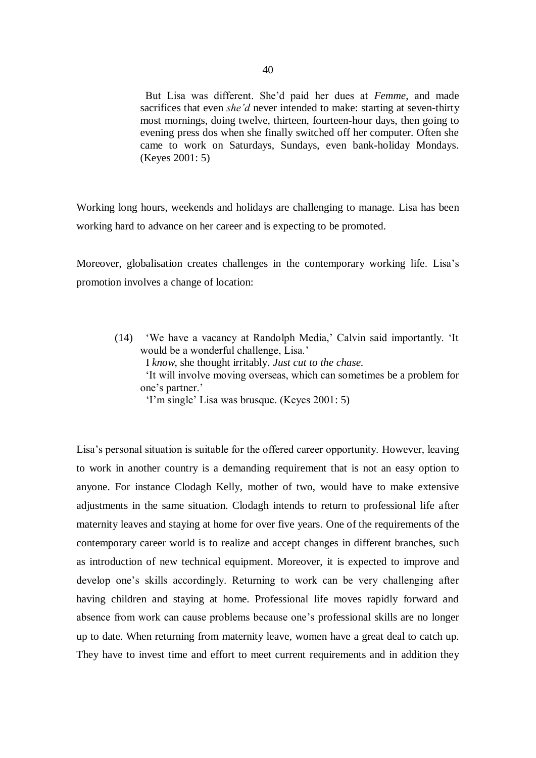> But Lisa was different. She'd paid her dues at *Femme*, and made sacrifices that even *she'd* never intended to make: starting at seven-thirty most mornings, doing twelve, thirteen, fourteen-hour days, then going to evening press dos when she finally switched off her computer. Often she came to work on Saturdays, Sundays, even bank-holiday Mondays. (Keyes 2001: 5)

Working long hours, weekends and holidays are challenging to manage. Lisa has been working hard to advance on her career and is expecting to be promoted.

Moreover, globalisation creates challenges in the contemporary working life. Lisa's promotion involves a change of location:

> (14) 'We have a vacancy at Randolph Media,' Calvin said importantly. 'It would be a wonderful challenge, Lisa.'
> I *know*, she thought irritably. *Just cut to the chase.*
> 'It will involve moving overseas, which can sometimes be a problem for one's partner.'
> 'I'm single' Lisa was brusque. (Keyes 2001: 5)

Lisa's personal situation is suitable for the offered career opportunity. However, leaving to work in another country is a demanding requirement that is not an easy option to anyone. For instance Clodagh Kelly, mother of two, would have to make extensive adjustments in the same situation. Clodagh intends to return to professional life after maternity leaves and staying at home for over five years. One of the requirements of the contemporary career world is to realize and accept changes in different branches, such as introduction of new technical equipment. Moreover, it is expected to improve and develop one's skills accordingly. Returning to work can be very challenging after having children and staying at home. Professional life moves rapidly forward and absence from work can cause problems because one's professional skills are no longer up to date. When returning from maternity leave, women have a great deal to catch up. They have to invest time and effort to meet current requirements and in addition they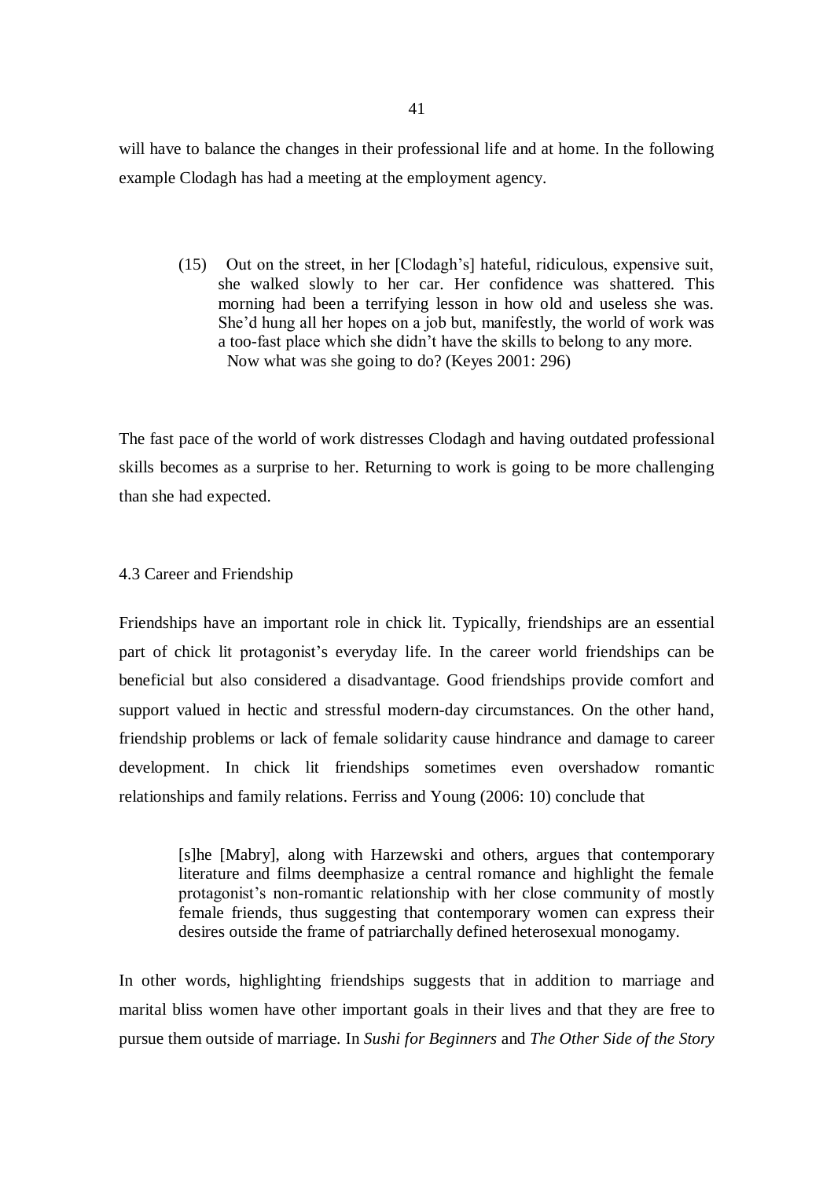will have to balance the changes in their professional life and at home. In the following example Clodagh has had a meeting at the employment agency.

> (15) Out on the street, in her [Clodagh's] hateful, ridiculous, expensive suit, she walked slowly to her car. Her confidence was shattered. This morning had been a terrifying lesson in how old and useless she was. She'd hung all her hopes on a job but, manifestly, the world of work was a too-fast place which she didn't have the skills to belong to any more.
> Now what was she going to do? (Keyes 2001: 296)

The fast pace of the world of work distresses Clodagh and having outdated professional skills becomes as a surprise to her. Returning to work is going to be more challenging than she had expected.

### 4.3 Career and Friendship

Friendships have an important role in chick lit. Typically, friendships are an essential part of chick lit protagonist's everyday life. In the career world friendships can be beneficial but also considered a disadvantage. Good friendships provide comfort and support valued in hectic and stressful modern-day circumstances. On the other hand, friendship problems or lack of female solidarity cause hindrance and damage to career development. In chick lit friendships sometimes even overshadow romantic relationships and family relations. Ferriss and Young (2006: 10) conclude that

> [s]he [Mabry], along with Harzewski and others, argues that contemporary literature and films deemphasize a central romance and highlight the female protagonist's non-romantic relationship with her close community of mostly female friends, thus suggesting that contemporary women can express their desires outside the frame of patriarchally defined heterosexual monogamy.

In other words, highlighting friendships suggests that in addition to marriage and marital bliss women have other important goals in their lives and that they are free to pursue them outside of marriage. In *Sushi for Beginners* and *The Other Side of the Story*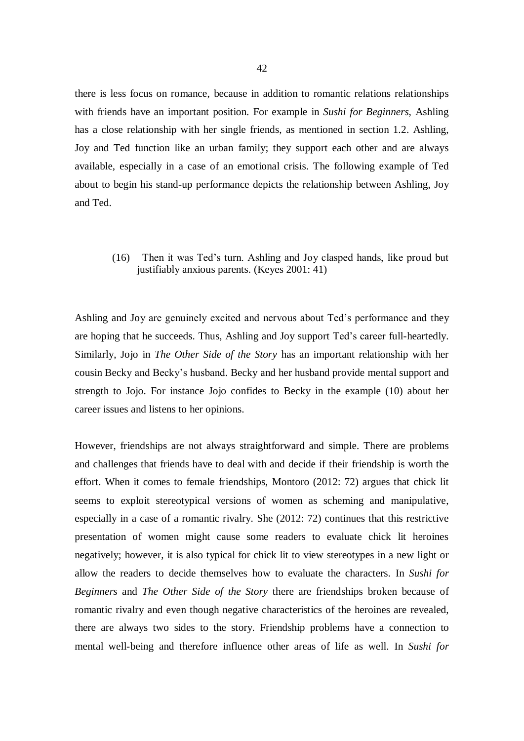there is less focus on romance, because in addition to romantic relations relationships with friends have an important position. For example in *Sushi for Beginners*, Ashling has a close relationship with her single friends, as mentioned in section 1.2. Ashling, Joy and Ted function like an urban family; they support each other and are always available, especially in a case of an emotional crisis. The following example of Ted about to begin his stand-up performance depicts the relationship between Ashling, Joy and Ted.

> (16) Then it was Ted's turn. Ashling and Joy clasped hands, like proud but justifiably anxious parents. (Keyes 2001: 41)

Ashling and Joy are genuinely excited and nervous about Ted's performance and they are hoping that he succeeds. Thus, Ashling and Joy support Ted's career full-heartedly. Similarly, Jojo in *The Other Side of the Story* has an important relationship with her cousin Becky and Becky's husband. Becky and her husband provide mental support and strength to Jojo. For instance Jojo confides to Becky in the example (10) about her career issues and listens to her opinions.

However, friendships are not always straightforward and simple. There are problems and challenges that friends have to deal with and decide if their friendship is worth the effort. When it comes to female friendships, Montoro (2012: 72) argues that chick lit seems to exploit stereotypical versions of women as scheming and manipulative, especially in a case of a romantic rivalry. She (2012: 72) continues that this restrictive presentation of women might cause some readers to evaluate chick lit heroines negatively; however, it is also typical for chick lit to view stereotypes in a new light or allow the readers to decide themselves how to evaluate the characters. In *Sushi for Beginners* and *The Other Side of the Story* there are friendships broken because of romantic rivalry and even though negative characteristics of the heroines are revealed, there are always two sides to the story. Friendship problems have a connection to mental well-being and therefore influence other areas of life as well. In *Sushi for*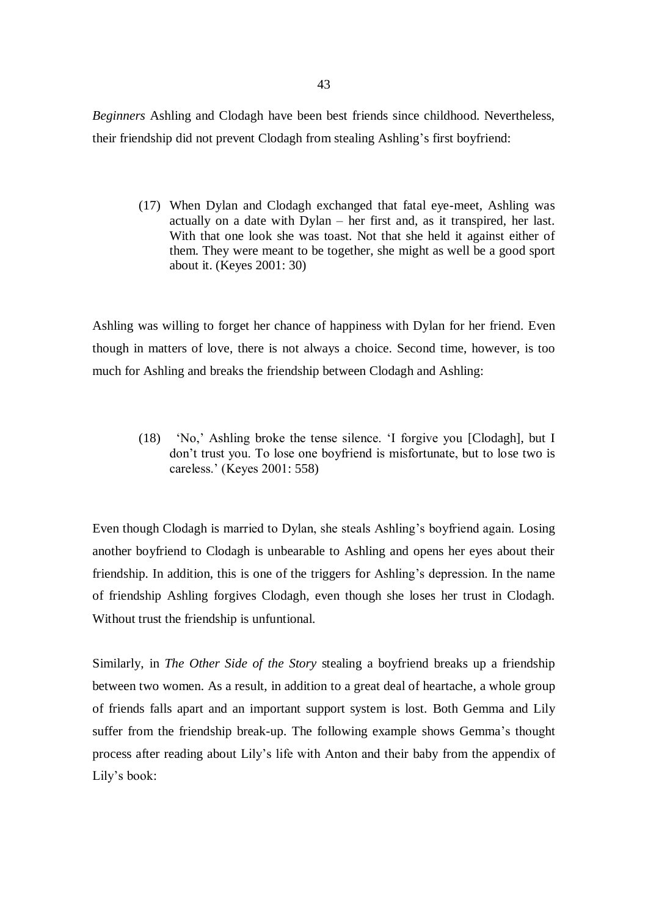*Beginners* Ashling and Clodagh have been best friends since childhood. Nevertheless, their friendship did not prevent Clodagh from stealing Ashling's first boyfriend:

> (17) When Dylan and Clodagh exchanged that fatal eye-meet, Ashling was actually on a date with Dylan – her first and, as it transpired, her last. With that one look she was toast. Not that she held it against either of them. They were meant to be together, she might as well be a good sport about it. (Keyes 2001: 30)

Ashling was willing to forget her chance of happiness with Dylan for her friend. Even though in matters of love, there is not always a choice. Second time, however, is too much for Ashling and breaks the friendship between Clodagh and Ashling:

> (18) 'No,' Ashling broke the tense silence. 'I forgive you [Clodagh], but I don't trust you. To lose one boyfriend is misfortunate, but to lose two is careless.' (Keyes 2001: 558)

Even though Clodagh is married to Dylan, she steals Ashling's boyfriend again. Losing another boyfriend to Clodagh is unbearable to Ashling and opens her eyes about their friendship. In addition, this is one of the triggers for Ashling's depression. In the name of friendship Ashling forgives Clodagh, even though she loses her trust in Clodagh. Without trust the friendship is unfuntional.

Similarly, in *The Other Side of the Story* stealing a boyfriend breaks up a friendship between two women. As a result, in addition to a great deal of heartache, a whole group of friends falls apart and an important support system is lost. Both Gemma and Lily suffer from the friendship break-up. The following example shows Gemma's thought process after reading about Lily's life with Anton and their baby from the appendix of Lily's book: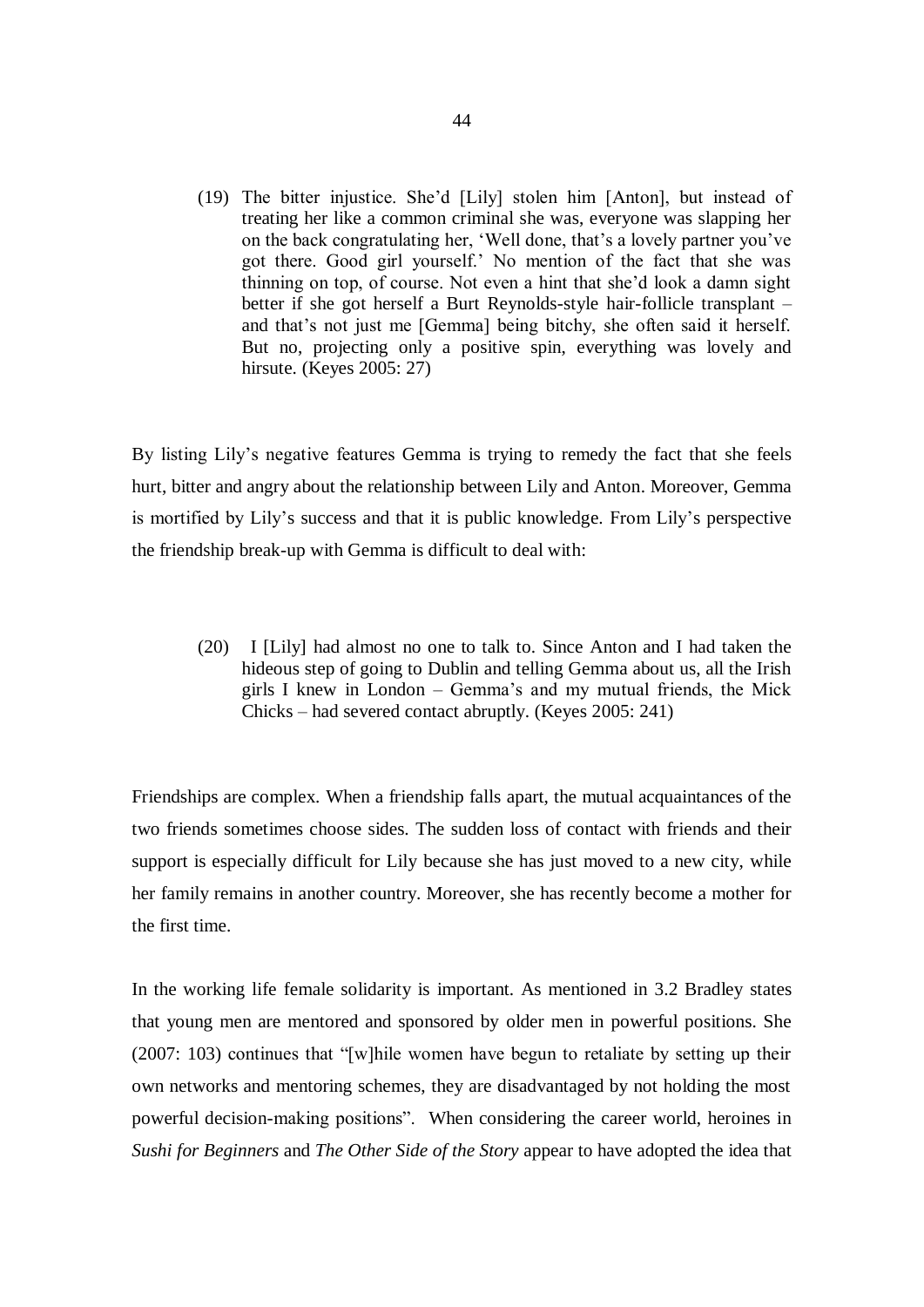> (19) The bitter injustice. She'd [Lily] stolen him [Anton], but instead of treating her like a common criminal she was, everyone was slapping her on the back congratulating her, 'Well done, that's a lovely partner you've got there. Good girl yourself.' No mention of the fact that she was thinning on top, of course. Not even a hint that she'd look a damn sight better if she got herself a Burt Reynolds-style hair-follicle transplant – and that's not just me [Gemma] being bitchy, she often said it herself. But no, projecting only a positive spin, everything was lovely and hirsute. (Keyes 2005: 27)

By listing Lily's negative features Gemma is trying to remedy the fact that she feels hurt, bitter and angry about the relationship between Lily and Anton. Moreover, Gemma is mortified by Lily's success and that it is public knowledge. From Lily's perspective the friendship break-up with Gemma is difficult to deal with:

> (20) I [Lily] had almost no one to talk to. Since Anton and I had taken the hideous step of going to Dublin and telling Gemma about us, all the Irish girls I knew in London – Gemma's and my mutual friends, the Mick Chicks – had severed contact abruptly. (Keyes 2005: 241)

Friendships are complex. When a friendship falls apart, the mutual acquaintances of the two friends sometimes choose sides. The sudden loss of contact with friends and their support is especially difficult for Lily because she has just moved to a new city, while her family remains in another country. Moreover, she has recently become a mother for the first time.

In the working life female solidarity is important. As mentioned in 3.2 Bradley states that young men are mentored and sponsored by older men in powerful positions. She (2007: 103) continues that "[w]hile women have begun to retaliate by setting up their own networks and mentoring schemes, they are disadvantaged by not holding the most powerful decision-making positions". When considering the career world, heroines in *Sushi for Beginners* and *The Other Side of the Story* appear to have adopted the idea that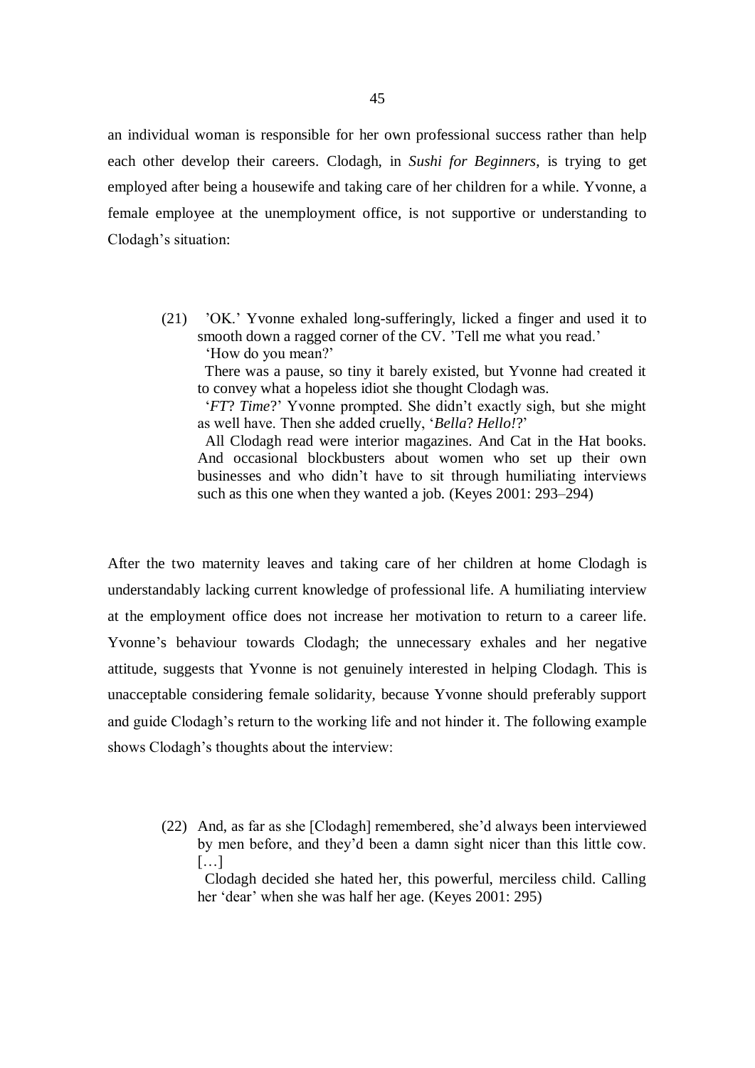an individual woman is responsible for her own professional success rather than help each other develop their careers. Clodagh, in *Sushi for Beginners*, is trying to get employed after being a housewife and taking care of her children for a while. Yvonne, a female employee at the unemployment office, is not supportive or understanding to Clodagh's situation:

> (21) 'OK.' Yvonne exhaled long-sufferingly, licked a finger and used it to smooth down a ragged corner of the CV. 'Tell me what you read.'
> 'How do you mean?'
> There was a pause, so tiny it barely existed, but Yvonne had created it to convey what a hopeless idiot she thought Clodagh was.
> '*FT*? *Time*?' Yvonne prompted. She didn't exactly sigh, but she might as well have. Then she added cruelly, '*Bella*? *Hello!*?'
> All Clodagh read were interior magazines. And Cat in the Hat books. And occasional blockbusters about women who set up their own businesses and who didn't have to sit through humiliating interviews such as this one when they wanted a job. (Keyes 2001: 293–294)

After the two maternity leaves and taking care of her children at home Clodagh is understandably lacking current knowledge of professional life. A humiliating interview at the employment office does not increase her motivation to return to a career life. Yvonne's behaviour towards Clodagh; the unnecessary exhales and her negative attitude, suggests that Yvonne is not genuinely interested in helping Clodagh. This is unacceptable considering female solidarity, because Yvonne should preferably support and guide Clodagh's return to the working life and not hinder it. The following example shows Clodagh's thoughts about the interview:

> (22) And, as far as she [Clodagh] remembered, she'd always been interviewed by men before, and they'd been a damn sight nicer than this little cow. […]
> Clodagh decided she hated her, this powerful, merciless child. Calling her 'dear' when she was half her age. (Keyes 2001: 295)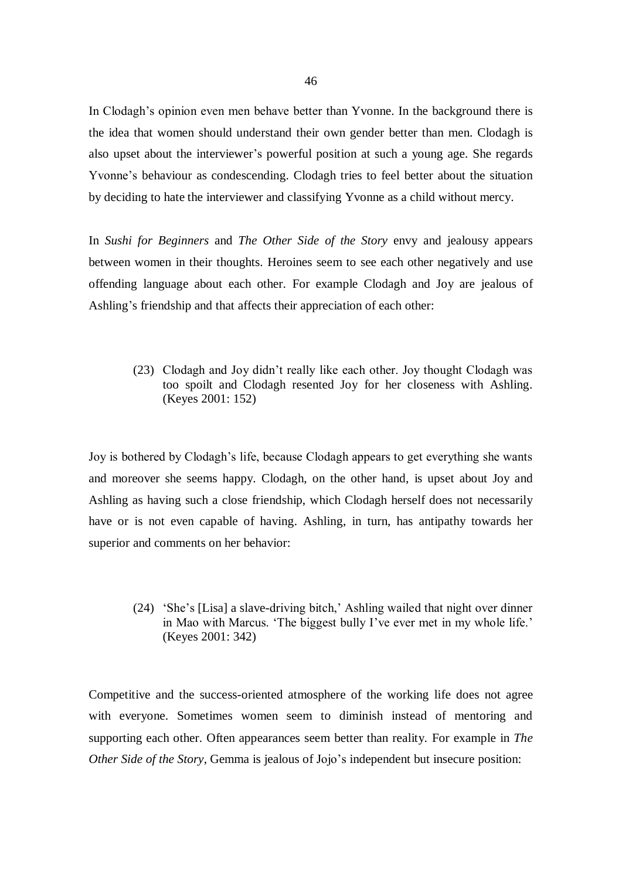In Clodagh's opinion even men behave better than Yvonne. In the background there is the idea that women should understand their own gender better than men. Clodagh is also upset about the interviewer's powerful position at such a young age. She regards Yvonne's behaviour as condescending. Clodagh tries to feel better about the situation by deciding to hate the interviewer and classifying Yvonne as a child without mercy.

In *Sushi for Beginners* and *The Other Side of the Story* envy and jealousy appears between women in their thoughts. Heroines seem to see each other negatively and use offending language about each other. For example Clodagh and Joy are jealous of Ashling's friendship and that affects their appreciation of each other:

> (23) Clodagh and Joy didn't really like each other. Joy thought Clodagh was too spoilt and Clodagh resented Joy for her closeness with Ashling. (Keyes 2001: 152)

Joy is bothered by Clodagh's life, because Clodagh appears to get everything she wants and moreover she seems happy. Clodagh, on the other hand, is upset about Joy and Ashling as having such a close friendship, which Clodagh herself does not necessarily have or is not even capable of having. Ashling, in turn, has antipathy towards her superior and comments on her behavior:

> (24) 'She's [Lisa] a slave-driving bitch,' Ashling wailed that night over dinner in Mao with Marcus. 'The biggest bully I've ever met in my whole life.' (Keyes 2001: 342)

Competitive and the success-oriented atmosphere of the working life does not agree with everyone. Sometimes women seem to diminish instead of mentoring and supporting each other. Often appearances seem better than reality. For example in *The Other Side of the Story*, Gemma is jealous of Jojo's independent but insecure position: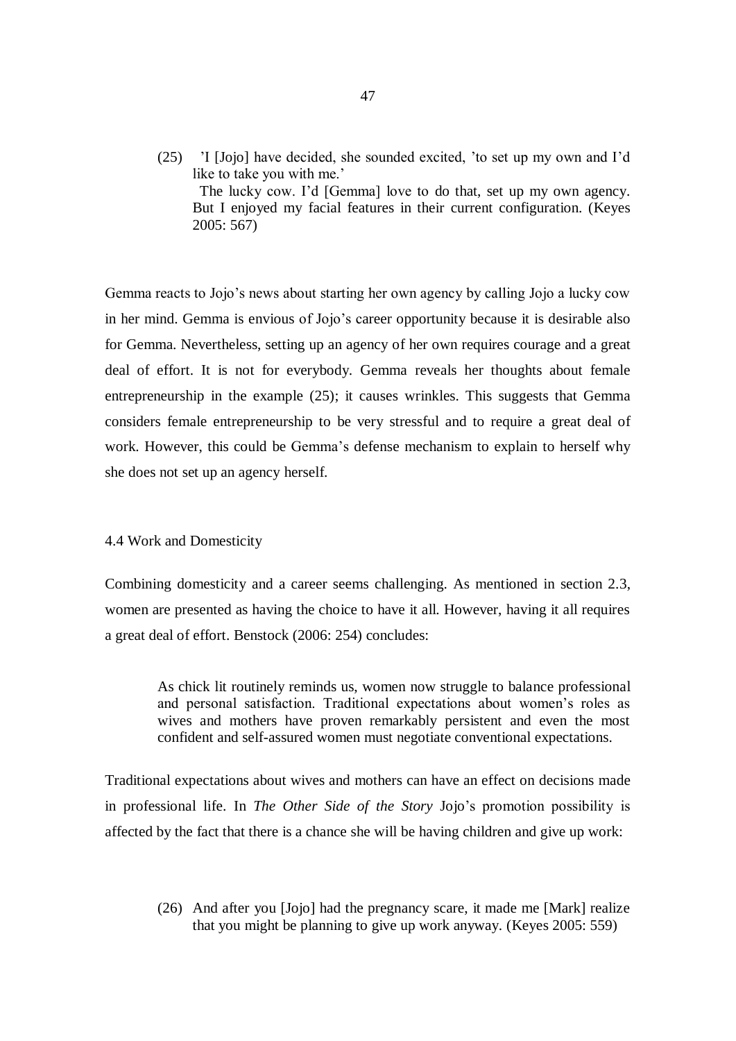(25) 'I [Jojo] have decided, she sounded excited, 'to set up my own and I'd like to take you with me.'
  The lucky cow. I'd [Gemma] love to do that, set up my own agency. But I enjoyed my facial features in their current configuration. (Keyes 2005: 567)

Gemma reacts to Jojo's news about starting her own agency by calling Jojo a lucky cow in her mind. Gemma is envious of Jojo's career opportunity because it is desirable also for Gemma. Nevertheless, setting up an agency of her own requires courage and a great deal of effort. It is not for everybody. Gemma reveals her thoughts about female entrepreneurship in the example (25); it causes wrinkles. This suggests that Gemma considers female entrepreneurship to be very stressful and to require a great deal of work. However, this could be Gemma's defense mechanism to explain to herself why she does not set up an agency herself.

## 4.4 Work and Domesticity

Combining domesticity and a career seems challenging. As mentioned in section 2.3, women are presented as having the choice to have it all. However, having it all requires a great deal of effort. Benstock (2006: 254) concludes:

> As chick lit routinely reminds us, women now struggle to balance professional and personal satisfaction. Traditional expectations about women's roles as wives and mothers have proven remarkably persistent and even the most confident and self-assured women must negotiate conventional expectations.

Traditional expectations about wives and mothers can have an effect on decisions made in professional life. In *The Other Side of the Story* Jojo's promotion possibility is affected by the fact that there is a chance she will be having children and give up work:

(26) And after you [Jojo] had the pregnancy scare, it made me [Mark] realize that you might be planning to give up work anyway. (Keyes 2005: 559)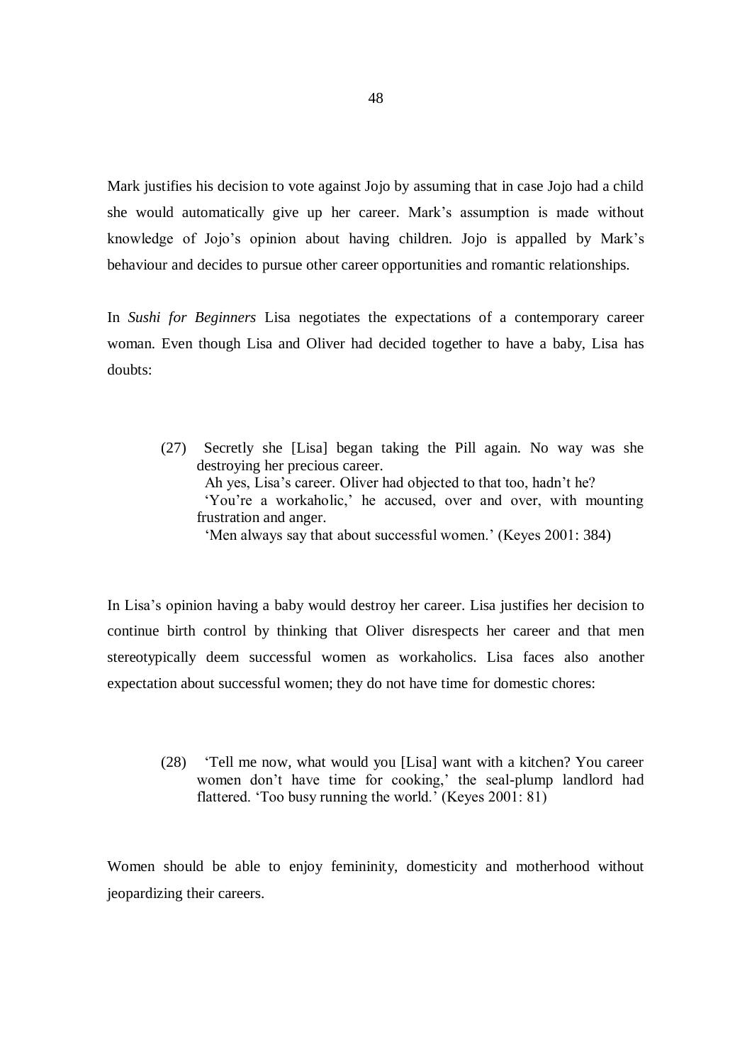Mark justifies his decision to vote against Jojo by assuming that in case Jojo had a child she would automatically give up her career. Mark's assumption is made without knowledge of Jojo's opinion about having children. Jojo is appalled by Mark's behaviour and decides to pursue other career opportunities and romantic relationships.

In *Sushi for Beginners* Lisa negotiates the expectations of a contemporary career woman. Even though Lisa and Oliver had decided together to have a baby, Lisa has doubts:

> (27) Secretly she [Lisa] began taking the Pill again. No way was she destroying her precious career.
> Ah yes, Lisa's career. Oliver had objected to that too, hadn't he?
> 'You're a workaholic,' he accused, over and over, with mounting frustration and anger.
> 'Men always say that about successful women.' (Keyes 2001: 384)

In Lisa's opinion having a baby would destroy her career. Lisa justifies her decision to continue birth control by thinking that Oliver disrespects her career and that men stereotypically deem successful women as workaholics. Lisa faces also another expectation about successful women; they do not have time for domestic chores:

> (28) 'Tell me now, what would you [Lisa] want with a kitchen? You career women don't have time for cooking,' the seal-plump landlord had flattered. 'Too busy running the world.' (Keyes 2001: 81)

Women should be able to enjoy femininity, domesticity and motherhood without jeopardizing their careers.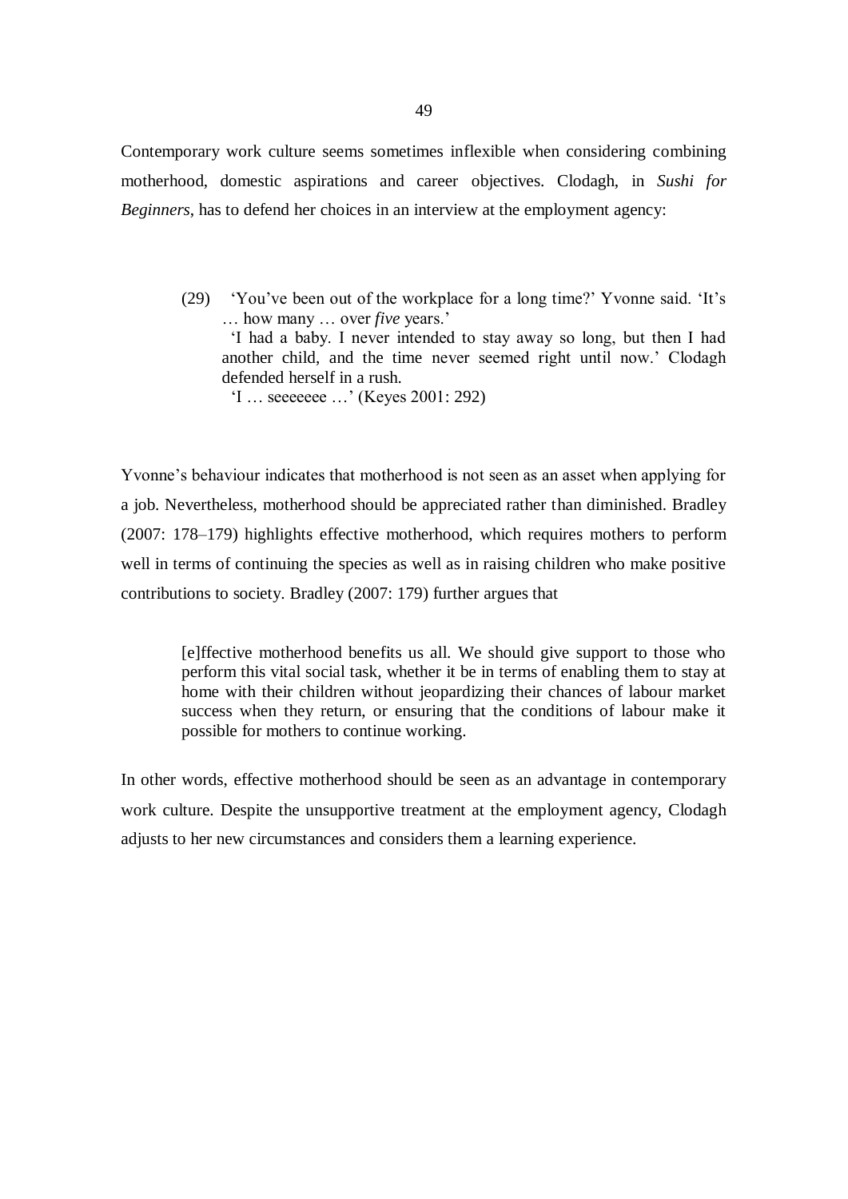Contemporary work culture seems sometimes inflexible when considering combining motherhood, domestic aspirations and career objectives. Clodagh, in *Sushi for Beginners*, has to defend her choices in an interview at the employment agency:

> (29) 'You've been out of the workplace for a long time?' Yvonne said. 'It's … how many … over *five* years.'
> 'I had a baby. I never intended to stay away so long, but then I had another child, and the time never seemed right until now.' Clodagh defended herself in a rush.
> 'I … seeeeeee …' (Keyes 2001: 292)

Yvonne's behaviour indicates that motherhood is not seen as an asset when applying for a job. Nevertheless, motherhood should be appreciated rather than diminished. Bradley (2007: 178–179) highlights effective motherhood, which requires mothers to perform well in terms of continuing the species as well as in raising children who make positive contributions to society. Bradley (2007: 179) further argues that

> [e]ffective motherhood benefits us all. We should give support to those who perform this vital social task, whether it be in terms of enabling them to stay at home with their children without jeopardizing their chances of labour market success when they return, or ensuring that the conditions of labour make it possible for mothers to continue working.

In other words, effective motherhood should be seen as an advantage in contemporary work culture. Despite the unsupportive treatment at the employment agency, Clodagh adjusts to her new circumstances and considers them a learning experience.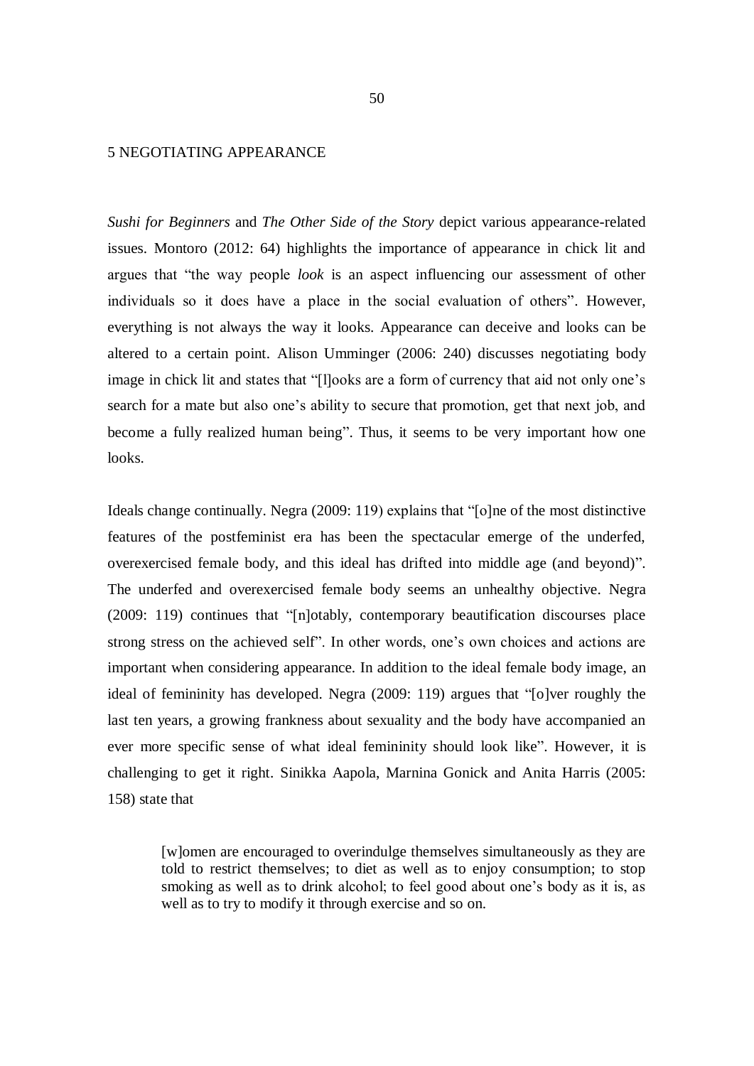# 5 NEGOTIATING APPEARANCE

*Sushi for Beginners* and *The Other Side of the Story* depict various appearance-related issues. Montoro (2012: 64) highlights the importance of appearance in chick lit and argues that "the way people *look* is an aspect influencing our assessment of other individuals so it does have a place in the social evaluation of others". However, everything is not always the way it looks. Appearance can deceive and looks can be altered to a certain point. Alison Umminger (2006: 240) discusses negotiating body image in chick lit and states that "[l]ooks are a form of currency that aid not only one's search for a mate but also one's ability to secure that promotion, get that next job, and become a fully realized human being". Thus, it seems to be very important how one looks.

Ideals change continually. Negra (2009: 119) explains that "[o]ne of the most distinctive features of the postfeminist era has been the spectacular emerge of the underfed, overexercised female body, and this ideal has drifted into middle age (and beyond)". The underfed and overexercised female body seems an unhealthy objective. Negra (2009: 119) continues that "[n]otably, contemporary beautification discourses place strong stress on the achieved self". In other words, one's own choices and actions are important when considering appearance. In addition to the ideal female body image, an ideal of femininity has developed. Negra (2009: 119) argues that "[o]ver roughly the last ten years, a growing frankness about sexuality and the body have accompanied an ever more specific sense of what ideal femininity should look like". However, it is challenging to get it right. Sinikka Aapola, Marnina Gonick and Anita Harris (2005: 158) state that

> [w]omen are encouraged to overindulge themselves simultaneously as they are told to restrict themselves; to diet as well as to enjoy consumption; to stop smoking as well as to drink alcohol; to feel good about one's body as it is, as well as to try to modify it through exercise and so on.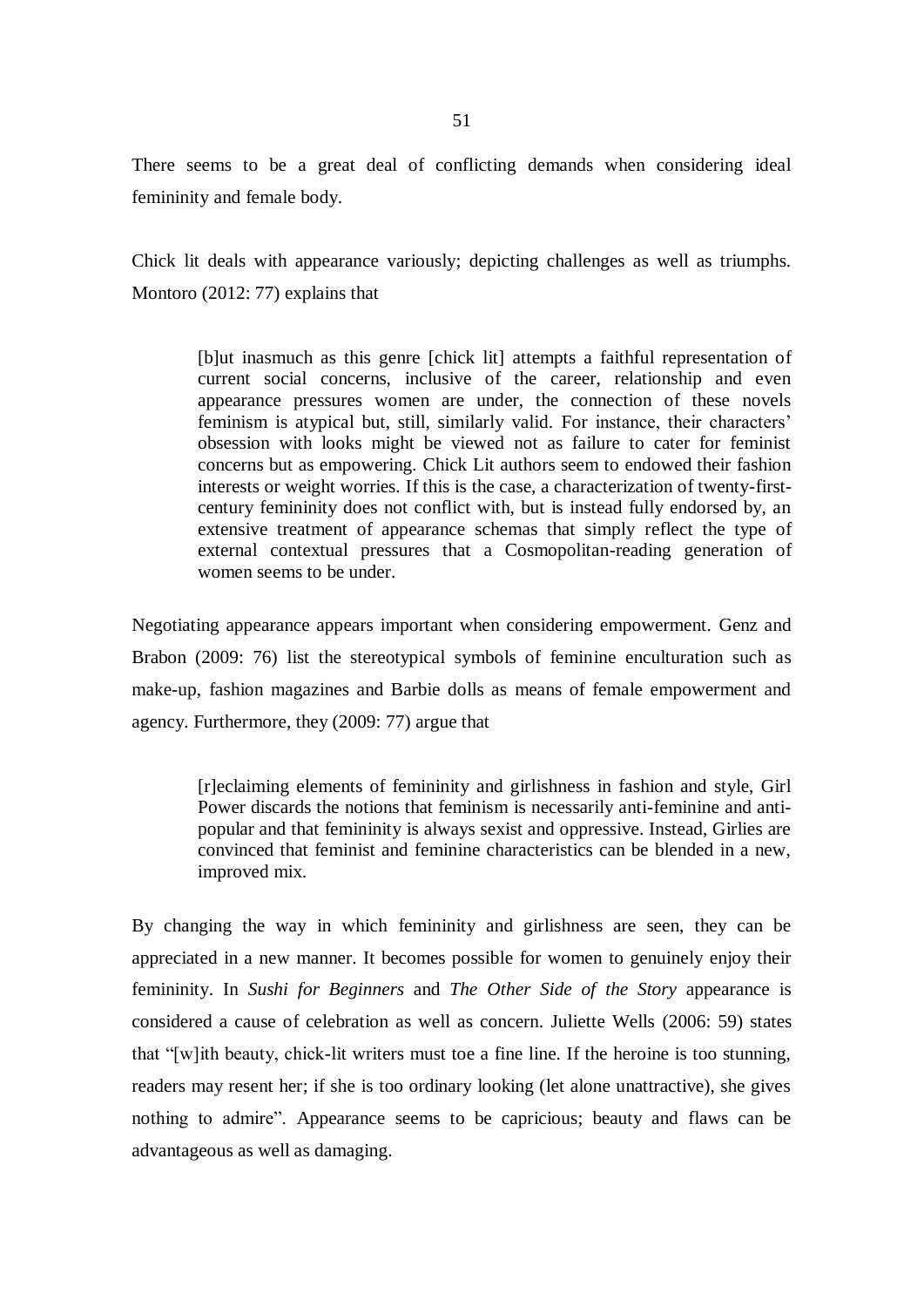There seems to be a great deal of conflicting demands when considering ideal femininity and female body.

Chick lit deals with appearance variously; depicting challenges as well as triumphs. Montoro (2012: 77) explains that

> [b]ut inasmuch as this genre [chick lit] attempts a faithful representation of current social concerns, inclusive of the career, relationship and even appearance pressures women are under, the connection of these novels feminism is atypical but, still, similarly valid. For instance, their characters' obsession with looks might be viewed not as failure to cater for feminist concerns but as empowering. Chick Lit authors seem to endowed their fashion interests or weight worries. If this is the case, a characterization of twenty-first-century femininity does not conflict with, but is instead fully endorsed by, an extensive treatment of appearance schemas that simply reflect the type of external contextual pressures that a Cosmopolitan-reading generation of women seems to be under.

Negotiating appearance appears important when considering empowerment. Genz and Brabon (2009: 76) list the stereotypical symbols of feminine enculturation such as make-up, fashion magazines and Barbie dolls as means of female empowerment and agency. Furthermore, they (2009: 77) argue that

> [r]eclaiming elements of femininity and girlishness in fashion and style, Girl Power discards the notions that feminism is necessarily anti-feminine and anti-popular and that femininity is always sexist and oppressive. Instead, Girlies are convinced that feminist and feminine characteristics can be blended in a new, improved mix.

By changing the way in which femininity and girlishness are seen, they can be appreciated in a new manner. It becomes possible for women to genuinely enjoy their femininity. In *Sushi for Beginners* and *The Other Side of the Story* appearance is considered a cause of celebration as well as concern. Juliette Wells (2006: 59) states that "[w]ith beauty, chick-lit writers must toe a fine line. If the heroine is too stunning, readers may resent her; if she is too ordinary looking (let alone unattractive), she gives nothing to admire". Appearance seems to be capricious; beauty and flaws can be advantageous as well as damaging.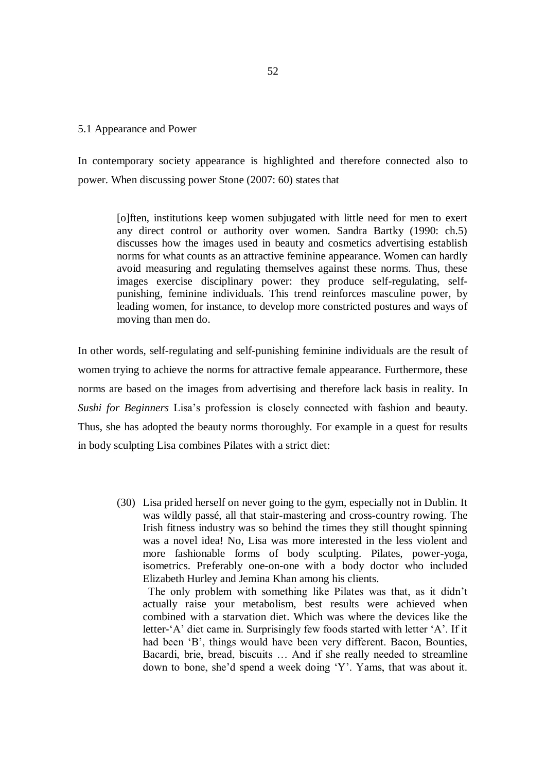## 5.1 Appearance and Power

In contemporary society appearance is highlighted and therefore connected also to power. When discussing power Stone (2007: 60) states that

> [o]ften, institutions keep women subjugated with little need for men to exert any direct control or authority over women. Sandra Bartky (1990: ch.5) discusses how the images used in beauty and cosmetics advertising establish norms for what counts as an attractive feminine appearance. Women can hardly avoid measuring and regulating themselves against these norms. Thus, these images exercise disciplinary power: they produce self-regulating, self-punishing, feminine individuals. This trend reinforces masculine power, by leading women, for instance, to develop more constricted postures and ways of moving than men do.

In other words, self-regulating and self-punishing feminine individuals are the result of women trying to achieve the norms for attractive female appearance. Furthermore, these norms are based on the images from advertising and therefore lack basis in reality. In *Sushi for Beginners* Lisa's profession is closely connected with fashion and beauty. Thus, she has adopted the beauty norms thoroughly. For example in a quest for results in body sculpting Lisa combines Pilates with a strict diet:

> (30) Lisa prided herself on never going to the gym, especially not in Dublin. It was wildly passé, all that stair-mastering and cross-country rowing. The Irish fitness industry was so behind the times they still thought spinning was a novel idea! No, Lisa was more interested in the less violent and more fashionable forms of body sculpting. Pilates, power-yoga, isometrics. Preferably one-on-one with a body doctor who included Elizabeth Hurley and Jemina Khan among his clients.
>
> The only problem with something like Pilates was that, as it didn't actually raise your metabolism, best results were achieved when combined with a starvation diet. Which was where the devices like the letter-'A' diet came in. Surprisingly few foods started with letter 'A'. If it had been 'B', things would have been very different. Bacon, Bounties, Bacardi, brie, bread, biscuits … And if she really needed to streamline down to bone, she'd spend a week doing 'Y'. Yams, that was about it.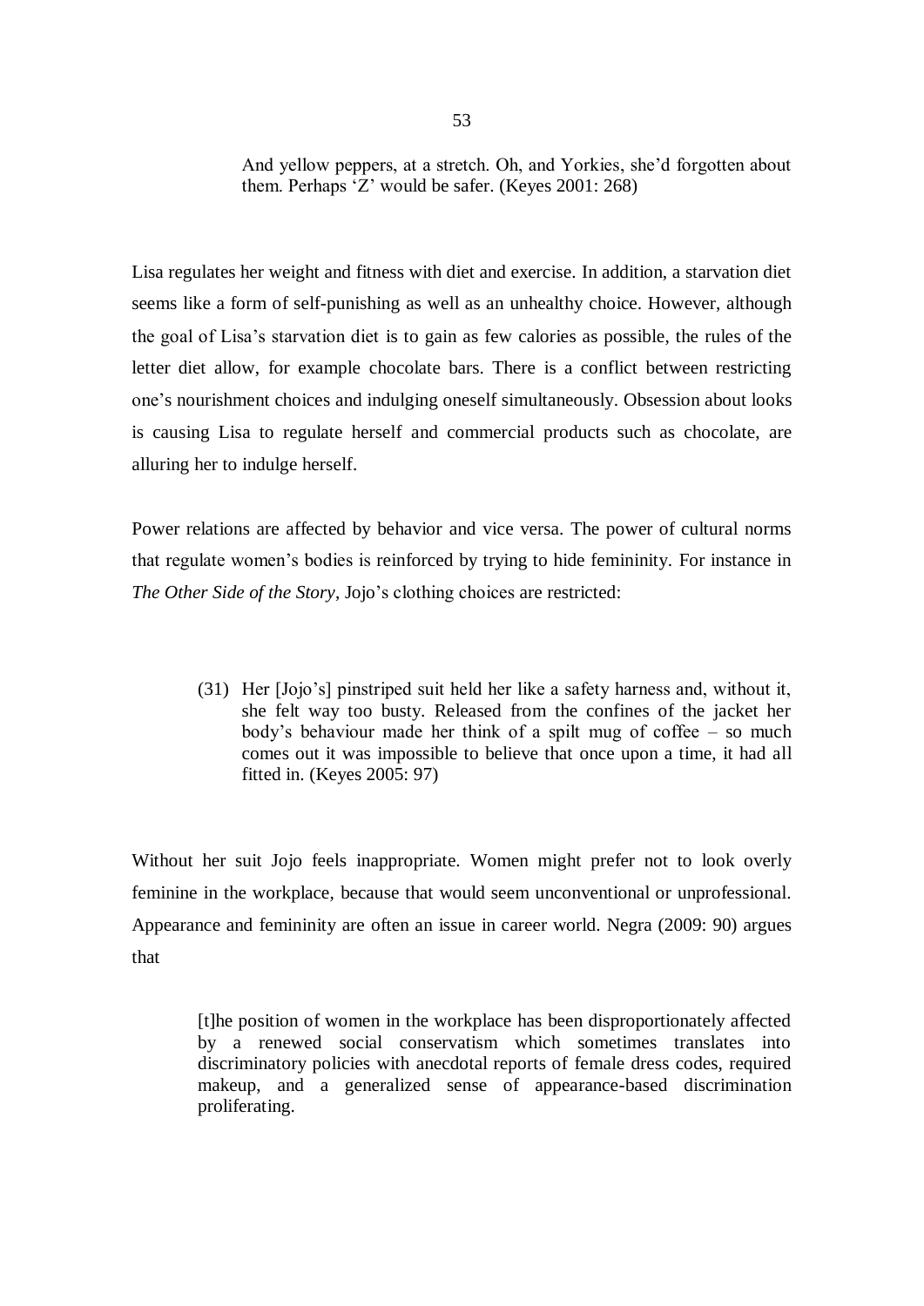> And yellow peppers, at a stretch. Oh, and Yorkies, she'd forgotten about them. Perhaps 'Z' would be safer. (Keyes 2001: 268)

Lisa regulates her weight and fitness with diet and exercise. In addition, a starvation diet seems like a form of self-punishing as well as an unhealthy choice. However, although the goal of Lisa's starvation diet is to gain as few calories as possible, the rules of the letter diet allow, for example chocolate bars. There is a conflict between restricting one's nourishment choices and indulging oneself simultaneously. Obsession about looks is causing Lisa to regulate herself and commercial products such as chocolate, are alluring her to indulge herself.

Power relations are affected by behavior and vice versa. The power of cultural norms that regulate women's bodies is reinforced by trying to hide femininity. For instance in *The Other Side of the Story*, Jojo's clothing choices are restricted:

> (31) Her [Jojo's] pinstriped suit held her like a safety harness and, without it, she felt way too busty. Released from the confines of the jacket her body's behaviour made her think of a spilt mug of coffee – so much comes out it was impossible to believe that once upon a time, it had all fitted in. (Keyes 2005: 97)

Without her suit Jojo feels inappropriate. Women might prefer not to look overly feminine in the workplace, because that would seem unconventional or unprofessional. Appearance and femininity are often an issue in career world. Negra (2009: 90) argues that

> [t]he position of women in the workplace has been disproportionately affected by a renewed social conservatism which sometimes translates into discriminatory policies with anecdotal reports of female dress codes, required makeup, and a generalized sense of appearance-based discrimination proliferating.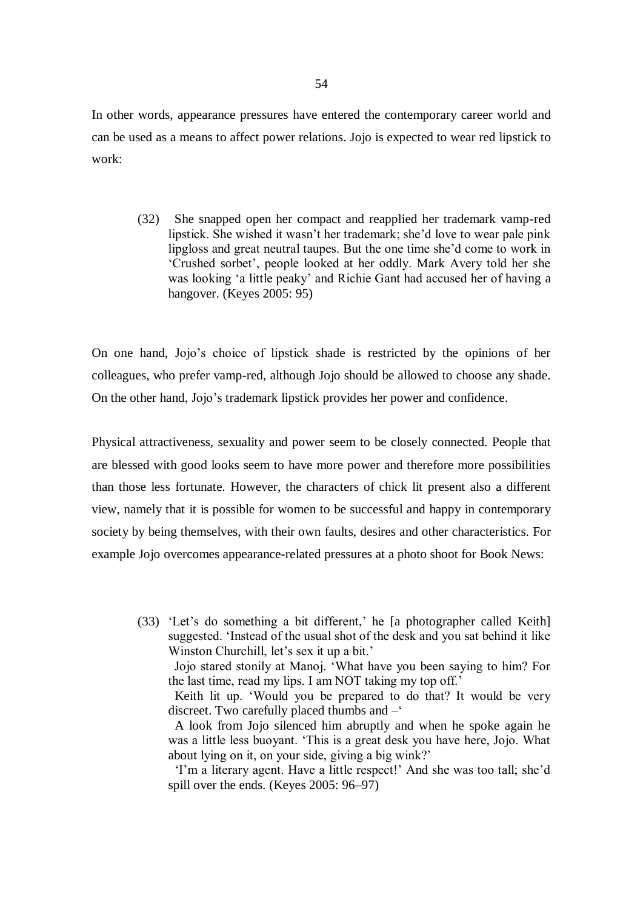In other words, appearance pressures have entered the contemporary career world and can be used as a means to affect power relations. Jojo is expected to wear red lipstick to work:

> (32) She snapped open her compact and reapplied her trademark vamp-red lipstick. She wished it wasn't her trademark; she'd love to wear pale pink lipgloss and great neutral taupes. But the one time she'd come to work in 'Crushed sorbet', people looked at her oddly. Mark Avery told her she was looking 'a little peaky' and Richie Gant had accused her of having a hangover. (Keyes 2005: 95)

On one hand, Jojo's choice of lipstick shade is restricted by the opinions of her colleagues, who prefer vamp-red, although Jojo should be allowed to choose any shade. On the other hand, Jojo's trademark lipstick provides her power and confidence.

Physical attractiveness, sexuality and power seem to be closely connected. People that are blessed with good looks seem to have more power and therefore more possibilities than those less fortunate. However, the characters of chick lit present also a different view, namely that it is possible for women to be successful and happy in contemporary society by being themselves, with their own faults, desires and other characteristics. For example Jojo overcomes appearance-related pressures at a photo shoot for Book News:

> (33) 'Let's do something a bit different,' he [a photographer called Keith] suggested. 'Instead of the usual shot of the desk and you sat behind it like Winston Churchill, let's sex it up a bit.'
>
> Jojo stared stonily at Manoj. 'What have you been saying to him? For the last time, read my lips. I am NOT taking my top off.'
>
> Keith lit up. 'Would you be prepared to do that? It would be very discreet. Two carefully placed thumbs and –'
>
> A look from Jojo silenced him abruptly and when he spoke again he was a little less buoyant. 'This is a great desk you have here, Jojo. What about lying on it, on your side, giving a big wink?'
>
> 'I'm a literary agent. Have a little respect!' And she was too tall; she'd spill over the ends. (Keyes 2005: 96–97)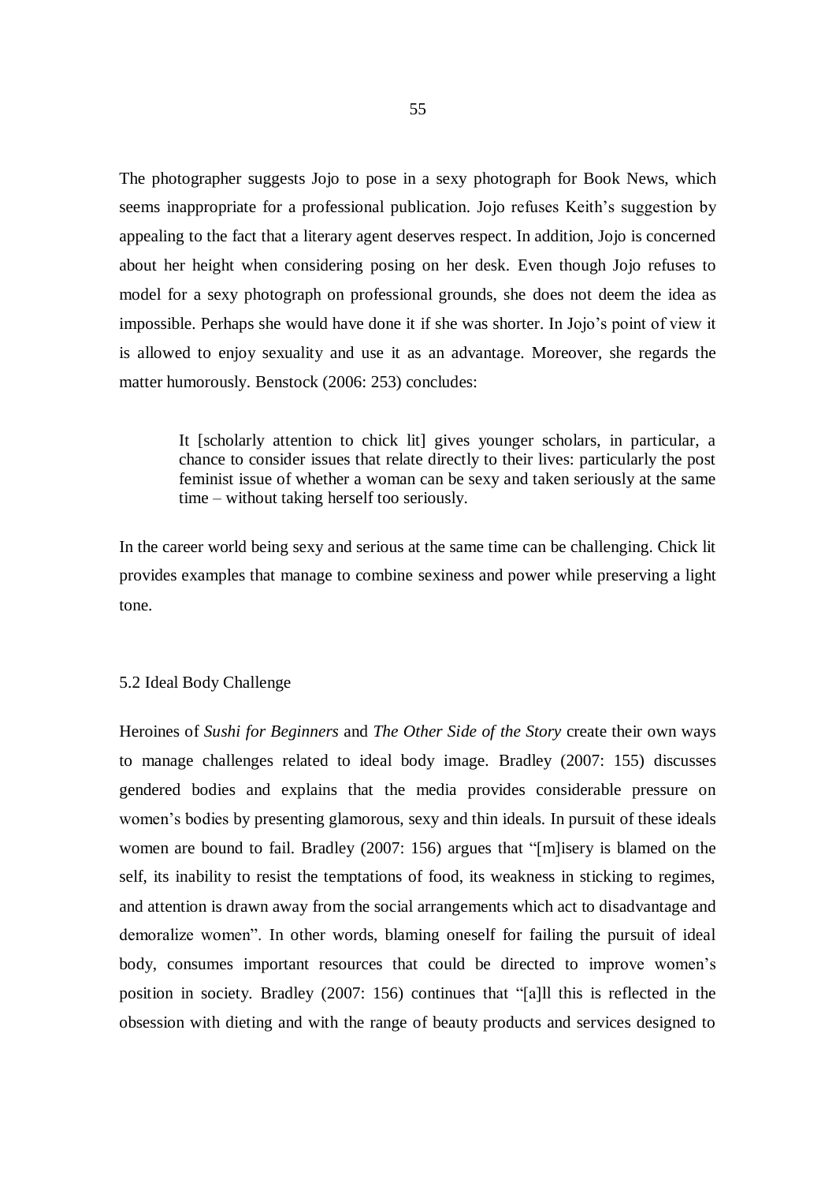The photographer suggests Jojo to pose in a sexy photograph for Book News, which seems inappropriate for a professional publication. Jojo refuses Keith's suggestion by appealing to the fact that a literary agent deserves respect. In addition, Jojo is concerned about her height when considering posing on her desk. Even though Jojo refuses to model for a sexy photograph on professional grounds, she does not deem the idea as impossible. Perhaps she would have done it if she was shorter. In Jojo's point of view it is allowed to enjoy sexuality and use it as an advantage. Moreover, she regards the matter humorously. Benstock (2006: 253) concludes:

> It [scholarly attention to chick lit] gives younger scholars, in particular, a chance to consider issues that relate directly to their lives: particularly the post feminist issue of whether a woman can be sexy and taken seriously at the same time – without taking herself too seriously.

In the career world being sexy and serious at the same time can be challenging. Chick lit provides examples that manage to combine sexiness and power while preserving a light tone.

## 5.2 Ideal Body Challenge

Heroines of *Sushi for Beginners* and *The Other Side of the Story* create their own ways to manage challenges related to ideal body image. Bradley (2007: 155) discusses gendered bodies and explains that the media provides considerable pressure on women's bodies by presenting glamorous, sexy and thin ideals. In pursuit of these ideals women are bound to fail. Bradley (2007: 156) argues that "[m]isery is blamed on the self, its inability to resist the temptations of food, its weakness in sticking to regimes, and attention is drawn away from the social arrangements which act to disadvantage and demoralize women". In other words, blaming oneself for failing the pursuit of ideal body, consumes important resources that could be directed to improve women's position in society. Bradley (2007: 156) continues that "[a]ll this is reflected in the obsession with dieting and with the range of beauty products and services designed to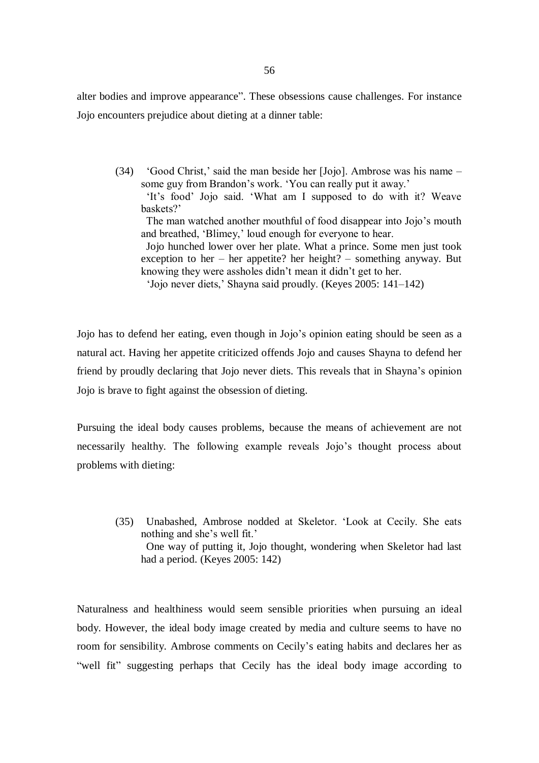alter bodies and improve appearance". These obsessions cause challenges. For instance Jojo encounters prejudice about dieting at a dinner table:

> (34) 'Good Christ,' said the man beside her [Jojo]. Ambrose was his name – some guy from Brandon's work. 'You can really put it away.'
> 'It's food' Jojo said. 'What am I supposed to do with it? Weave baskets?'
> The man watched another mouthful of food disappear into Jojo's mouth and breathed, 'Blimey,' loud enough for everyone to hear.
> Jojo hunched lower over her plate. What a prince. Some men just took exception to her – her appetite? her height? – something anyway. But knowing they were assholes didn't mean it didn't get to her.
> 'Jojo never diets,' Shayna said proudly. (Keyes 2005: 141–142)

Jojo has to defend her eating, even though in Jojo's opinion eating should be seen as a natural act. Having her appetite criticized offends Jojo and causes Shayna to defend her friend by proudly declaring that Jojo never diets. This reveals that in Shayna's opinion Jojo is brave to fight against the obsession of dieting.

Pursuing the ideal body causes problems, because the means of achievement are not necessarily healthy. The following example reveals Jojo's thought process about problems with dieting:

> (35) Unabashed, Ambrose nodded at Skeletor. 'Look at Cecily. She eats nothing and she's well fit.'
> One way of putting it, Jojo thought, wondering when Skeletor had last had a period. (Keyes 2005: 142)

Naturalness and healthiness would seem sensible priorities when pursuing an ideal body. However, the ideal body image created by media and culture seems to have no room for sensibility. Ambrose comments on Cecily's eating habits and declares her as "well fit" suggesting perhaps that Cecily has the ideal body image according to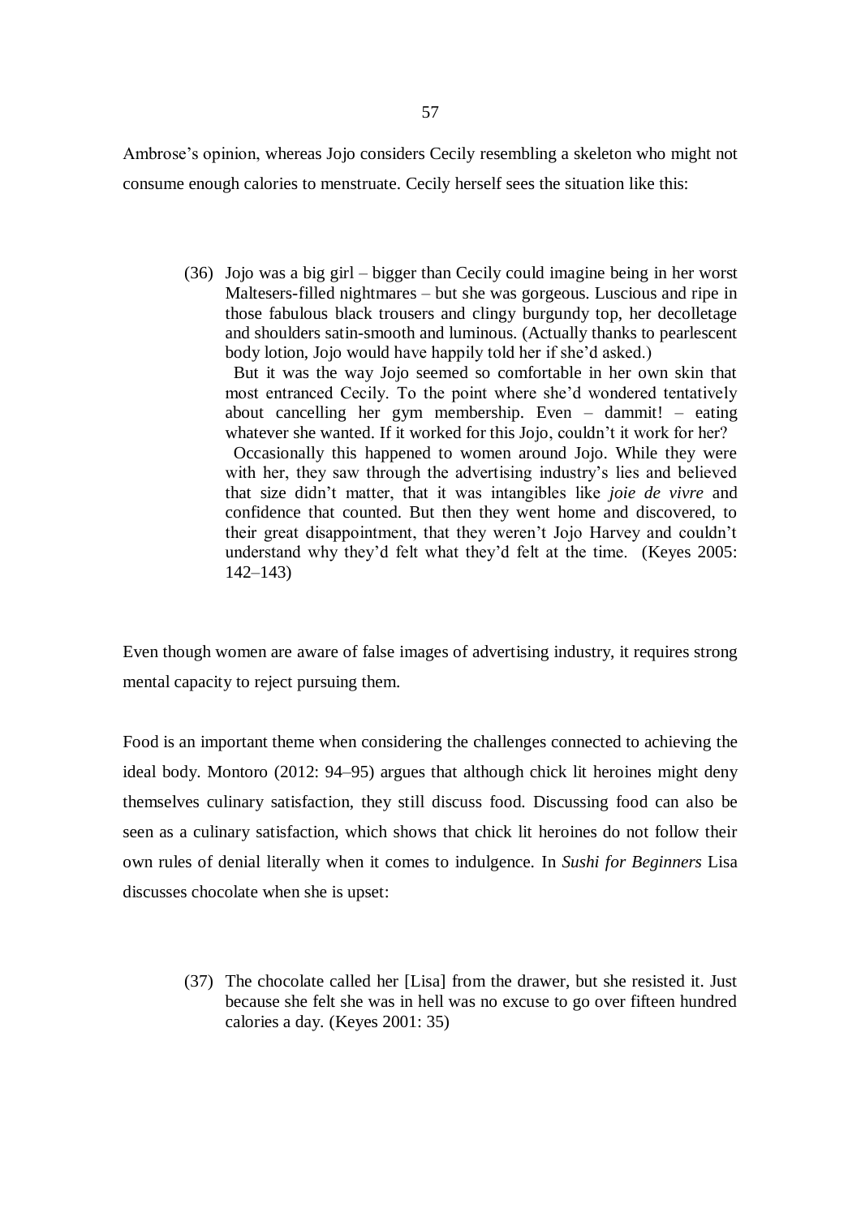Ambrose's opinion, whereas Jojo considers Cecily resembling a skeleton who might not consume enough calories to menstruate. Cecily herself sees the situation like this:

> (36) Jojo was a big girl – bigger than Cecily could imagine being in her worst Maltesers-filled nightmares – but she was gorgeous. Luscious and ripe in those fabulous black trousers and clingy burgundy top, her decolletage and shoulders satin-smooth and luminous. (Actually thanks to pearlescent body lotion, Jojo would have happily told her if she'd asked.)
>
> But it was the way Jojo seemed so comfortable in her own skin that most entranced Cecily. To the point where she'd wondered tentatively about cancelling her gym membership. Even – dammit! – eating whatever she wanted. If it worked for this Jojo, couldn't it work for her?
>
> Occasionally this happened to women around Jojo. While they were with her, they saw through the advertising industry's lies and believed that size didn't matter, that it was intangibles like *joie de vivre* and confidence that counted. But then they went home and discovered, to their great disappointment, that they weren't Jojo Harvey and couldn't understand why they'd felt what they'd felt at the time. (Keyes 2005: 142–143)

Even though women are aware of false images of advertising industry, it requires strong mental capacity to reject pursuing them.

Food is an important theme when considering the challenges connected to achieving the ideal body. Montoro (2012: 94–95) argues that although chick lit heroines might deny themselves culinary satisfaction, they still discuss food. Discussing food can also be seen as a culinary satisfaction, which shows that chick lit heroines do not follow their own rules of denial literally when it comes to indulgence. In *Sushi for Beginners* Lisa discusses chocolate when she is upset:

> (37) The chocolate called her [Lisa] from the drawer, but she resisted it. Just because she felt she was in hell was no excuse to go over fifteen hundred calories a day. (Keyes 2001: 35)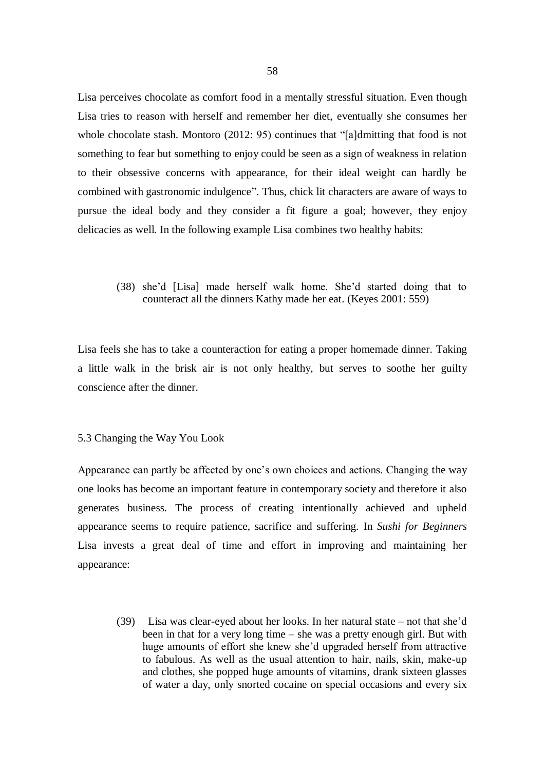Lisa perceives chocolate as comfort food in a mentally stressful situation. Even though Lisa tries to reason with herself and remember her diet, eventually she consumes her whole chocolate stash. Montoro (2012: 95) continues that "[a]dmitting that food is not something to fear but something to enjoy could be seen as a sign of weakness in relation to their obsessive concerns with appearance, for their ideal weight can hardly be combined with gastronomic indulgence". Thus, chick lit characters are aware of ways to pursue the ideal body and they consider a fit figure a goal; however, they enjoy delicacies as well. In the following example Lisa combines two healthy habits:

> (38) she'd [Lisa] made herself walk home. She'd started doing that to counteract all the dinners Kathy made her eat. (Keyes 2001: 559)

Lisa feels she has to take a counteraction for eating a proper homemade dinner. Taking a little walk in the brisk air is not only healthy, but serves to soothe her guilty conscience after the dinner.

### 5.3 Changing the Way You Look

Appearance can partly be affected by one's own choices and actions. Changing the way one looks has become an important feature in contemporary society and therefore it also generates business. The process of creating intentionally achieved and upheld appearance seems to require patience, sacrifice and suffering. In *Sushi for Beginners* Lisa invests a great deal of time and effort in improving and maintaining her appearance:

> (39) Lisa was clear-eyed about her looks. In her natural state – not that she'd been in that for a very long time – she was a pretty enough girl. But with huge amounts of effort she knew she'd upgraded herself from attractive to fabulous. As well as the usual attention to hair, nails, skin, make-up and clothes, she popped huge amounts of vitamins, drank sixteen glasses of water a day, only snorted cocaine on special occasions and every six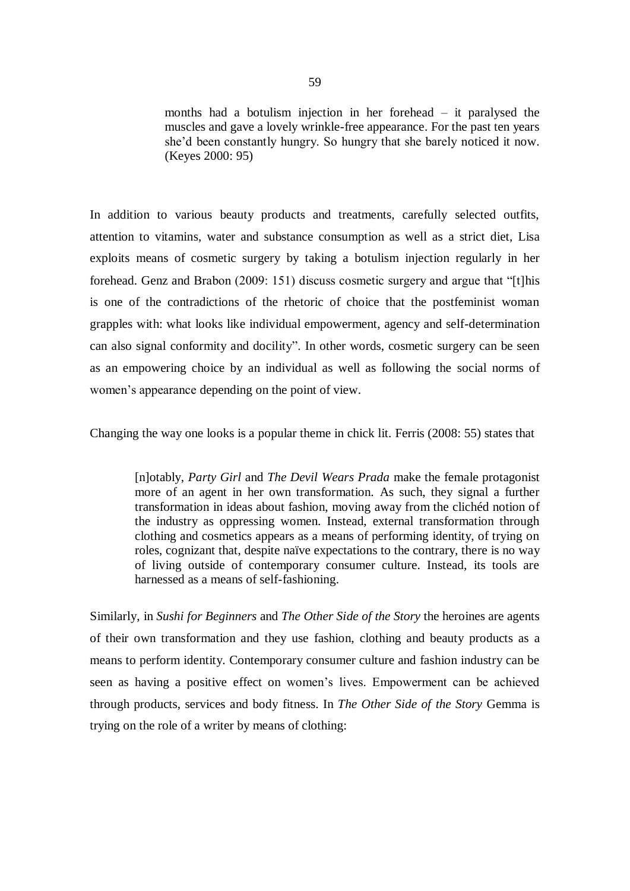> months had a botulism injection in her forehead – it paralysed the muscles and gave a lovely wrinkle-free appearance. For the past ten years she'd been constantly hungry. So hungry that she barely noticed it now. (Keyes 2000: 95)

In addition to various beauty products and treatments, carefully selected outfits, attention to vitamins, water and substance consumption as well as a strict diet, Lisa exploits means of cosmetic surgery by taking a botulism injection regularly in her forehead. Genz and Brabon (2009: 151) discuss cosmetic surgery and argue that "[t]his is one of the contradictions of the rhetoric of choice that the postfeminist woman grapples with: what looks like individual empowerment, agency and self-determination can also signal conformity and docility". In other words, cosmetic surgery can be seen as an empowering choice by an individual as well as following the social norms of women's appearance depending on the point of view.

Changing the way one looks is a popular theme in chick lit. Ferris (2008: 55) states that

> [n]otably, *Party Girl* and *The Devil Wears Prada* make the female protagonist more of an agent in her own transformation. As such, they signal a further transformation in ideas about fashion, moving away from the clichéd notion of the industry as oppressing women. Instead, external transformation through clothing and cosmetics appears as a means of performing identity, of trying on roles, cognizant that, despite naïve expectations to the contrary, there is no way of living outside of contemporary consumer culture. Instead, its tools are harnessed as a means of self-fashioning.

Similarly, in *Sushi for Beginners* and *The Other Side of the Story* the heroines are agents of their own transformation and they use fashion, clothing and beauty products as a means to perform identity. Contemporary consumer culture and fashion industry can be seen as having a positive effect on women's lives. Empowerment can be achieved through products, services and body fitness. In *The Other Side of the Story* Gemma is trying on the role of a writer by means of clothing: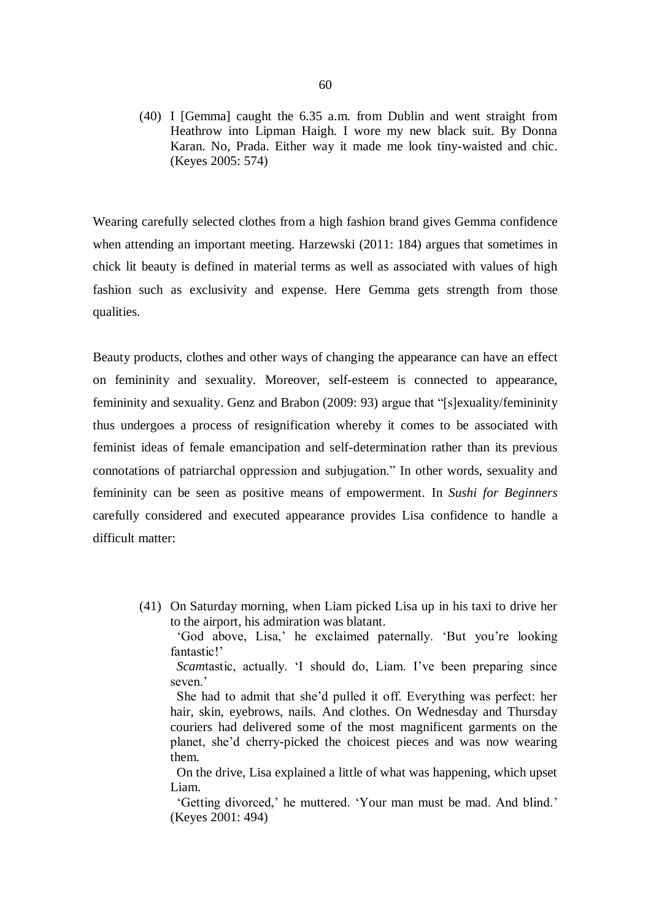(40) I [Gemma] caught the 6.35 a.m. from Dublin and went straight from Heathrow into Lipman Haigh. I wore my new black suit. By Donna Karan. No, Prada. Either way it made me look tiny-waisted and chic. (Keyes 2005: 574)

Wearing carefully selected clothes from a high fashion brand gives Gemma confidence when attending an important meeting. Harzewski (2011: 184) argues that sometimes in chick lit beauty is defined in material terms as well as associated with values of high fashion such as exclusivity and expense. Here Gemma gets strength from those qualities.

Beauty products, clothes and other ways of changing the appearance can have an effect on femininity and sexuality. Moreover, self-esteem is connected to appearance, femininity and sexuality. Genz and Brabon (2009: 93) argue that "[s]exuality/femininity thus undergoes a process of resignification whereby it comes to be associated with feminist ideas of female emancipation and self-determination rather than its previous connotations of patriarchal oppression and subjugation." In other words, sexuality and femininity can be seen as positive means of empowerment. In *Sushi for Beginners* carefully considered and executed appearance provides Lisa confidence to handle a difficult matter:

(41) On Saturday morning, when Liam picked Lisa up in his taxi to drive her to the airport, his admiration was blatant.
'God above, Lisa,' he exclaimed paternally. 'But you're looking fantastic!'
*Scam*tastic, actually. 'I should do, Liam. I've been preparing since seven.'
She had to admit that she'd pulled it off. Everything was perfect: her hair, skin, eyebrows, nails. And clothes. On Wednesday and Thursday couriers had delivered some of the most magnificent garments on the planet, she'd cherry-picked the choicest pieces and was now wearing them.
On the drive, Lisa explained a little of what was happening, which upset Liam.
'Getting divorced,' he muttered. 'Your man must be mad. And blind.' (Keyes 2001: 494)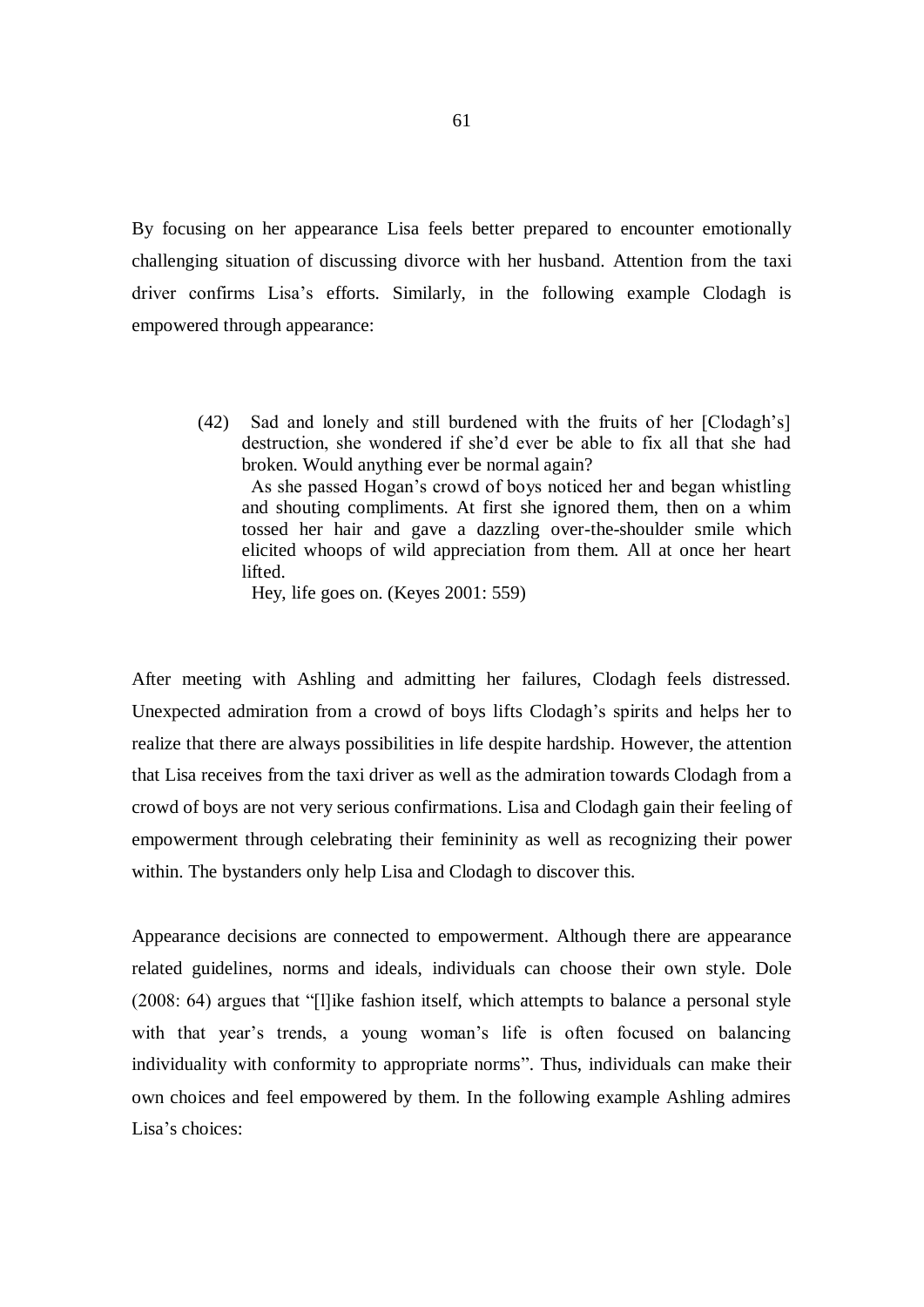By focusing on her appearance Lisa feels better prepared to encounter emotionally challenging situation of discussing divorce with her husband. Attention from the taxi driver confirms Lisa's efforts. Similarly, in the following example Clodagh is empowered through appearance:

> (42) Sad and lonely and still burdened with the fruits of her [Clodagh's] destruction, she wondered if she'd ever be able to fix all that she had broken. Would anything ever be normal again?
> 
> As she passed Hogan's crowd of boys noticed her and began whistling and shouting compliments. At first she ignored them, then on a whim tossed her hair and gave a dazzling over-the-shoulder smile which elicited whoops of wild appreciation from them. All at once her heart lifted.
> 
> Hey, life goes on. (Keyes 2001: 559)

After meeting with Ashling and admitting her failures, Clodagh feels distressed. Unexpected admiration from a crowd of boys lifts Clodagh's spirits and helps her to realize that there are always possibilities in life despite hardship. However, the attention that Lisa receives from the taxi driver as well as the admiration towards Clodagh from a crowd of boys are not very serious confirmations. Lisa and Clodagh gain their feeling of empowerment through celebrating their femininity as well as recognizing their power within. The bystanders only help Lisa and Clodagh to discover this.

Appearance decisions are connected to empowerment. Although there are appearance related guidelines, norms and ideals, individuals can choose their own style. Dole (2008: 64) argues that "[l]ike fashion itself, which attempts to balance a personal style with that year's trends, a young woman's life is often focused on balancing individuality with conformity to appropriate norms". Thus, individuals can make their own choices and feel empowered by them. In the following example Ashling admires Lisa's choices: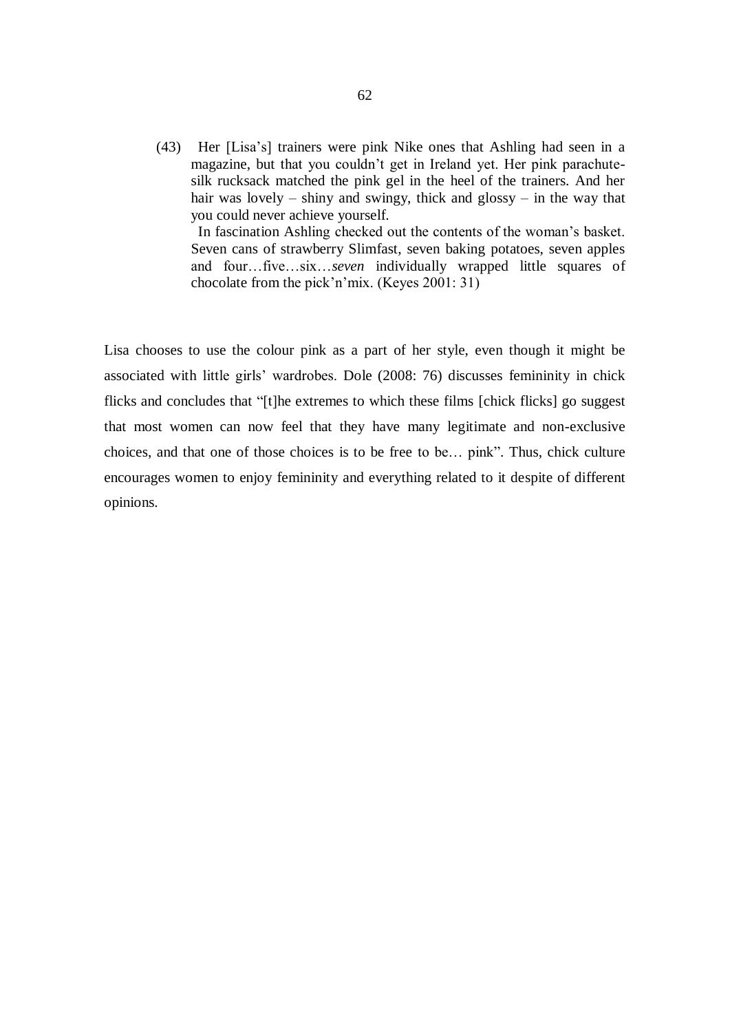(43) Her [Lisa's] trainers were pink Nike ones that Ashling had seen in a magazine, but that you couldn't get in Ireland yet. Her pink parachute-silk rucksack matched the pink gel in the heel of the trainers. And her hair was lovely – shiny and swingy, thick and glossy – in the way that you could never achieve yourself.
 In fascination Ashling checked out the contents of the woman's basket. Seven cans of strawberry Slimfast, seven baking potatoes, seven apples and four…five…six…*seven* individually wrapped little squares of chocolate from the pick'n'mix. (Keyes 2001: 31)

Lisa chooses to use the colour pink as a part of her style, even though it might be associated with little girls' wardrobes. Dole (2008: 76) discusses femininity in chick flicks and concludes that "[t]he extremes to which these films [chick flicks] go suggest that most women can now feel that they have many legitimate and non-exclusive choices, and that one of those choices is to be free to be… pink". Thus, chick culture encourages women to enjoy femininity and everything related to it despite of different opinions.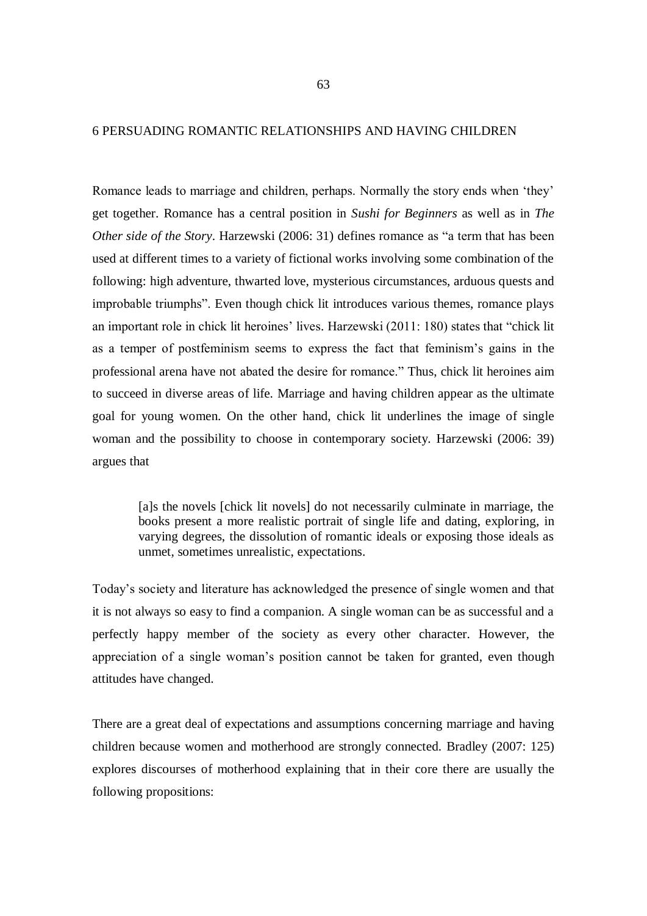# 6 PERSUADING ROMANTIC RELATIONSHIPS AND HAVING CHILDREN

Romance leads to marriage and children, perhaps. Normally the story ends when 'they' get together. Romance has a central position in *Sushi for Beginners* as well as in *The Other side of the Story*. Harzewski (2006: 31) defines romance as "a term that has been used at different times to a variety of fictional works involving some combination of the following: high adventure, thwarted love, mysterious circumstances, arduous quests and improbable triumphs". Even though chick lit introduces various themes, romance plays an important role in chick lit heroines' lives. Harzewski (2011: 180) states that "chick lit as a temper of postfeminism seems to express the fact that feminism's gains in the professional arena have not abated the desire for romance." Thus, chick lit heroines aim to succeed in diverse areas of life. Marriage and having children appear as the ultimate goal for young women. On the other hand, chick lit underlines the image of single woman and the possibility to choose in contemporary society. Harzewski (2006: 39) argues that

> [a]s the novels [chick lit novels] do not necessarily culminate in marriage, the books present a more realistic portrait of single life and dating, exploring, in varying degrees, the dissolution of romantic ideals or exposing those ideals as unmet, sometimes unrealistic, expectations.

Today's society and literature has acknowledged the presence of single women and that it is not always so easy to find a companion. A single woman can be as successful and a perfectly happy member of the society as every other character. However, the appreciation of a single woman's position cannot be taken for granted, even though attitudes have changed.

There are a great deal of expectations and assumptions concerning marriage and having children because women and motherhood are strongly connected. Bradley (2007: 125) explores discourses of motherhood explaining that in their core there are usually the following propositions: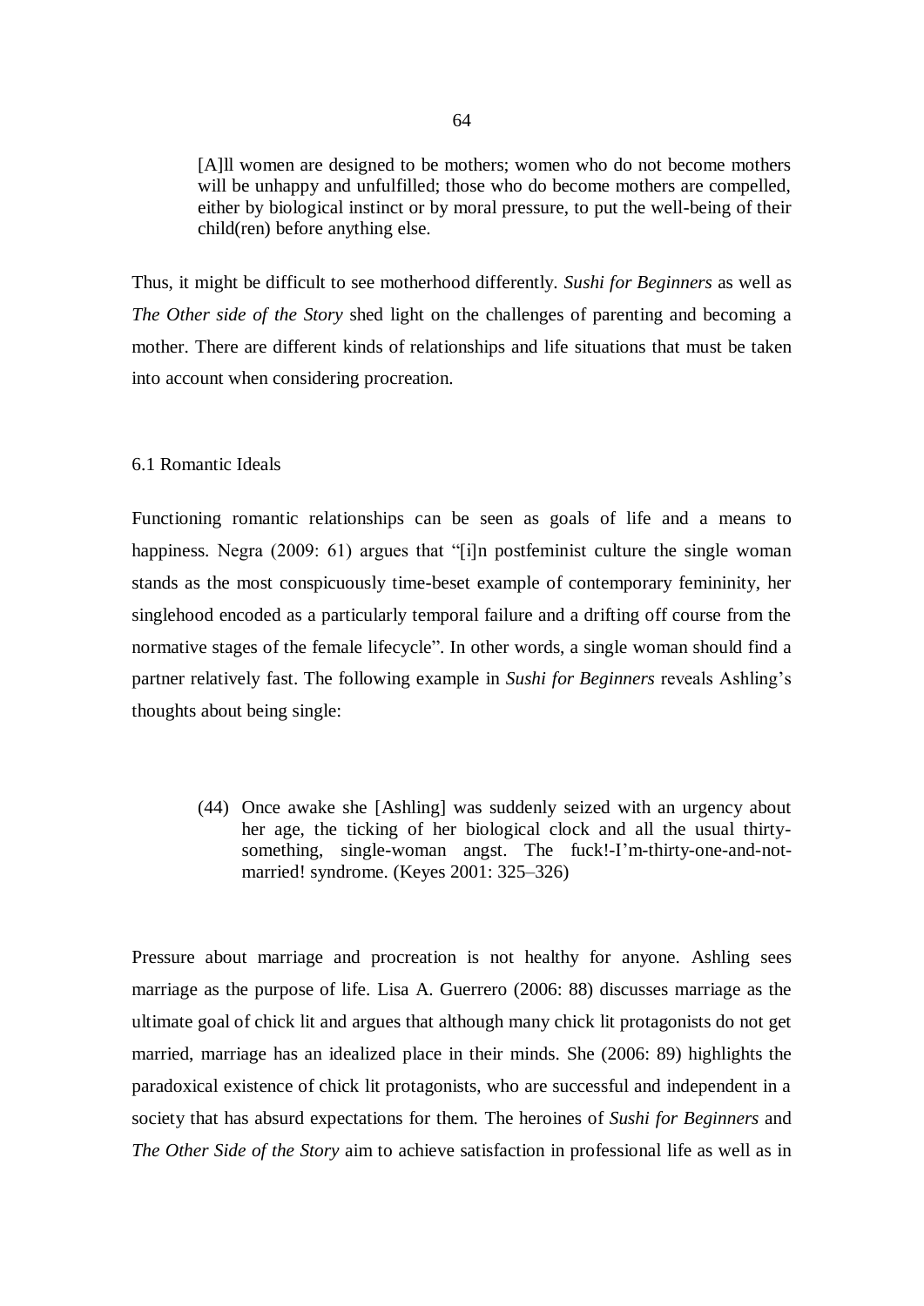> [A]ll women are designed to be mothers; women who do not become mothers will be unhappy and unfulfilled; those who do become mothers are compelled, either by biological instinct or by moral pressure, to put the well-being of their child(ren) before anything else.

Thus, it might be difficult to see motherhood differently. *Sushi for Beginners* as well as *The Other side of the Story* shed light on the challenges of parenting and becoming a mother. There are different kinds of relationships and life situations that must be taken into account when considering procreation.

## 6.1 Romantic Ideals

Functioning romantic relationships can be seen as goals of life and a means to happiness. Negra (2009: 61) argues that "[i]n postfeminist culture the single woman stands as the most conspicuously time-beset example of contemporary femininity, her singlehood encoded as a particularly temporal failure and a drifting off course from the normative stages of the female lifecycle". In other words, a single woman should find a partner relatively fast. The following example in *Sushi for Beginners* reveals Ashling's thoughts about being single:

> (44) Once awake she [Ashling] was suddenly seized with an urgency about her age, the ticking of her biological clock and all the usual thirty-something, single-woman angst. The fuck!-I'm-thirty-one-and-not-married! syndrome. (Keyes 2001: 325–326)

Pressure about marriage and procreation is not healthy for anyone. Ashling sees marriage as the purpose of life. Lisa A. Guerrero (2006: 88) discusses marriage as the ultimate goal of chick lit and argues that although many chick lit protagonists do not get married, marriage has an idealized place in their minds. She (2006: 89) highlights the paradoxical existence of chick lit protagonists, who are successful and independent in a society that has absurd expectations for them. The heroines of *Sushi for Beginners* and *The Other Side of the Story* aim to achieve satisfaction in professional life as well as in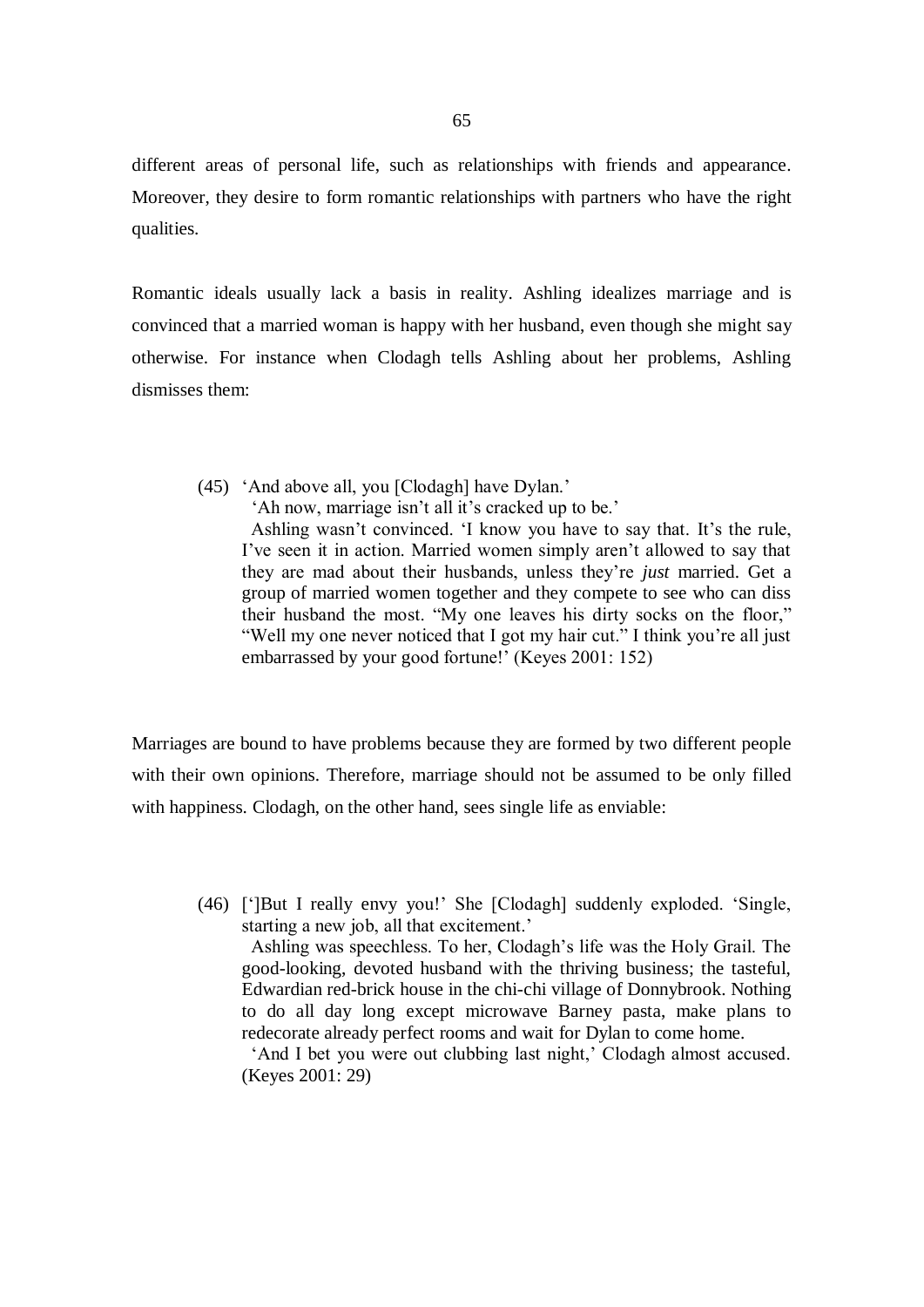different areas of personal life, such as relationships with friends and appearance. Moreover, they desire to form romantic relationships with partners who have the right qualities.

Romantic ideals usually lack a basis in reality. Ashling idealizes marriage and is convinced that a married woman is happy with her husband, even though she might say otherwise. For instance when Clodagh tells Ashling about her problems, Ashling dismisses them:

> (45) 'And above all, you [Clodagh] have Dylan.'
>
> 'Ah now, marriage isn't all it's cracked up to be.'
>
> Ashling wasn't convinced. 'I know you have to say that. It's the rule, I've seen it in action. Married women simply aren't allowed to say that they are mad about their husbands, unless they're *just* married. Get a group of married women together and they compete to see who can diss their husband the most. "My one leaves his dirty socks on the floor," "Well my one never noticed that I got my hair cut." I think you're all just embarrassed by your good fortune!' (Keyes 2001: 152)

Marriages are bound to have problems because they are formed by two different people with their own opinions. Therefore, marriage should not be assumed to be only filled with happiness. Clodagh, on the other hand, sees single life as enviable:

> (46) [']But I really envy you!' She [Clodagh] suddenly exploded. 'Single, starting a new job, all that excitement.'
>
> Ashling was speechless. To her, Clodagh's life was the Holy Grail. The good-looking, devoted husband with the thriving business; the tasteful, Edwardian red-brick house in the chi-chi village of Donnybrook. Nothing to do all day long except microwave Barney pasta, make plans to redecorate already perfect rooms and wait for Dylan to come home.
>
> 'And I bet you were out clubbing last night,' Clodagh almost accused. (Keyes 2001: 29)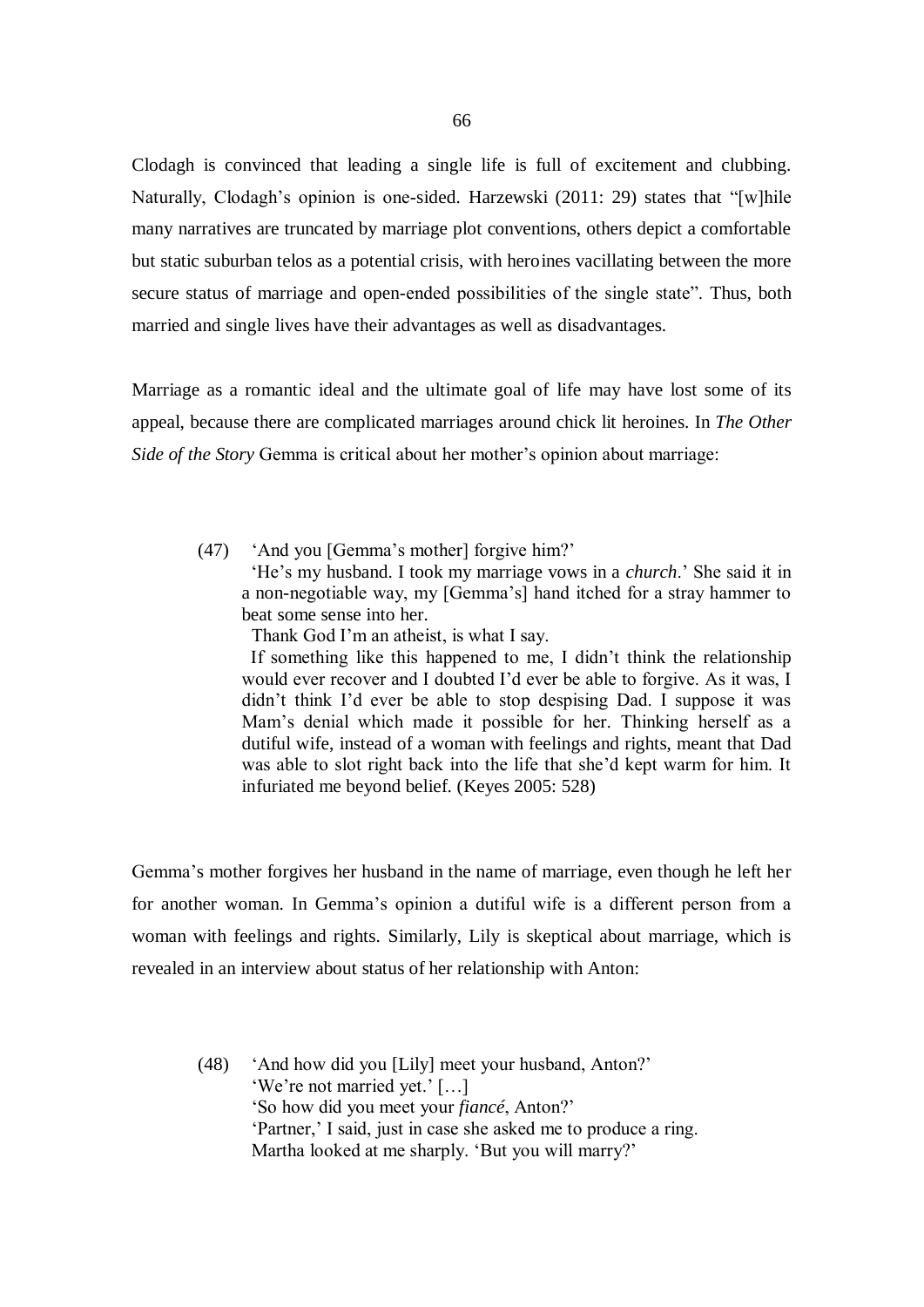Clodagh is convinced that leading a single life is full of excitement and clubbing. Naturally, Clodagh's opinion is one-sided. Harzewski (2011: 29) states that "[w]hile many narratives are truncated by marriage plot conventions, others depict a comfortable but static suburban telos as a potential crisis, with heroines vacillating between the more secure status of marriage and open-ended possibilities of the single state". Thus, both married and single lives have their advantages as well as disadvantages.

Marriage as a romantic ideal and the ultimate goal of life may have lost some of its appeal, because there are complicated marriages around chick lit heroines. In *The Other Side of the Story* Gemma is critical about her mother's opinion about marriage:

> (47) 'And you [Gemma's mother] forgive him?'
> 'He's my husband. I took my marriage vows in a *church*.' She said it in a non-negotiable way, my [Gemma's] hand itched for a stray hammer to beat some sense into her.
> Thank God I'm an atheist, is what I say.
> If something like this happened to me, I didn't think the relationship would ever recover and I doubted I'd ever be able to forgive. As it was, I didn't think I'd ever be able to stop despising Dad. I suppose it was Mam's denial which made it possible for her. Thinking herself as a dutiful wife, instead of a woman with feelings and rights, meant that Dad was able to slot right back into the life that she'd kept warm for him. It infuriated me beyond belief. (Keyes 2005: 528)

Gemma's mother forgives her husband in the name of marriage, even though he left her for another woman. In Gemma's opinion a dutiful wife is a different person from a woman with feelings and rights. Similarly, Lily is skeptical about marriage, which is revealed in an interview about status of her relationship with Anton:

> (48) 'And how did you [Lily] meet your husband, Anton?'
> 'We're not married yet.' […]
> 'So how did you meet your *fiancé*, Anton?'
> 'Partner,' I said, just in case she asked me to produce a ring.
> Martha looked at me sharply. 'But you will marry?'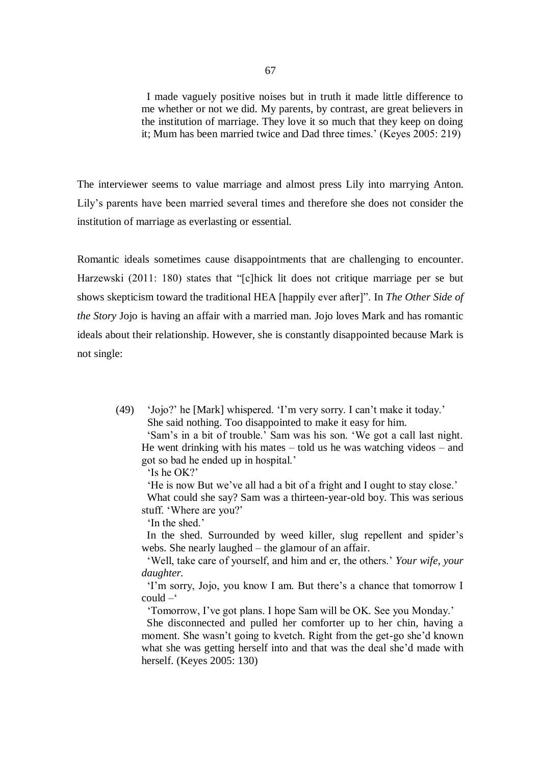I made vaguely positive noises but in truth it made little difference to me whether or not we did. My parents, by contrast, are great believers in the institution of marriage. They love it so much that they keep on doing it; Mum has been married twice and Dad three times.' (Keyes 2005: 219)

The interviewer seems to value marriage and almost press Lily into marrying Anton. Lily's parents have been married several times and therefore she does not consider the institution of marriage as everlasting or essential.

Romantic ideals sometimes cause disappointments that are challenging to encounter. Harzewski (2011: 180) states that "[c]hick lit does not critique marriage per se but shows skepticism toward the traditional HEA [happily ever after]". In *The Other Side of the Story* Jojo is having an affair with a married man. Jojo loves Mark and has romantic ideals about their relationship. However, she is constantly disappointed because Mark is not single:

(49) 'Jojo?' he [Mark] whispered. 'I'm very sorry. I can't make it today.'

She said nothing. Too disappointed to make it easy for him.

'Sam's in a bit of trouble.' Sam was his son. 'We got a call last night. He went drinking with his mates – told us he was watching videos – and got so bad he ended up in hospital.'

'Is he OK?'

'He is now But we've all had a bit of a fright and I ought to stay close.'

What could she say? Sam was a thirteen-year-old boy. This was serious stuff. 'Where are you?'

'In the shed.'

In the shed. Surrounded by weed killer, slug repellent and spider's webs. She nearly laughed – the glamour of an affair.

'Well, take care of yourself, and him and er, the others.' *Your wife, your daughter.*

'I'm sorry, Jojo, you know I am. But there's a chance that tomorrow I could –'

'Tomorrow, I've got plans. I hope Sam will be OK. See you Monday.'

She disconnected and pulled her comforter up to her chin, having a moment. She wasn't going to kvetch. Right from the get-go she'd known what she was getting herself into and that was the deal she'd made with herself. (Keyes 2005: 130)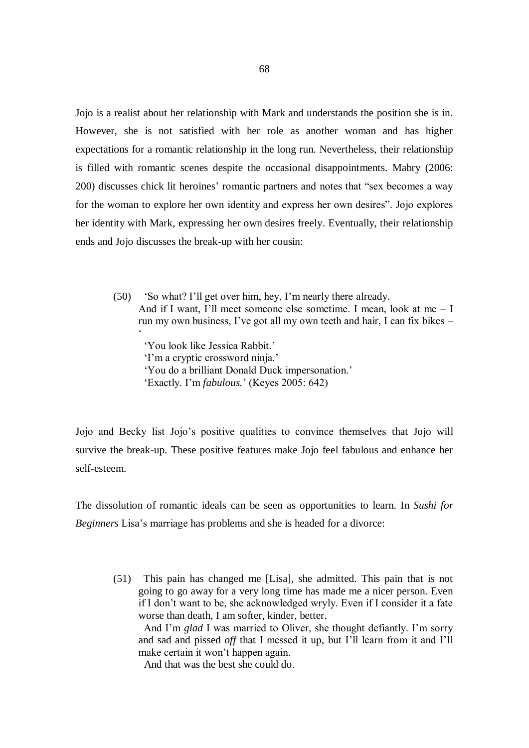Jojo is a realist about her relationship with Mark and understands the position she is in. However, she is not satisfied with her role as another woman and has higher expectations for a romantic relationship in the long run. Nevertheless, their relationship is filled with romantic scenes despite the occasional disappointments. Mabry (2006: 200) discusses chick lit heroines' romantic partners and notes that "sex becomes a way for the woman to explore her own identity and express her own desires". Jojo explores her identity with Mark, expressing her own desires freely. Eventually, their relationship ends and Jojo discusses the break-up with her cousin:

> (50) 'So what? I'll get over him, hey, I'm nearly there already. And if I want, I'll meet someone else sometime. I mean, look at me – I run my own business, I've got all my own teeth and hair, I can fix bikes – '
>
> 'You look like Jessica Rabbit.'
>
> 'I'm a cryptic crossword ninja.'
>
> 'You do a brilliant Donald Duck impersonation.'
>
> 'Exactly. I'm *fabulous.*' (Keyes 2005: 642)

Jojo and Becky list Jojo's positive qualities to convince themselves that Jojo will survive the break-up. These positive features make Jojo feel fabulous and enhance her self-esteem.

The dissolution of romantic ideals can be seen as opportunities to learn. In *Sushi for Beginners* Lisa's marriage has problems and she is headed for a divorce:

> (51) This pain has changed me [Lisa], she admitted. This pain that is not going to go away for a very long time has made me a nicer person. Even if I don't want to be, she acknowledged wryly. Even if I consider it a fate worse than death, I am softer, kinder, better.
>
> And I'm *glad* I was married to Oliver, she thought defiantly. I'm sorry and sad and pissed *off* that I messed it up, but I'll learn from it and I'll make certain it won't happen again.
>
> And that was the best she could do.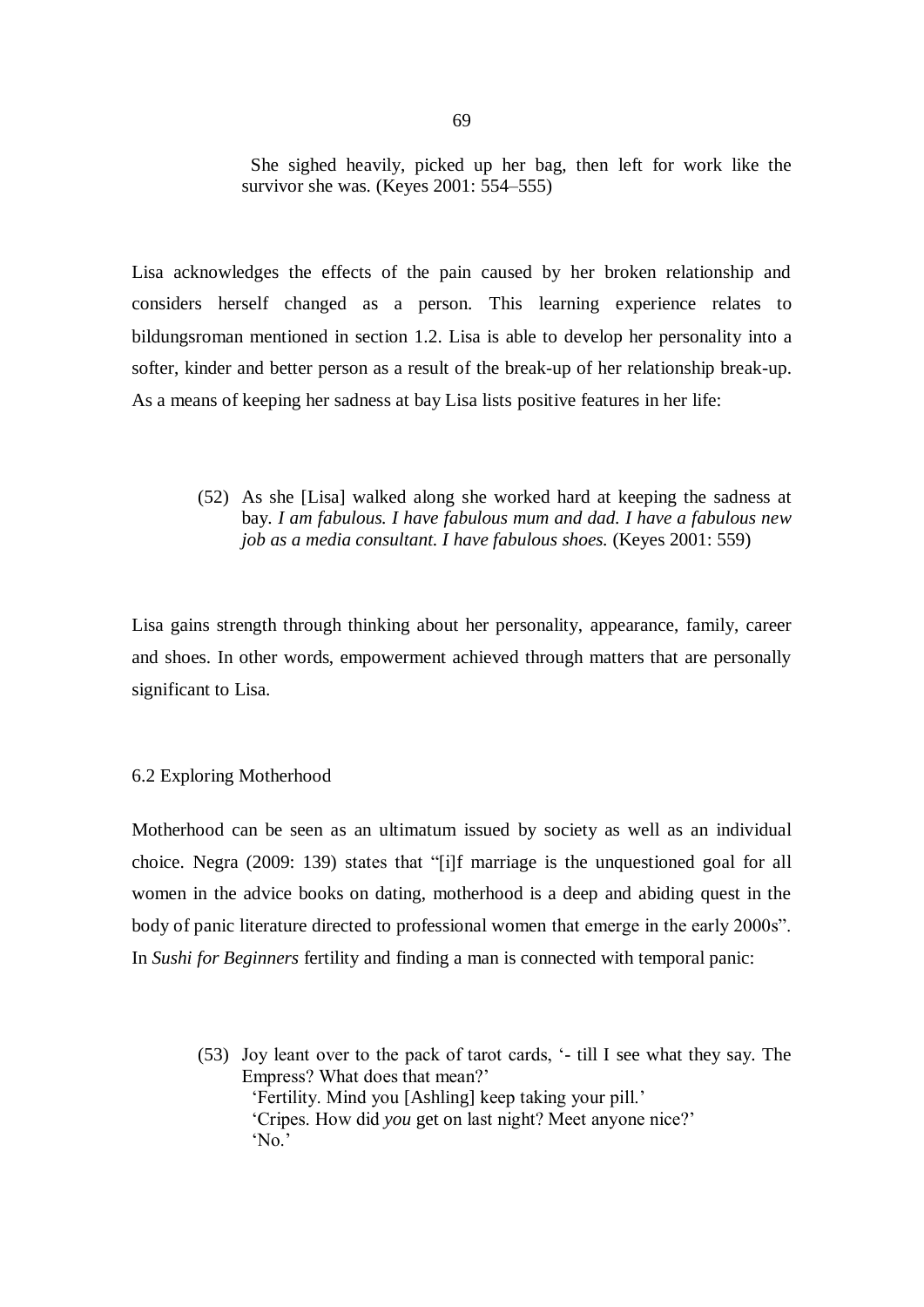> She sighed heavily, picked up her bag, then left for work like the survivor she was. (Keyes 2001: 554–555)

Lisa acknowledges the effects of the pain caused by her broken relationship and considers herself changed as a person. This learning experience relates to bildungsroman mentioned in section 1.2. Lisa is able to develop her personality into a softer, kinder and better person as a result of the break-up of her relationship break-up. As a means of keeping her sadness at bay Lisa lists positive features in her life:

> (52) As she [Lisa] walked along she worked hard at keeping the sadness at bay. *I am fabulous. I have fabulous mum and dad. I have a fabulous new job as a media consultant. I have fabulous shoes.* (Keyes 2001: 559)

Lisa gains strength through thinking about her personality, appearance, family, career and shoes. In other words, empowerment achieved through matters that are personally significant to Lisa.

## 6.2 Exploring Motherhood

Motherhood can be seen as an ultimatum issued by society as well as an individual choice. Negra (2009: 139) states that "[i]f marriage is the unquestioned goal for all women in the advice books on dating, motherhood is a deep and abiding quest in the body of panic literature directed to professional women that emerge in the early 2000s". In *Sushi for Beginners* fertility and finding a man is connected with temporal panic:

> (53) Joy leant over to the pack of tarot cards, '- till I see what they say. The Empress? What does that mean?'
> 'Fertility. Mind you [Ashling] keep taking your pill.'
> 'Cripes. How did *you* get on last night? Meet anyone nice?'
> 'No.'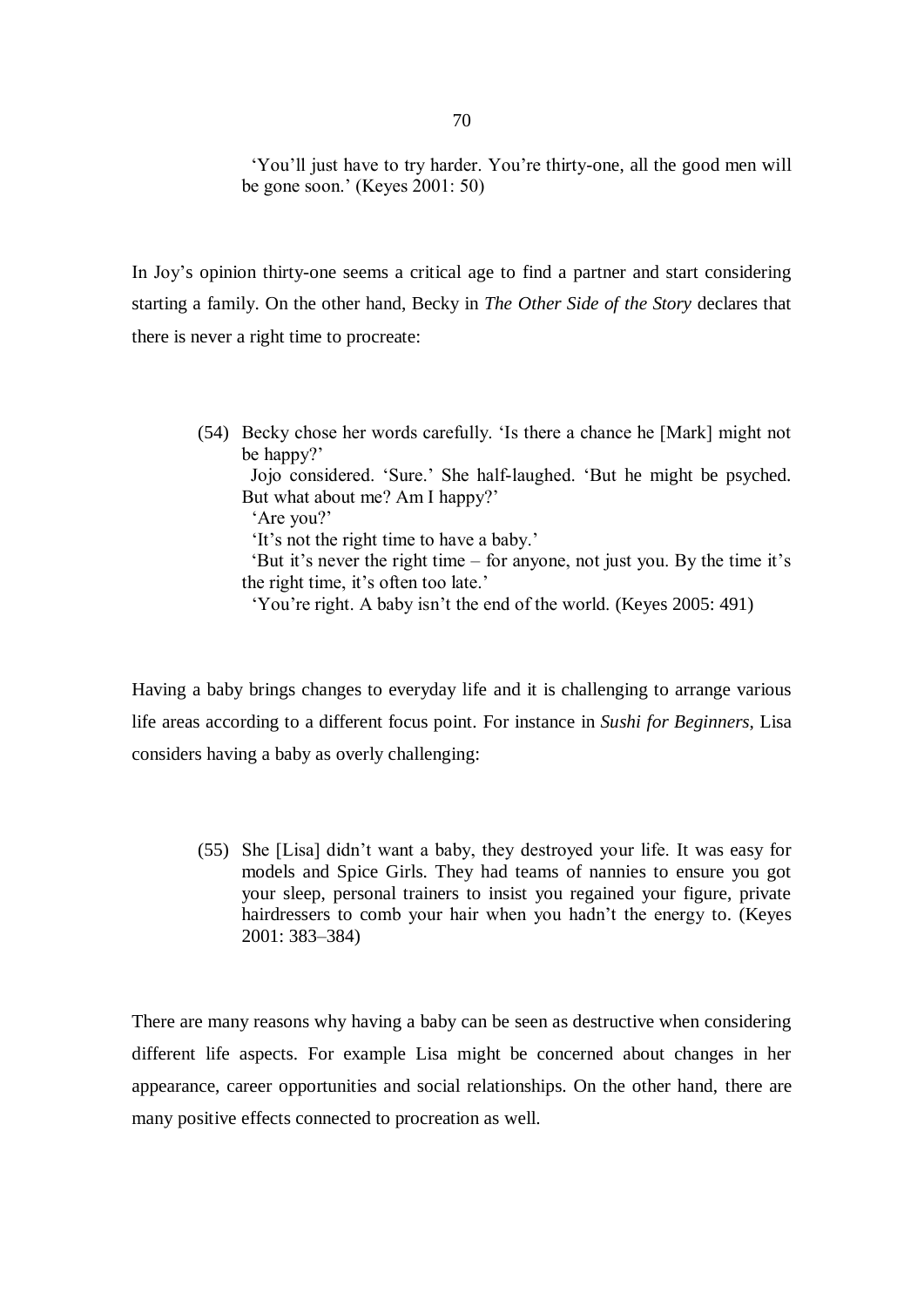> 'You'll just have to try harder. You're thirty-one, all the good men will be gone soon.' (Keyes 2001: 50)

In Joy's opinion thirty-one seems a critical age to find a partner and start considering starting a family. On the other hand, Becky in *The Other Side of the Story* declares that there is never a right time to procreate:

> (54) Becky chose her words carefully. 'Is there a chance he [Mark] might not be happy?'
> 'Jojo considered. 'Sure.' She half-laughed. 'But he might be psyched. But what about me? Am I happy?'
> 'Are you?'
> 'It's not the right time to have a baby.'
> 'But it's never the right time – for anyone, not just you. By the time it's the right time, it's often too late.'
> 'You're right. A baby isn't the end of the world. (Keyes 2005: 491)

Having a baby brings changes to everyday life and it is challenging to arrange various life areas according to a different focus point. For instance in *Sushi for Beginners*, Lisa considers having a baby as overly challenging:

> (55) She [Lisa] didn't want a baby, they destroyed your life. It was easy for models and Spice Girls. They had teams of nannies to ensure you got your sleep, personal trainers to insist you regained your figure, private hairdressers to comb your hair when you hadn't the energy to. (Keyes 2001: 383–384)

There are many reasons why having a baby can be seen as destructive when considering different life aspects. For example Lisa might be concerned about changes in her appearance, career opportunities and social relationships. On the other hand, there are many positive effects connected to procreation as well.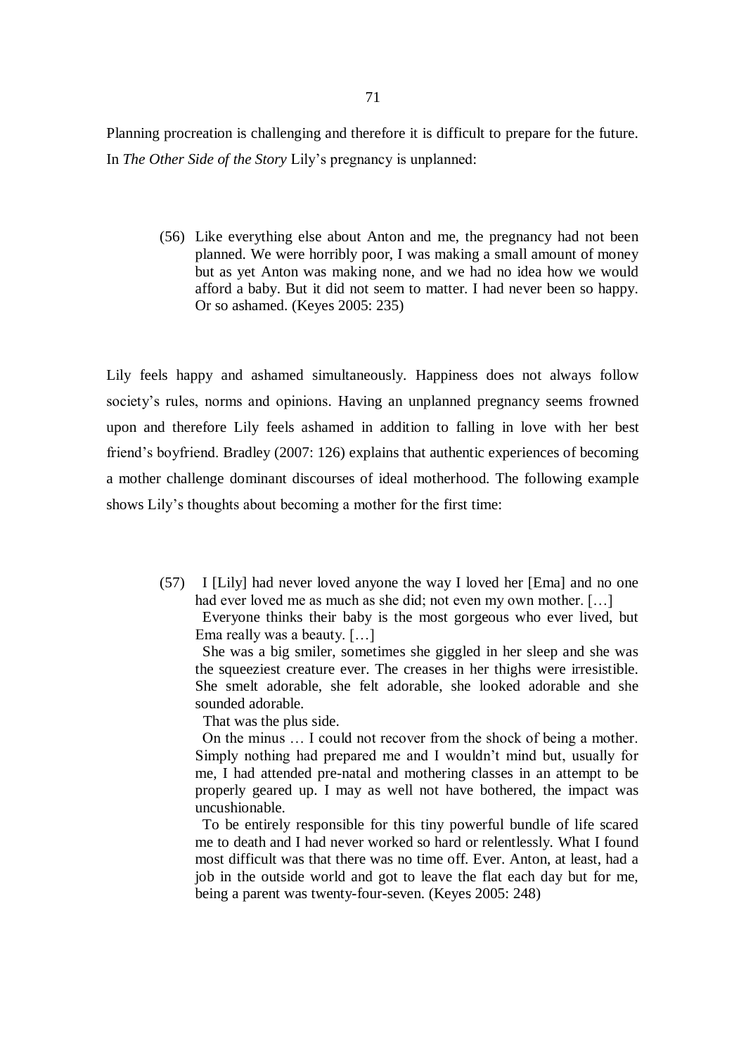Planning procreation is challenging and therefore it is difficult to prepare for the future. In *The Other Side of the Story* Lily's pregnancy is unplanned:

> (56) Like everything else about Anton and me, the pregnancy had not been planned. We were horribly poor, I was making a small amount of money but as yet Anton was making none, and we had no idea how we would afford a baby. But it did not seem to matter. I had never been so happy. Or so ashamed. (Keyes 2005: 235)

Lily feels happy and ashamed simultaneously. Happiness does not always follow society's rules, norms and opinions. Having an unplanned pregnancy seems frowned upon and therefore Lily feels ashamed in addition to falling in love with her best friend's boyfriend. Bradley (2007: 126) explains that authentic experiences of becoming a mother challenge dominant discourses of ideal motherhood. The following example shows Lily's thoughts about becoming a mother for the first time:

> (57) I [Lily] had never loved anyone the way I loved her [Ema] and no one had ever loved me as much as she did; not even my own mother. […]
>
> Everyone thinks their baby is the most gorgeous who ever lived, but Ema really was a beauty. […]
>
> She was a big smiler, sometimes she giggled in her sleep and she was the squeeziest creature ever. The creases in her thighs were irresistible. She smelt adorable, she felt adorable, she looked adorable and she sounded adorable.
>
> That was the plus side.
>
> On the minus … I could not recover from the shock of being a mother. Simply nothing had prepared me and I wouldn't mind but, usually for me, I had attended pre-natal and mothering classes in an attempt to be properly geared up. I may as well not have bothered, the impact was uncushionable.
>
> To be entirely responsible for this tiny powerful bundle of life scared me to death and I had never worked so hard or relentlessly. What I found most difficult was that there was no time off. Ever. Anton, at least, had a job in the outside world and got to leave the flat each day but for me, being a parent was twenty-four-seven. (Keyes 2005: 248)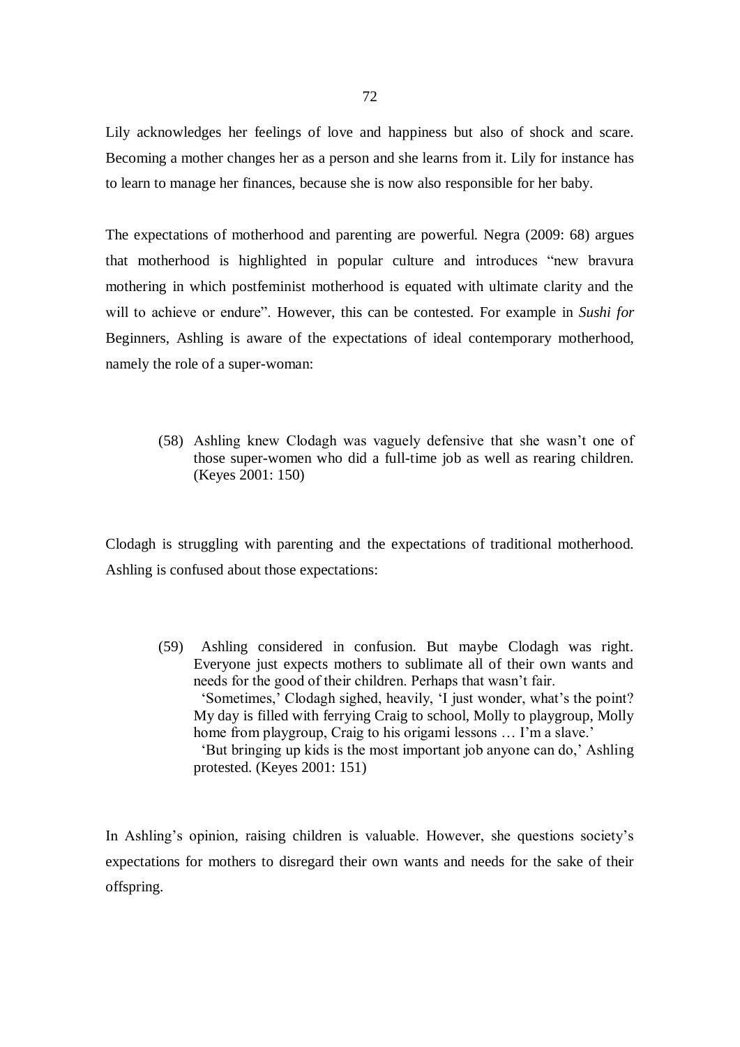Lily acknowledges her feelings of love and happiness but also of shock and scare. Becoming a mother changes her as a person and she learns from it. Lily for instance has to learn to manage her finances, because she is now also responsible for her baby.

The expectations of motherhood and parenting are powerful. Negra (2009: 68) argues that motherhood is highlighted in popular culture and introduces "new bravura mothering in which postfeminist motherhood is equated with ultimate clarity and the will to achieve or endure". However, this can be contested. For example in *Sushi for* Beginners, Ashling is aware of the expectations of ideal contemporary motherhood, namely the role of a super-woman:

> (58) Ashling knew Clodagh was vaguely defensive that she wasn't one of those super-women who did a full-time job as well as rearing children. (Keyes 2001: 150)

Clodagh is struggling with parenting and the expectations of traditional motherhood. Ashling is confused about those expectations:

> (59) Ashling considered in confusion. But maybe Clodagh was right. Everyone just expects mothers to sublimate all of their own wants and needs for the good of their children. Perhaps that wasn't fair.
> 'Sometimes,' Clodagh sighed, heavily, 'I just wonder, what's the point? My day is filled with ferrying Craig to school, Molly to playgroup, Molly home from playgroup, Craig to his origami lessons … I'm a slave.'
> 'But bringing up kids is the most important job anyone can do,' Ashling protested. (Keyes 2001: 151)

In Ashling's opinion, raising children is valuable. However, she questions society's expectations for mothers to disregard their own wants and needs for the sake of their offspring.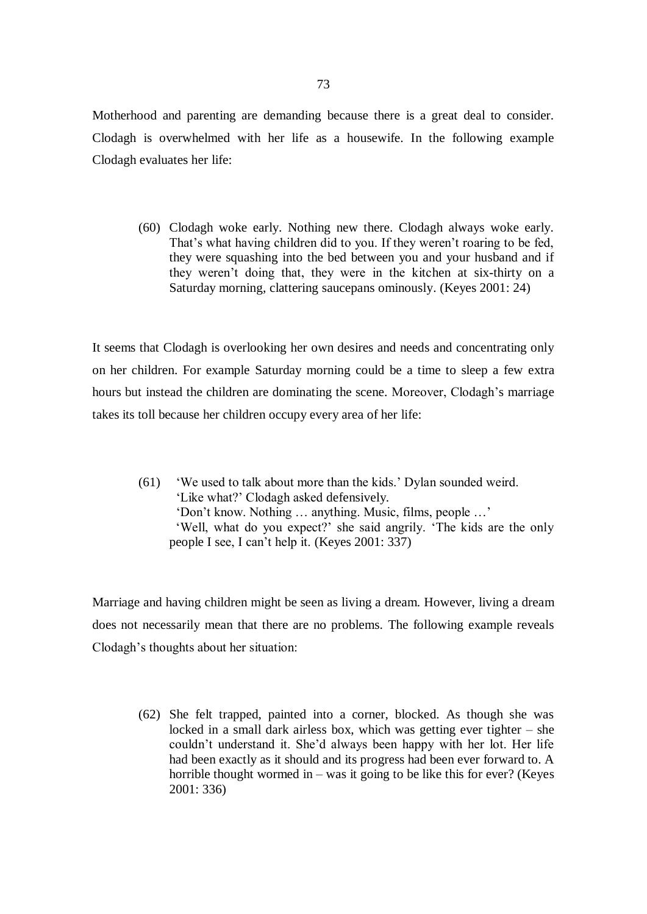Motherhood and parenting are demanding because there is a great deal to consider. Clodagh is overwhelmed with her life as a housewife. In the following example Clodagh evaluates her life:

> (60) Clodagh woke early. Nothing new there. Clodagh always woke early. That's what having children did to you. If they weren't roaring to be fed, they were squashing into the bed between you and your husband and if they weren't doing that, they were in the kitchen at six-thirty on a Saturday morning, clattering saucepans ominously. (Keyes 2001: 24)

It seems that Clodagh is overlooking her own desires and needs and concentrating only on her children. For example Saturday morning could be a time to sleep a few extra hours but instead the children are dominating the scene. Moreover, Clodagh's marriage takes its toll because her children occupy every area of her life:

> (61) 'We used to talk about more than the kids.' Dylan sounded weird.
> 'Like what?' Clodagh asked defensively.
> 'Don't know. Nothing … anything. Music, films, people …'
> 'Well, what do you expect?' she said angrily. 'The kids are the only people I see, I can't help it. (Keyes 2001: 337)

Marriage and having children might be seen as living a dream. However, living a dream does not necessarily mean that there are no problems. The following example reveals Clodagh's thoughts about her situation:

> (62) She felt trapped, painted into a corner, blocked. As though she was locked in a small dark airless box, which was getting ever tighter – she couldn't understand it. She'd always been happy with her lot. Her life had been exactly as it should and its progress had been ever forward to. A horrible thought wormed in – was it going to be like this for ever? (Keyes 2001: 336)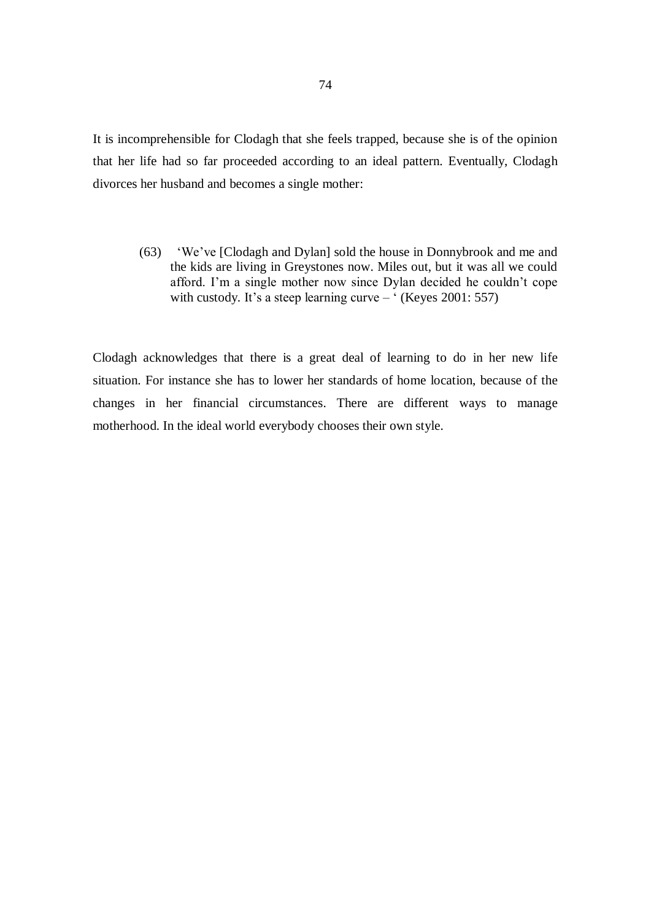It is incomprehensible for Clodagh that she feels trapped, because she is of the opinion that her life had so far proceeded according to an ideal pattern. Eventually, Clodagh divorces her husband and becomes a single mother:

> (63) 'We've [Clodagh and Dylan] sold the house in Donnybrook and me and the kids are living in Greystones now. Miles out, but it was all we could afford. I'm a single mother now since Dylan decided he couldn't cope with custody. It's a steep learning curve – ' (Keyes 2001: 557)

Clodagh acknowledges that there is a great deal of learning to do in her new life situation. For instance she has to lower her standards of home location, because of the changes in her financial circumstances. There are different ways to manage motherhood. In the ideal world everybody chooses their own style.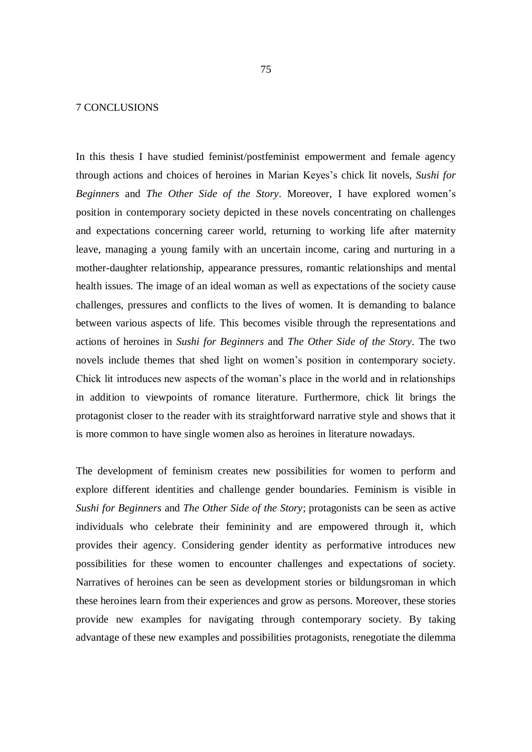# 7 CONCLUSIONS

In this thesis I have studied feminist/postfeminist empowerment and female agency through actions and choices of heroines in Marian Keyes's chick lit novels, *Sushi for Beginners* and *The Other Side of the Story*. Moreover, I have explored women's position in contemporary society depicted in these novels concentrating on challenges and expectations concerning career world, returning to working life after maternity leave, managing a young family with an uncertain income, caring and nurturing in a mother-daughter relationship, appearance pressures, romantic relationships and mental health issues. The image of an ideal woman as well as expectations of the society cause challenges, pressures and conflicts to the lives of women. It is demanding to balance between various aspects of life. This becomes visible through the representations and actions of heroines in *Sushi for Beginners* and *The Other Side of the Story*. The two novels include themes that shed light on women's position in contemporary society. Chick lit introduces new aspects of the woman's place in the world and in relationships in addition to viewpoints of romance literature. Furthermore, chick lit brings the protagonist closer to the reader with its straightforward narrative style and shows that it is more common to have single women also as heroines in literature nowadays.

The development of feminism creates new possibilities for women to perform and explore different identities and challenge gender boundaries. Feminism is visible in *Sushi for Beginners* and *The Other Side of the Story*; protagonists can be seen as active individuals who celebrate their femininity and are empowered through it, which provides their agency. Considering gender identity as performative introduces new possibilities for these women to encounter challenges and expectations of society. Narratives of heroines can be seen as development stories or bildungsroman in which these heroines learn from their experiences and grow as persons. Moreover, these stories provide new examples for navigating through contemporary society. By taking advantage of these new examples and possibilities protagonists, renegotiate the dilemma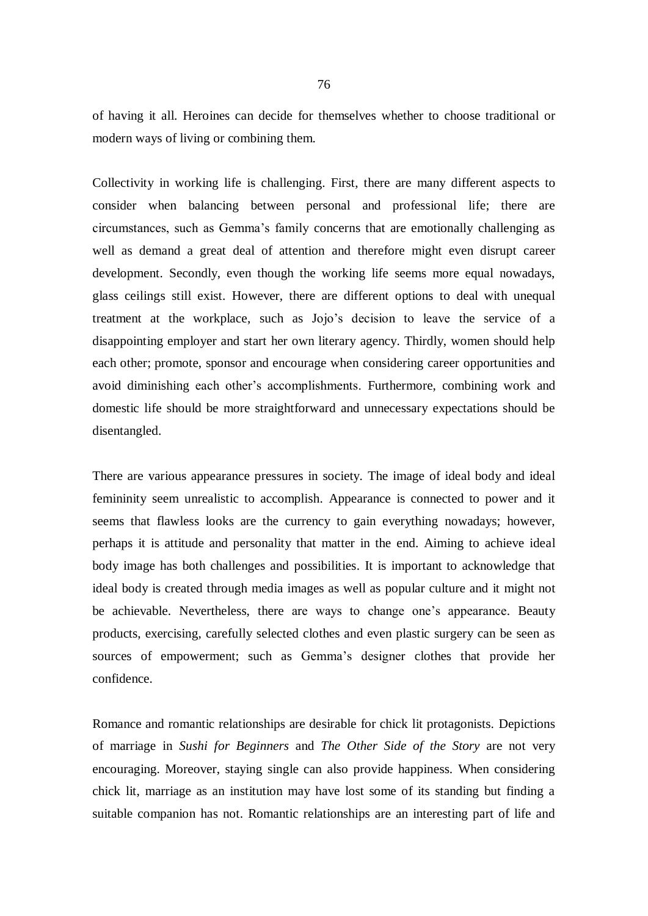of having it all. Heroines can decide for themselves whether to choose traditional or modern ways of living or combining them.

Collectivity in working life is challenging. First, there are many different aspects to consider when balancing between personal and professional life; there are circumstances, such as Gemma's family concerns that are emotionally challenging as well as demand a great deal of attention and therefore might even disrupt career development. Secondly, even though the working life seems more equal nowadays, glass ceilings still exist. However, there are different options to deal with unequal treatment at the workplace, such as Jojo's decision to leave the service of a disappointing employer and start her own literary agency. Thirdly, women should help each other; promote, sponsor and encourage when considering career opportunities and avoid diminishing each other's accomplishments. Furthermore, combining work and domestic life should be more straightforward and unnecessary expectations should be disentangled.

There are various appearance pressures in society. The image of ideal body and ideal femininity seem unrealistic to accomplish. Appearance is connected to power and it seems that flawless looks are the currency to gain everything nowadays; however, perhaps it is attitude and personality that matter in the end. Aiming to achieve ideal body image has both challenges and possibilities. It is important to acknowledge that ideal body is created through media images as well as popular culture and it might not be achievable. Nevertheless, there are ways to change one's appearance. Beauty products, exercising, carefully selected clothes and even plastic surgery can be seen as sources of empowerment; such as Gemma's designer clothes that provide her confidence.

Romance and romantic relationships are desirable for chick lit protagonists. Depictions of marriage in *Sushi for Beginners* and *The Other Side of the Story* are not very encouraging. Moreover, staying single can also provide happiness. When considering chick lit, marriage as an institution may have lost some of its standing but finding a suitable companion has not. Romantic relationships are an interesting part of life and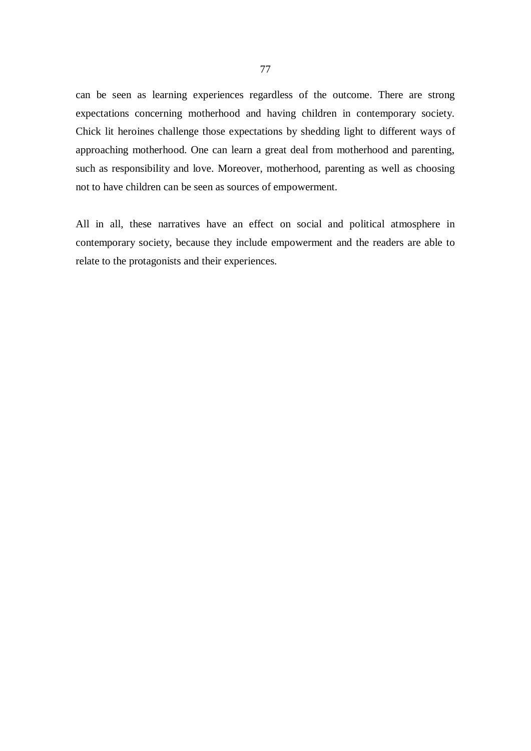can be seen as learning experiences regardless of the outcome. There are strong expectations concerning motherhood and having children in contemporary society. Chick lit heroines challenge those expectations by shedding light to different ways of approaching motherhood. One can learn a great deal from motherhood and parenting, such as responsibility and love. Moreover, motherhood, parenting as well as choosing not to have children can be seen as sources of empowerment.

All in all, these narratives have an effect on social and political atmosphere in contemporary society, because they include empowerment and the readers are able to relate to the protagonists and their experiences.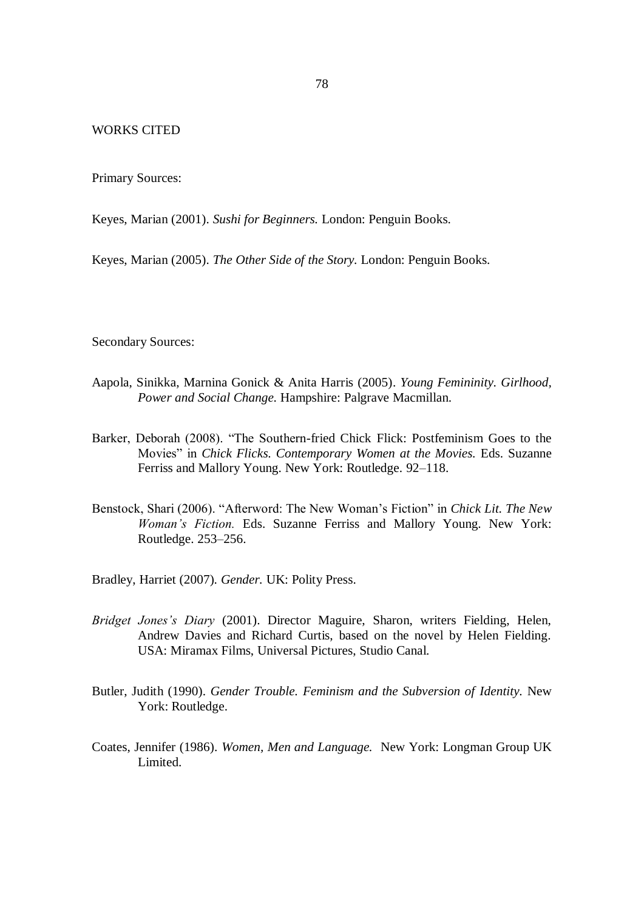# WORKS CITED

Primary Sources:

Keyes, Marian (2001). *Sushi for Beginners.* London: Penguin Books.

Keyes, Marian (2005). *The Other Side of the Story.* London: Penguin Books.

Secondary Sources:

Aapola, Sinikka, Marnina Gonick & Anita Harris (2005). *Young Femininity. Girlhood, Power and Social Change.* Hampshire: Palgrave Macmillan.

Barker, Deborah (2008). "The Southern-fried Chick Flick: Postfeminism Goes to the Movies" in *Chick Flicks. Contemporary Women at the Movies.* Eds. Suzanne Ferriss and Mallory Young. New York: Routledge. 92–118.

Benstock, Shari (2006). "Afterword: The New Woman's Fiction" in *Chick Lit. The New Woman's Fiction.* Eds. Suzanne Ferriss and Mallory Young. New York: Routledge. 253–256.

Bradley, Harriet (2007). *Gender.* UK: Polity Press.

*Bridget Jones's Diary* (2001). Director Maguire, Sharon, writers Fielding, Helen, Andrew Davies and Richard Curtis, based on the novel by Helen Fielding. USA: Miramax Films, Universal Pictures, Studio Canal.

Butler, Judith (1990). *Gender Trouble. Feminism and the Subversion of Identity.* New York: Routledge.

Coates, Jennifer (1986). *Women, Men and Language.* New York: Longman Group UK Limited.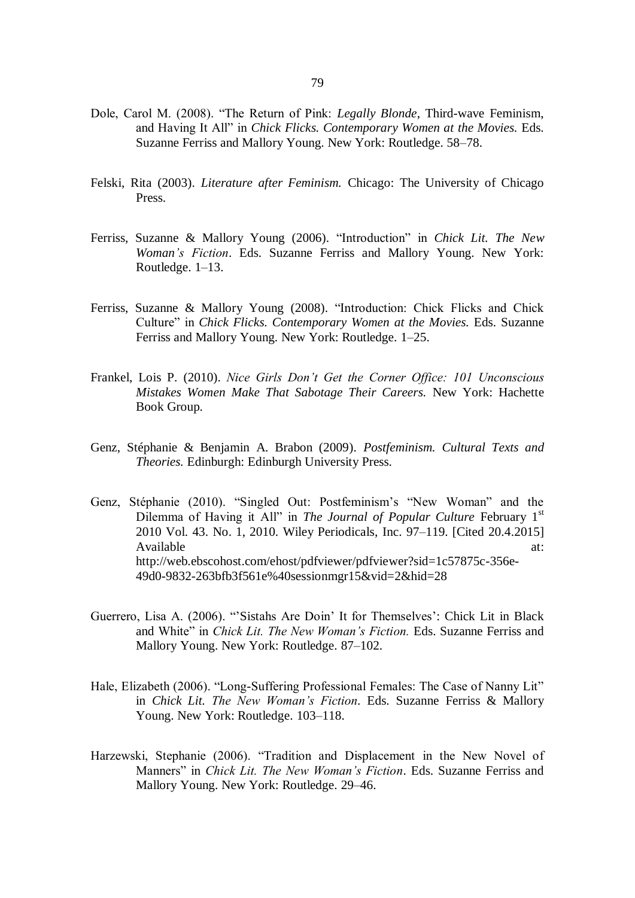Dole, Carol M. (2008). "The Return of Pink: *Legally Blonde*, Third-wave Feminism, and Having It All" in *Chick Flicks. Contemporary Women at the Movies.* Eds. Suzanne Ferriss and Mallory Young. New York: Routledge. 58–78.

Felski, Rita (2003). *Literature after Feminism.* Chicago: The University of Chicago Press.

Ferriss, Suzanne & Mallory Young (2006). "Introduction" in *Chick Lit. The New Woman's Fiction*. Eds. Suzanne Ferriss and Mallory Young. New York: Routledge. 1–13.

Ferriss, Suzanne & Mallory Young (2008). "Introduction: Chick Flicks and Chick Culture" in *Chick Flicks. Contemporary Women at the Movies.* Eds. Suzanne Ferriss and Mallory Young. New York: Routledge. 1–25.

Frankel, Lois P. (2010). *Nice Girls Don't Get the Corner Office: 101 Unconscious Mistakes Women Make That Sabotage Their Careers.* New York: Hachette Book Group.

Genz, Stéphanie & Benjamin A. Brabon (2009). *Postfeminism. Cultural Texts and Theories.* Edinburgh: Edinburgh University Press.

Genz, Stéphanie (2010). "Singled Out: Postfeminism's "New Woman" and the Dilemma of Having it All" in *The Journal of Popular Culture* February 1st 2010 Vol. 43. No. 1, 2010. Wiley Periodicals, Inc. 97–119. [Cited 20.4.2015] Available at: http://web.ebscohost.com/ehost/pdfviewer/pdfviewer?sid=1c57875c-356e-49d0-9832-263bfb3f561e%40sessionmgr15&vid=2&hid=28

Guerrero, Lisa A. (2006). "'Sistahs Are Doin' It for Themselves': Chick Lit in Black and White" in *Chick Lit. The New Woman's Fiction.* Eds. Suzanne Ferriss and Mallory Young. New York: Routledge. 87–102.

Hale, Elizabeth (2006). "Long-Suffering Professional Females: The Case of Nanny Lit" in *Chick Lit. The New Woman's Fiction*. Eds. Suzanne Ferriss & Mallory Young. New York: Routledge. 103–118.

Harzewski, Stephanie (2006). "Tradition and Displacement in the New Novel of Manners" in *Chick Lit. The New Woman's Fiction*. Eds. Suzanne Ferriss and Mallory Young. New York: Routledge. 29–46.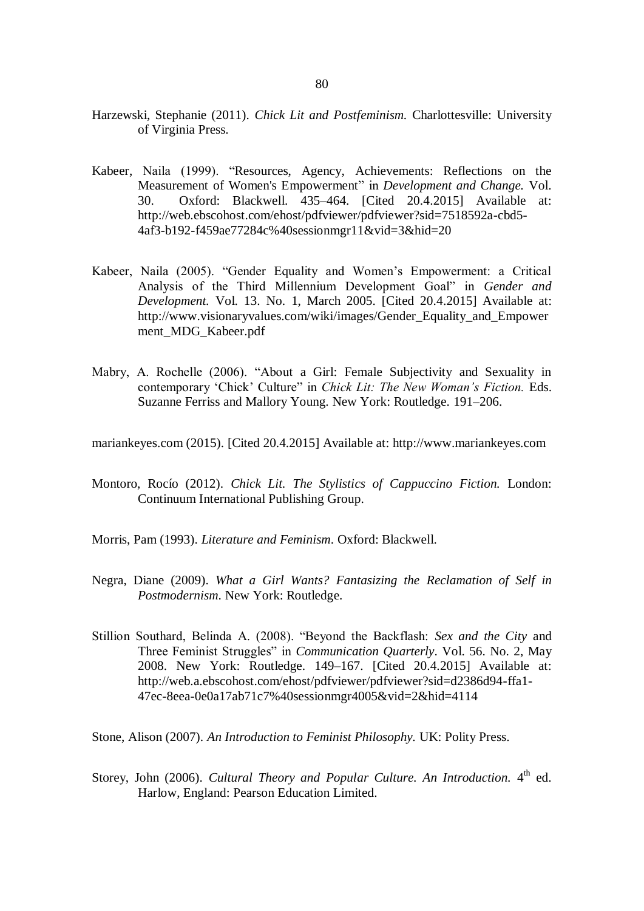Harzewski, Stephanie (2011). *Chick Lit and Postfeminism.* Charlottesville: University of Virginia Press.

Kabeer, Naila (1999). "Resources, Agency, Achievements: Reflections on the Measurement of Women's Empowerment" in *Development and Change.* Vol. 30. Oxford: Blackwell. 435–464. [Cited 20.4.2015] Available at: http://web.ebscohost.com/ehost/pdfviewer/pdfviewer?sid=7518592a-cbd5-4af3-b192-f459ae77284c%40sessionmgr11&vid=3&hid=20

Kabeer, Naila (2005). "Gender Equality and Women's Empowerment: a Critical Analysis of the Third Millennium Development Goal" in *Gender and Development.* Vol. 13. No. 1, March 2005. [Cited 20.4.2015] Available at: http://www.visionaryvalues.com/wiki/images/Gender_Equality_and_Empowerment_MDG_Kabeer.pdf

Mabry, A. Rochelle (2006). "About a Girl: Female Subjectivity and Sexuality in contemporary 'Chick' Culture" in *Chick Lit: The New Woman's Fiction.* Eds. Suzanne Ferriss and Mallory Young. New York: Routledge. 191–206.

mariankeyes.com (2015). [Cited 20.4.2015] Available at: http://www.mariankeyes.com

Montoro, Rocío (2012). *Chick Lit. The Stylistics of Cappuccino Fiction.* London: Continuum International Publishing Group.

Morris, Pam (1993). *Literature and Feminism*. Oxford: Blackwell.

Negra, Diane (2009). *What a Girl Wants? Fantasizing the Reclamation of Self in Postmodernism*. New York: Routledge.

Stillion Southard, Belinda A. (2008). "Beyond the Backflash: *Sex and the City* and Three Feminist Struggles" in *Communication Quarterly*. Vol. 56. No. 2, May 2008. New York: Routledge. 149–167. [Cited 20.4.2015] Available at: http://web.a.ebscohost.com/ehost/pdfviewer/pdfviewer?sid=d2386d94-ffa1-47ec-8eea-0e0a17ab71c7%40sessionmgr4005&vid=2&hid=4114

Stone, Alison (2007). *An Introduction to Feminist Philosophy.* UK: Polity Press.

Storey, John (2006). *Cultural Theory and Popular Culture. An Introduction.* 4th ed. Harlow, England: Pearson Education Limited.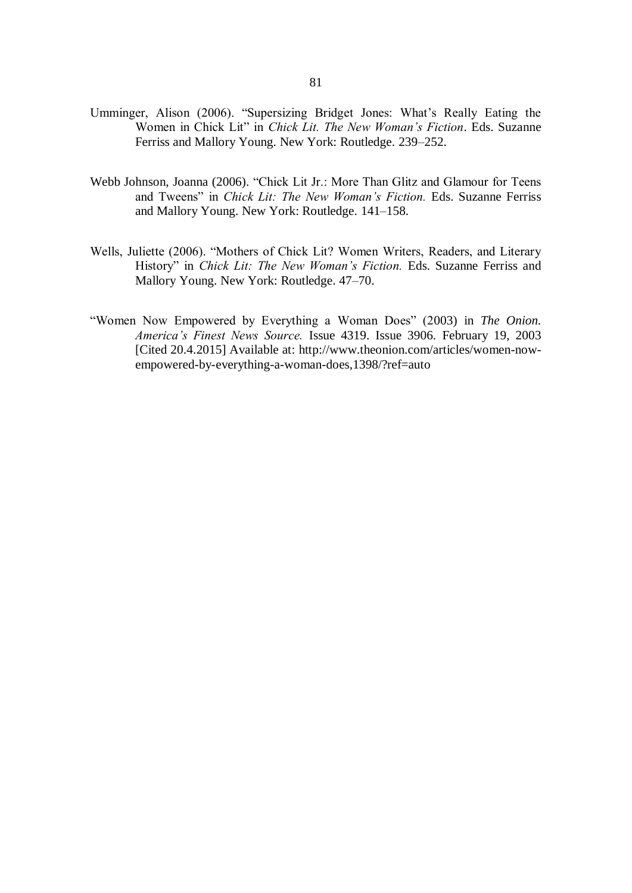Umminger, Alison (2006). "Supersizing Bridget Jones: What's Really Eating the Women in Chick Lit" in *Chick Lit. The New Woman's Fiction*. Eds. Suzanne Ferriss and Mallory Young. New York: Routledge. 239–252.

Webb Johnson, Joanna (2006). "Chick Lit Jr.: More Than Glitz and Glamour for Teens and Tweens" in *Chick Lit: The New Woman's Fiction.* Eds. Suzanne Ferriss and Mallory Young. New York: Routledge. 141–158.

Wells, Juliette (2006). "Mothers of Chick Lit? Women Writers, Readers, and Literary History" in *Chick Lit: The New Woman's Fiction.* Eds. Suzanne Ferriss and Mallory Young. New York: Routledge. 47–70.

"Women Now Empowered by Everything a Woman Does" (2003) in *The Onion. America's Finest News Source.* Issue 4319. Issue 3906. February 19, 2003 [Cited 20.4.2015] Available at: http://www.theonion.com/articles/women-now-empowered-by-everything-a-woman-does,1398/?ref=auto